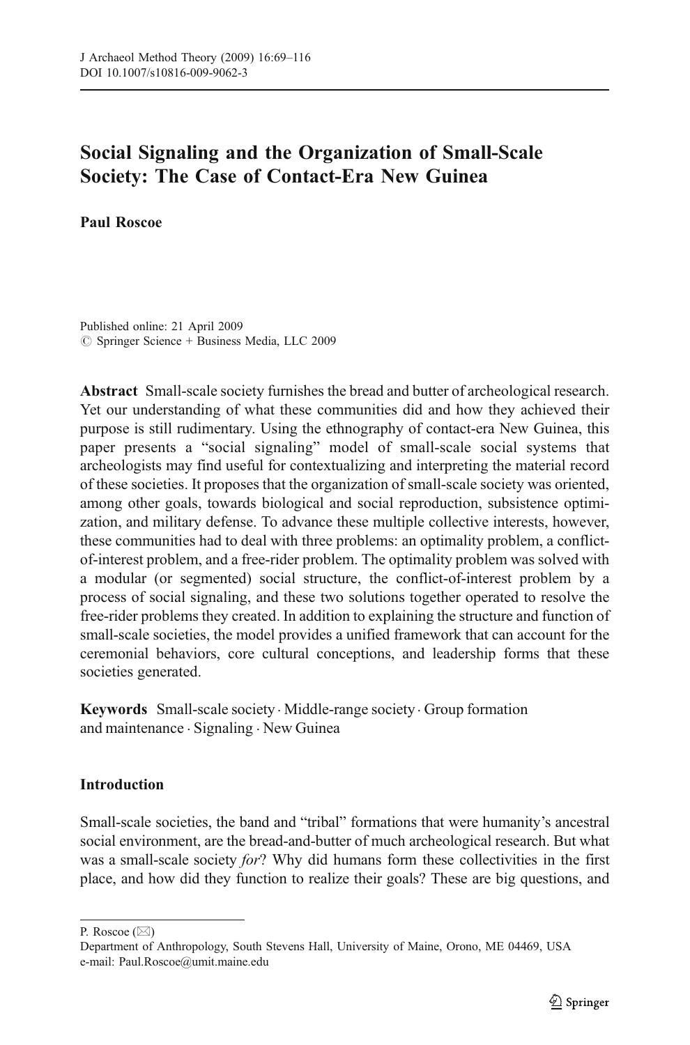# Social Signaling and the Organization of Small-Scale Society: The Case of Contact-Era New Guinea

**Paul Roscoe**

Published online: 21 April 2009
© Springer Science + Business Media, LLC 2009

**Abstract** Small-scale society furnishes the bread and butter of archeological research. Yet our understanding of what these communities did and how they achieved their purpose is still rudimentary. Using the ethnography of contact-era New Guinea, this paper presents a "social signaling" model of small-scale social systems that archeologists may find useful for contextualizing and interpreting the material record of these societies. It proposes that the organization of small-scale society was oriented, among other goals, towards biological and social reproduction, subsistence optimization, and military defense. To advance these multiple collective interests, however, these communities had to deal with three problems: an optimality problem, a conflict-of-interest problem, and a free-rider problem. The optimality problem was solved with a modular (or segmented) social structure, the conflict-of-interest problem by a process of social signaling, and these two solutions together operated to resolve the free-rider problems they created. In addition to explaining the structure and function of small-scale societies, the model provides a unified framework that can account for the ceremonial behaviors, core cultural conceptions, and leadership forms that these societies generated.

**Keywords** Small-scale society · Middle-range society · Group formation and maintenance · Signaling · New Guinea

## Introduction

Small-scale societies, the band and "tribal" formations that were humanity's ancestral social environment, are the bread-and-butter of much archeological research. But what was a small-scale society *for*? Why did humans form these collectivities in the first place, and how did they function to realize their goals? These are big questions, and

P. Roscoe (✉)
Department of Anthropology, South Stevens Hall, University of Maine, Orono, ME 04469, USA
e-mail: Paul.Roscoe@umit.maine.edu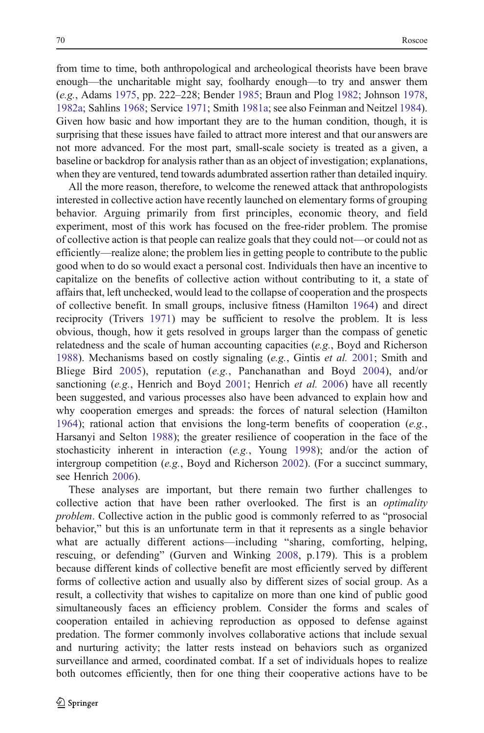from time to time, both anthropological and archeological theorists have been brave enough—the uncharitable might say, foolhardy enough—to try and answer them (*e.g.*, Adams 1975, pp. 222–228; Bender 1985; Braun and Plog 1982; Johnson 1978, 1982a; Sahlins 1968; Service 1971; Smith 1981a; see also Feinman and Neitzel 1984). Given how basic and how important they are to the human condition, though, it is surprising that these issues have failed to attract more interest and that our answers are not more advanced. For the most part, small-scale society is treated as a given, a baseline or backdrop for analysis rather than as an object of investigation; explanations, when they are ventured, tend towards adumbrated assertion rather than detailed inquiry.

All the more reason, therefore, to welcome the renewed attack that anthropologists interested in collective action have recently launched on elementary forms of grouping behavior. Arguing primarily from first principles, economic theory, and field experiment, most of this work has focused on the free-rider problem. The promise of collective action is that people can realize goals that they could not—or could not as efficiently—realize alone; the problem lies in getting people to contribute to the public good when to do so would exact a personal cost. Individuals then have an incentive to capitalize on the benefits of collective action without contributing to it, a state of affairs that, left unchecked, would lead to the collapse of cooperation and the prospects of collective benefit. In small groups, inclusive fitness (Hamilton 1964) and direct reciprocity (Trivers 1971) may be sufficient to resolve the problem. It is less obvious, though, how it gets resolved in groups larger than the compass of genetic relatedness and the scale of human accounting capacities (*e.g.*, Boyd and Richerson 1988). Mechanisms based on costly signaling (*e.g.*, Gintis *et al.* 2001; Smith and Bliege Bird 2005), reputation (*e.g.*, Panchanathan and Boyd 2004), and/or sanctioning (*e.g.*, Henrich and Boyd 2001; Henrich *et al.* 2006) have all recently been suggested, and various processes also have been advanced to explain how and why cooperation emerges and spreads: the forces of natural selection (Hamilton 1964); rational action that envisions the long-term benefits of cooperation (*e.g.*, Harsanyi and Selton 1988); the greater resilience of cooperation in the face of the stochasticity inherent in interaction (*e.g.*, Young 1998); and/or the action of intergroup competition (*e.g.*, Boyd and Richerson 2002). (For a succinct summary, see Henrich 2006).

These analyses are important, but there remain two further challenges to collective action that have been rather overlooked. The first is an *optimality problem*. Collective action in the public good is commonly referred to as "prosocial behavior," but this is an unfortunate term in that it represents as a single behavior what are actually different actions—including "sharing, comforting, helping, rescuing, or defending" (Gurven and Winking 2008, p.179). This is a problem because different kinds of collective benefit are most efficiently served by different forms of collective action and usually also by different sizes of social group. As a result, a collectivity that wishes to capitalize on more than one kind of public good simultaneously faces an efficiency problem. Consider the forms and scales of cooperation entailed in achieving reproduction as opposed to defense against predation. The former commonly involves collaborative actions that include sexual and nurturing activity; the latter rests instead on behaviors such as organized surveillance and armed, coordinated combat. If a set of individuals hopes to realize both outcomes efficiently, then for one thing their cooperative actions have to be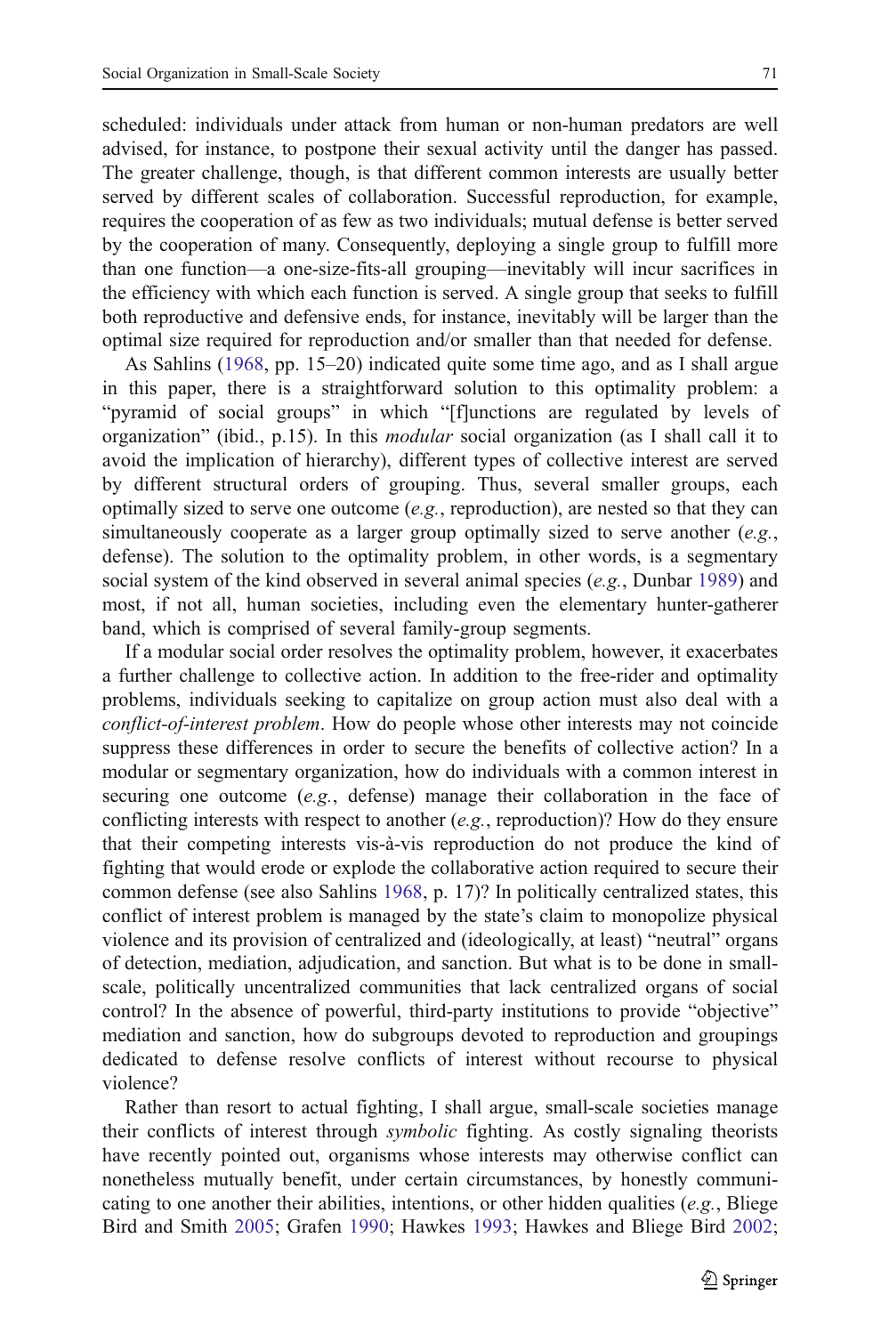scheduled: individuals under attack from human or non-human predators are well advised, for instance, to postpone their sexual activity until the danger has passed. The greater challenge, though, is that different common interests are usually better served by different scales of collaboration. Successful reproduction, for example, requires the cooperation of as few as two individuals; mutual defense is better served by the cooperation of many. Consequently, deploying a single group to fulfill more than one function—a one-size-fits-all grouping—inevitably will incur sacrifices in the efficiency with which each function is served. A single group that seeks to fulfill both reproductive and defensive ends, for instance, inevitably will be larger than the optimal size required for reproduction and/or smaller than that needed for defense.

As Sahlins (1968, pp. 15–20) indicated quite some time ago, and as I shall argue in this paper, there is a straightforward solution to this optimality problem: a "pyramid of social groups" in which "[f]unctions are regulated by levels of organization" (ibid., p.15). In this *modular* social organization (as I shall call it to avoid the implication of hierarchy), different types of collective interest are served by different structural orders of grouping. Thus, several smaller groups, each optimally sized to serve one outcome (*e.g.*, reproduction), are nested so that they can simultaneously cooperate as a larger group optimally sized to serve another (*e.g.*, defense). The solution to the optimality problem, in other words, is a segmentary social system of the kind observed in several animal species (*e.g.*, Dunbar 1989) and most, if not all, human societies, including even the elementary hunter-gatherer band, which is comprised of several family-group segments.

If a modular social order resolves the optimality problem, however, it exacerbates a further challenge to collective action. In addition to the free-rider and optimality problems, individuals seeking to capitalize on group action must also deal with a *conflict-of-interest problem*. How do people whose other interests may not coincide suppress these differences in order to secure the benefits of collective action? In a modular or segmentary organization, how do individuals with a common interest in securing one outcome (*e.g.*, defense) manage their collaboration in the face of conflicting interests with respect to another (*e.g.*, reproduction)? How do they ensure that their competing interests vis-à-vis reproduction do not produce the kind of fighting that would erode or explode the collaborative action required to secure their common defense (see also Sahlins 1968, p. 17)? In politically centralized states, this conflict of interest problem is managed by the state's claim to monopolize physical violence and its provision of centralized and (ideologically, at least) "neutral" organs of detection, mediation, adjudication, and sanction. But what is to be done in small-scale, politically uncentralized communities that lack centralized organs of social control? In the absence of powerful, third-party institutions to provide "objective" mediation and sanction, how do subgroups devoted to reproduction and groupings dedicated to defense resolve conflicts of interest without recourse to physical violence?

Rather than resort to actual fighting, I shall argue, small-scale societies manage their conflicts of interest through *symbolic* fighting. As costly signaling theorists have recently pointed out, organisms whose interests may otherwise conflict can nonetheless mutually benefit, under certain circumstances, by honestly communicating to one another their abilities, intentions, or other hidden qualities (*e.g.*, Bliege Bird and Smith 2005; Grafen 1990; Hawkes 1993; Hawkes and Bliege Bird 2002;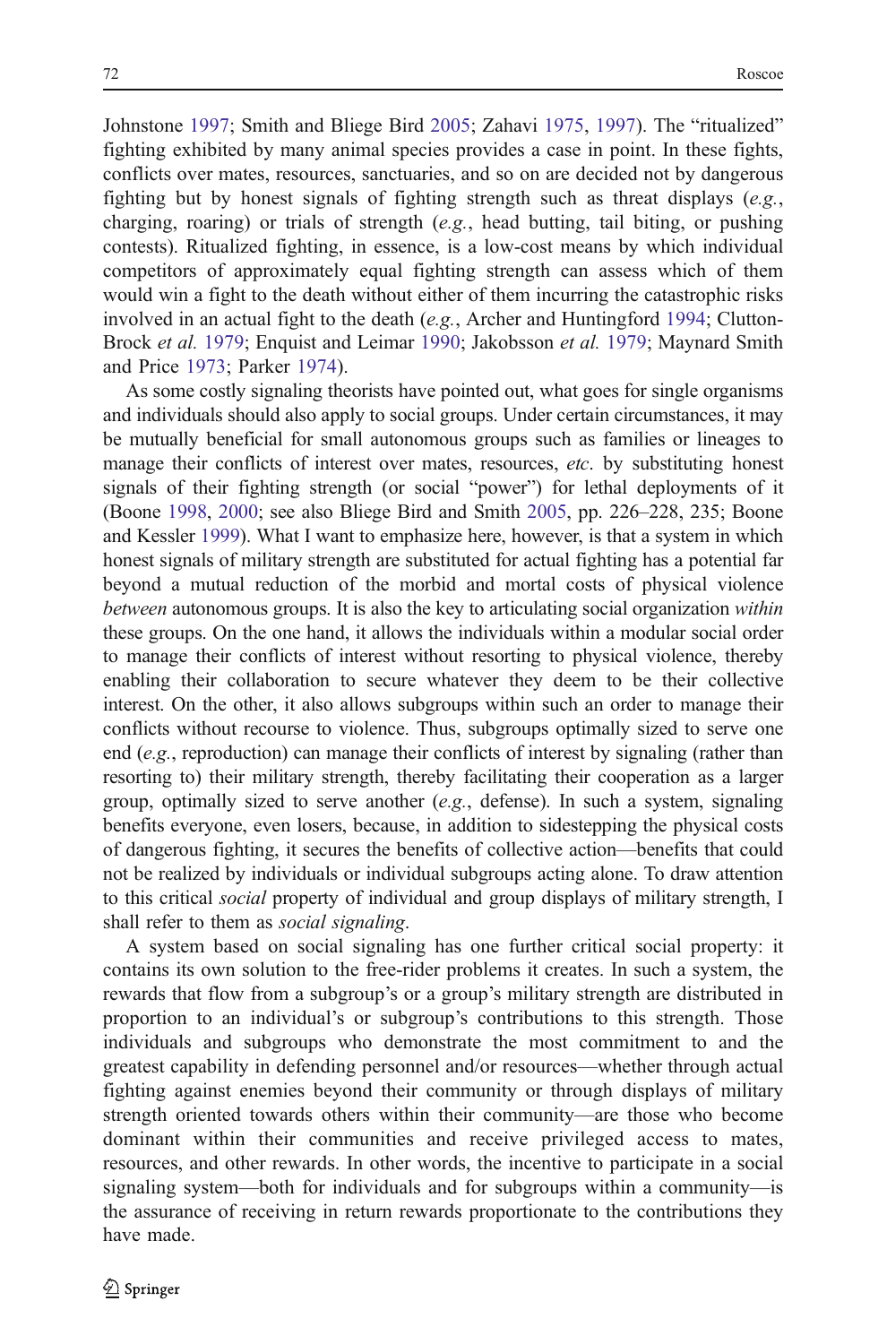Johnstone 1997; Smith and Bliege Bird 2005; Zahavi 1975, 1997). The "ritualized" fighting exhibited by many animal species provides a case in point. In these fights, conflicts over mates, resources, sanctuaries, and so on are decided not by dangerous fighting but by honest signals of fighting strength such as threat displays (*e.g.*, charging, roaring) or trials of strength (*e.g.*, head butting, tail biting, or pushing contests). Ritualized fighting, in essence, is a low-cost means by which individual competitors of approximately equal fighting strength can assess which of them would win a fight to the death without either of them incurring the catastrophic risks involved in an actual fight to the death (*e.g.*, Archer and Huntingford 1994; Clutton-Brock *et al.* 1979; Enquist and Leimar 1990; Jakobsson *et al.* 1979; Maynard Smith and Price 1973; Parker 1974).

As some costly signaling theorists have pointed out, what goes for single organisms and individuals should also apply to social groups. Under certain circumstances, it may be mutually beneficial for small autonomous groups such as families or lineages to manage their conflicts of interest over mates, resources, *etc*. by substituting honest signals of their fighting strength (or social "power") for lethal deployments of it (Boone 1998, 2000; see also Bliege Bird and Smith 2005, pp. 226–228, 235; Boone and Kessler 1999). What I want to emphasize here, however, is that a system in which honest signals of military strength are substituted for actual fighting has a potential far beyond a mutual reduction of the morbid and mortal costs of physical violence *between* autonomous groups. It is also the key to articulating social organization *within* these groups. On the one hand, it allows the individuals within a modular social order to manage their conflicts of interest without resorting to physical violence, thereby enabling their collaboration to secure whatever they deem to be their collective interest. On the other, it also allows subgroups within such an order to manage their conflicts without recourse to violence. Thus, subgroups optimally sized to serve one end (*e.g.*, reproduction) can manage their conflicts of interest by signaling (rather than resorting to) their military strength, thereby facilitating their cooperation as a larger group, optimally sized to serve another (*e.g.*, defense). In such a system, signaling benefits everyone, even losers, because, in addition to sidestepping the physical costs of dangerous fighting, it secures the benefits of collective action—benefits that could not be realized by individuals or individual subgroups acting alone. To draw attention to this critical *social* property of individual and group displays of military strength, I shall refer to them as *social signaling*.

A system based on social signaling has one further critical social property: it contains its own solution to the free-rider problems it creates. In such a system, the rewards that flow from a subgroup's or a group's military strength are distributed in proportion to an individual's or subgroup's contributions to this strength. Those individuals and subgroups who demonstrate the most commitment to and the greatest capability in defending personnel and/or resources—whether through actual fighting against enemies beyond their community or through displays of military strength oriented towards others within their community—are those who become dominant within their communities and receive privileged access to mates, resources, and other rewards. In other words, the incentive to participate in a social signaling system—both for individuals and for subgroups within a community—is the assurance of receiving in return rewards proportionate to the contributions they have made.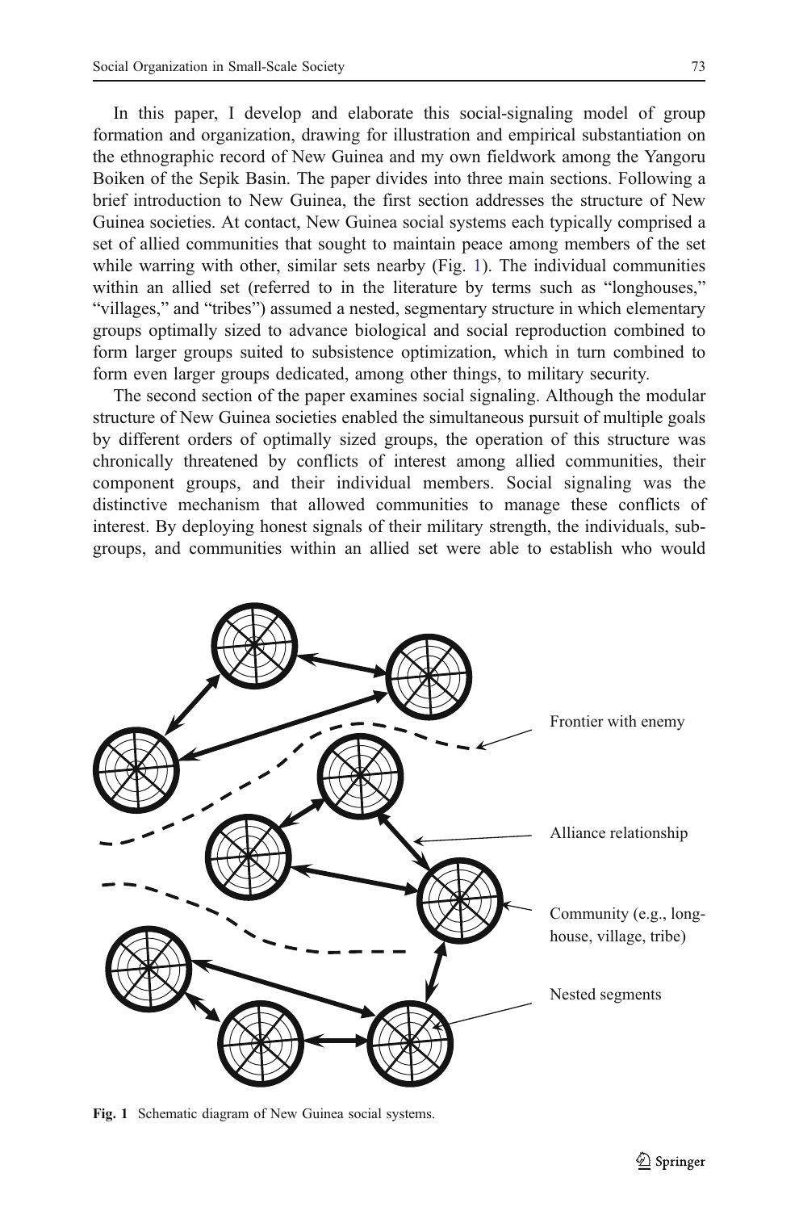In this paper, I develop and elaborate this social-signaling model of group formation and organization, drawing for illustration and empirical substantiation on the ethnographic record of New Guinea and my own fieldwork among the Yangoru Boiken of the Sepik Basin. The paper divides into three main sections. Following a brief introduction to New Guinea, the first section addresses the structure of New Guinea societies. At contact, New Guinea social systems each typically comprised a set of allied communities that sought to maintain peace among members of the set while warring with other, similar sets nearby (Fig. 1). The individual communities within an allied set (referred to in the literature by terms such as "longhouses," "villages," and "tribes") assumed a nested, segmentary structure in which elementary groups optimally sized to advance biological and social reproduction combined to form larger groups suited to subsistence optimization, which in turn combined to form even larger groups dedicated, among other things, to military security.

The second section of the paper examines social signaling. Although the modular structure of New Guinea societies enabled the simultaneous pursuit of multiple goals by different orders of optimally sized groups, the operation of this structure was chronically threatened by conflicts of interest among allied communities, their component groups, and their individual members. Social signaling was the distinctive mechanism that allowed communities to manage these conflicts of interest. By deploying honest signals of their military strength, the individuals, sub-groups, and communities within an allied set were able to establish who would

Frontier with enemy

Alliance relationship

Community (e.g., long-house, village, tribe)

Nested segments

**Fig. 1** Schematic diagram of New Guinea social systems.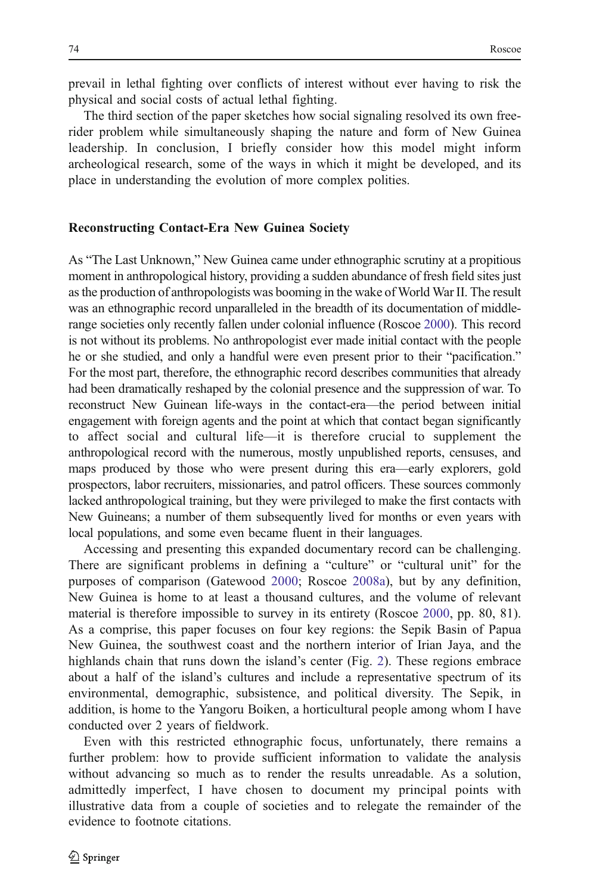prevail in lethal fighting over conflicts of interest without ever having to risk the physical and social costs of actual lethal fighting.

The third section of the paper sketches how social signaling resolved its own free-rider problem while simultaneously shaping the nature and form of New Guinea leadership. In conclusion, I briefly consider how this model might inform archeological research, some of the ways in which it might be developed, and its place in understanding the evolution of more complex polities.

## Reconstructing Contact-Era New Guinea Society

As "The Last Unknown," New Guinea came under ethnographic scrutiny at a propitious moment in anthropological history, providing a sudden abundance of fresh field sites just as the production of anthropologists was booming in the wake of World War II. The result was an ethnographic record unparalleled in the breadth of its documentation of middle-range societies only recently fallen under colonial influence (Roscoe 2000). This record is not without its problems. No anthropologist ever made initial contact with the people he or she studied, and only a handful were even present prior to their "pacification." For the most part, therefore, the ethnographic record describes communities that already had been dramatically reshaped by the colonial presence and the suppression of war. To reconstruct New Guinean life-ways in the contact-era—the period between initial engagement with foreign agents and the point at which that contact began significantly to affect social and cultural life—it is therefore crucial to supplement the anthropological record with the numerous, mostly unpublished reports, censuses, and maps produced by those who were present during this era—early explorers, gold prospectors, labor recruiters, missionaries, and patrol officers. These sources commonly lacked anthropological training, but they were privileged to make the first contacts with New Guineans; a number of them subsequently lived for months or even years with local populations, and some even became fluent in their languages.

Accessing and presenting this expanded documentary record can be challenging. There are significant problems in defining a "culture" or "cultural unit" for the purposes of comparison (Gatewood 2000; Roscoe 2008a), but by any definition, New Guinea is home to at least a thousand cultures, and the volume of relevant material is therefore impossible to survey in its entirety (Roscoe 2000, pp. 80, 81). As a comprise, this paper focuses on four key regions: the Sepik Basin of Papua New Guinea, the southwest coast and the northern interior of Irian Jaya, and the highlands chain that runs down the island's center (Fig. 2). These regions embrace about a half of the island's cultures and include a representative spectrum of its environmental, demographic, subsistence, and political diversity. The Sepik, in addition, is home to the Yangoru Boiken, a horticultural people among whom I have conducted over 2 years of fieldwork.

Even with this restricted ethnographic focus, unfortunately, there remains a further problem: how to provide sufficient information to validate the analysis without advancing so much as to render the results unreadable. As a solution, admittedly imperfect, I have chosen to document my principal points with illustrative data from a couple of societies and to relegate the remainder of the evidence to footnote citations.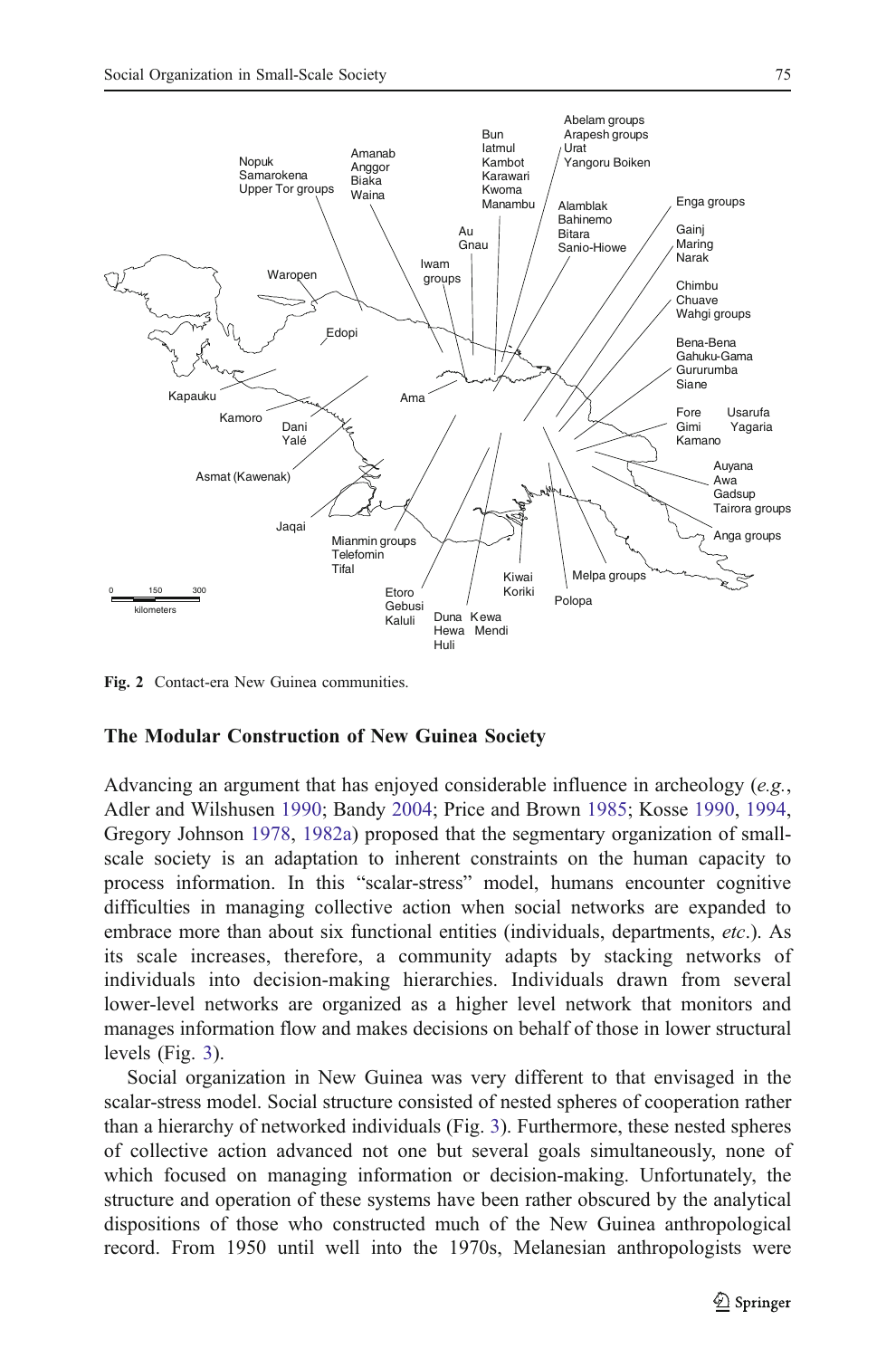Fig. 2 Contact-era New Guinea communities.

### The Modular Construction of New Guinea Society

Advancing an argument that has enjoyed considerable influence in archeology (*e.g.*, Adler and Wilshusen 1990; Bandy 2004; Price and Brown 1985; Kosse 1990, 1994, Gregory Johnson 1978, 1982a) proposed that the segmentary organization of small-scale society is an adaptation to inherent constraints on the human capacity to process information. In this "scalar-stress" model, humans encounter cognitive difficulties in managing collective action when social networks are expanded to embrace more than about six functional entities (individuals, departments, *etc*.). As its scale increases, therefore, a community adapts by stacking networks of individuals into decision-making hierarchies. Individuals drawn from several lower-level networks are organized as a higher level network that monitors and manages information flow and makes decisions on behalf of those in lower structural levels (Fig. 3).

Social organization in New Guinea was very different to that envisaged in the scalar-stress model. Social structure consisted of nested spheres of cooperation rather than a hierarchy of networked individuals (Fig. 3). Furthermore, these nested spheres of collective action advanced not one but several goals simultaneously, none of which focused on managing information or decision-making. Unfortunately, the structure and operation of these systems have been rather obscured by the analytical dispositions of those who constructed much of the New Guinea anthropological record. From 1950 until well into the 1970s, Melanesian anthropologists were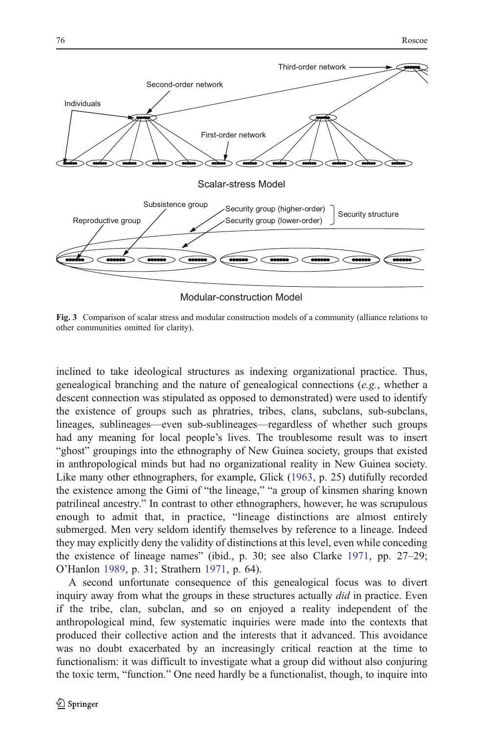Fig. 3 Comparison of scalar stress and modular construction models of a community (alliance relations to other communities omitted for clarity).

inclined to take ideological structures as indexing organizational practice. Thus, genealogical branching and the nature of genealogical connections (*e.g.*, whether a descent connection was stipulated as opposed to demonstrated) were used to identify the existence of groups such as phratries, tribes, clans, subclans, sub-subclans, lineages, sublineages—even sub-sublineages—regardless of whether such groups had any meaning for local people's lives. The troublesome result was to insert "ghost" groupings into the ethnography of New Guinea society, groups that existed in anthropological minds but had no organizational reality in New Guinea society. Like many other ethnographers, for example, Glick (1963, p. 25) dutifully recorded the existence among the Gimi of "the lineage," "a group of kinsmen sharing known patrilineal ancestry." In contrast to other ethnographers, however, he was scrupulous enough to admit that, in practice, "lineage distinctions are almost entirely submerged. Men very seldom identify themselves by reference to a lineage. Indeed they may explicitly deny the validity of distinctions at this level, even while conceding the existence of lineage names" (ibid., p. 30; see also Clarke 1971, pp. 27–29; O'Hanlon 1989, p. 31; Strathern 1971, p. 64).

A second unfortunate consequence of this genealogical focus was to divert inquiry away from what the groups in these structures actually *did* in practice. Even if the tribe, clan, subclan, and so on enjoyed a reality independent of the anthropological mind, few systematic inquiries were made into the contexts that produced their collective action and the interests that it advanced. This avoidance was no doubt exacerbated by an increasingly critical reaction at the time to functionalism: it was difficult to investigate what a group did without also conjuring the toxic term, "function." One need hardly be a functionalist, though, to inquire into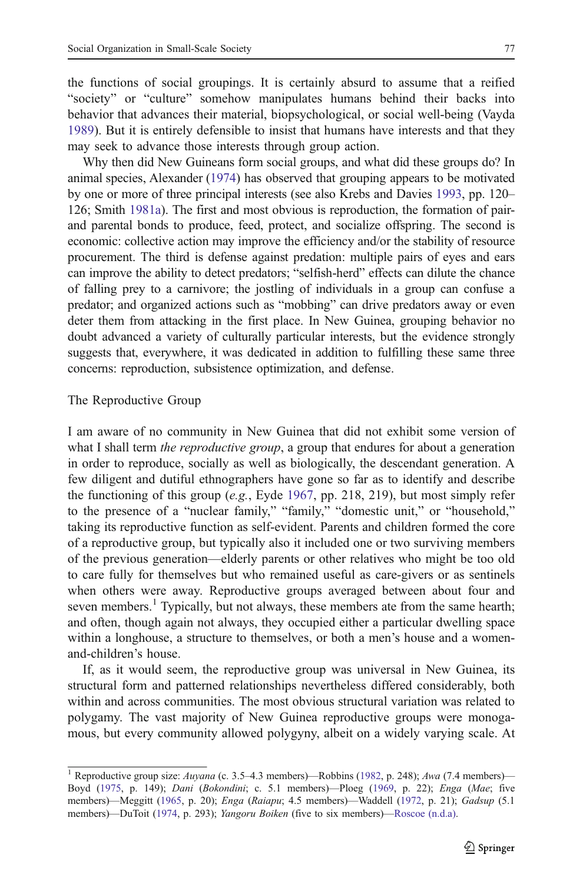the functions of social groupings. It is certainly absurd to assume that a reified "society" or "culture" somehow manipulates humans behind their backs into behavior that advances their material, biopsychological, or social well-being (Vayda 1989). But it is entirely defensible to insist that humans have interests and that they may seek to advance those interests through group action.

Why then did New Guineans form social groups, and what did these groups do? In animal species, Alexander (1974) has observed that grouping appears to be motivated by one or more of three principal interests (see also Krebs and Davies 1993, pp. 120–126; Smith 1981a). The first and most obvious is reproduction, the formation of pair- and parental bonds to produce, feed, protect, and socialize offspring. The second is economic: collective action may improve the efficiency and/or the stability of resource procurement. The third is defense against predation: multiple pairs of eyes and ears can improve the ability to detect predators; "selfish-herd" effects can dilute the chance of falling prey to a carnivore; the jostling of individuals in a group can confuse a predator; and organized actions such as "mobbing" can drive predators away or even deter them from attacking in the first place. In New Guinea, grouping behavior no doubt advanced a variety of culturally particular interests, but the evidence strongly suggests that, everywhere, it was dedicated in addition to fulfilling these same three concerns: reproduction, subsistence optimization, and defense.

## The Reproductive Group

I am aware of no community in New Guinea that did not exhibit some version of what I shall term *the reproductive group*, a group that endures for about a generation in order to reproduce, socially as well as biologically, the descendant generation. A few diligent and dutiful ethnographers have gone so far as to identify and describe the functioning of this group (*e.g.*, Eyde 1967, pp. 218, 219), but most simply refer to the presence of a "nuclear family," "family," "domestic unit," or "household," taking its reproductive function as self-evident. Parents and children formed the core of a reproductive group, but typically also it included one or two surviving members of the previous generation—elderly parents or other relatives who might be too old to care fully for themselves but who remained useful as care-givers or as sentinels when others were away. Reproductive groups averaged between about four and seven members.[1] Typically, but not always, these members ate from the same hearth; and often, though again not always, they occupied either a particular dwelling space within a longhouse, a structure to themselves, or both a men's house and a women-and-children's house.

If, as it would seem, the reproductive group was universal in New Guinea, its structural form and patterned relationships nevertheless differed considerably, both within and across communities. The most obvious structural variation was related to polygamy. The vast majority of New Guinea reproductive groups were monogamous, but every community allowed polygyny, albeit on a widely varying scale. At

[1] Reproductive group size: *Auyana* (c. 3.5–4.3 members)—Robbins (1982, p. 248); *Awa* (7.4 members)—Boyd (1975, p. 149); *Dani* (*Bokondini*; c. 5.1 members)—Ploeg (1969, p. 22); *Enga* (*Mae*; five members)—Meggitt (1965, p. 20); *Enga* (*Raiapu*; 4.5 members)—Waddell (1972, p. 21); *Gadsup* (5.1 members)—DuToit (1974, p. 293); *Yangoru Boiken* (five to six members)—Roscoe (n.d.a).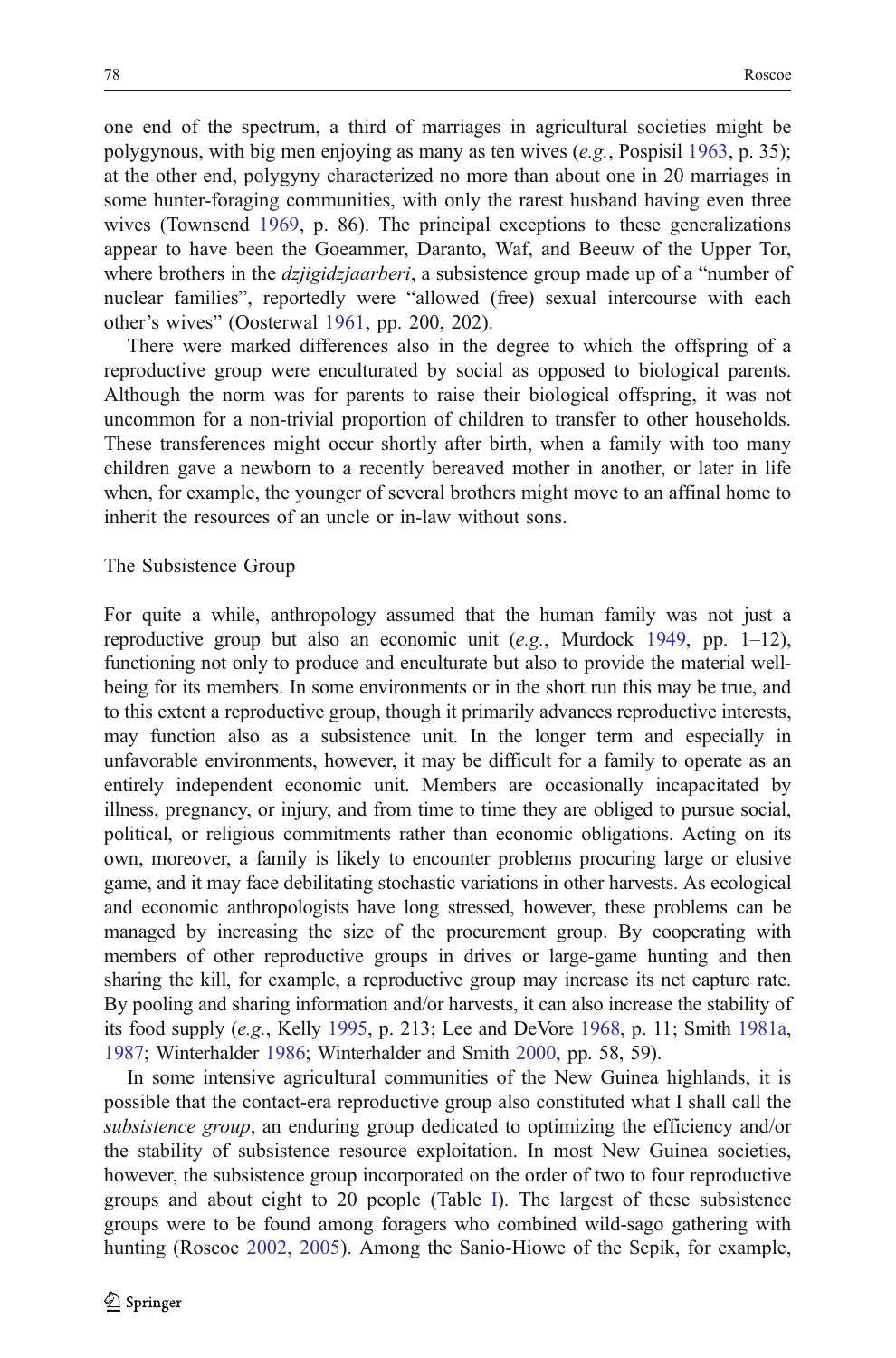one end of the spectrum, a third of marriages in agricultural societies might be polygynous, with big men enjoying as many as ten wives (*e.g.*, Pospisil 1963, p. 35); at the other end, polygyny characterized no more than about one in 20 marriages in some hunter-foraging communities, with only the rarest husband having even three wives (Townsend 1969, p. 86). The principal exceptions to these generalizations appear to have been the Goeammer, Daranto, Waf, and Beeuw of the Upper Tor, where brothers in the *dzjigidzjaarberi*, a subsistence group made up of a "number of nuclear families", reportedly were "allowed (free) sexual intercourse with each other's wives" (Oosterwal 1961, pp. 200, 202).

There were marked differences also in the degree to which the offspring of a reproductive group were enculturated by social as opposed to biological parents. Although the norm was for parents to raise their biological offspring, it was not uncommon for a non-trivial proportion of children to transfer to other households. These transferences might occur shortly after birth, when a family with too many children gave a newborn to a recently bereaved mother in another, or later in life when, for example, the younger of several brothers might move to an affinal home to inherit the resources of an uncle or in-law without sons.

## The Subsistence Group

For quite a while, anthropology assumed that the human family was not just a reproductive group but also an economic unit (*e.g.*, Murdock 1949, pp. 1–12), functioning not only to produce and enculturate but also to provide the material well-being for its members. In some environments or in the short run this may be true, and to this extent a reproductive group, though it primarily advances reproductive interests, may function also as a subsistence unit. In the longer term and especially in unfavorable environments, however, it may be difficult for a family to operate as an entirely independent economic unit. Members are occasionally incapacitated by illness, pregnancy, or injury, and from time to time they are obliged to pursue social, political, or religious commitments rather than economic obligations. Acting on its own, moreover, a family is likely to encounter problems procuring large or elusive game, and it may face debilitating stochastic variations in other harvests. As ecological and economic anthropologists have long stressed, however, these problems can be managed by increasing the size of the procurement group. By cooperating with members of other reproductive groups in drives or large-game hunting and then sharing the kill, for example, a reproductive group may increase its net capture rate. By pooling and sharing information and/or harvests, it can also increase the stability of its food supply (*e.g.*, Kelly 1995, p. 213; Lee and DeVore 1968, p. 11; Smith 1981a, 1987; Winterhalder 1986; Winterhalder and Smith 2000, pp. 58, 59).

In some intensive agricultural communities of the New Guinea highlands, it is possible that the contact-era reproductive group also constituted what I shall call the *subsistence group*, an enduring group dedicated to optimizing the efficiency and/or the stability of subsistence resource exploitation. In most New Guinea societies, however, the subsistence group incorporated on the order of two to four reproductive groups and about eight to 20 people (Table I). The largest of these subsistence groups were to be found among foragers who combined wild-sago gathering with hunting (Roscoe 2002, 2005). Among the Sanio-Hiowe of the Sepik, for example,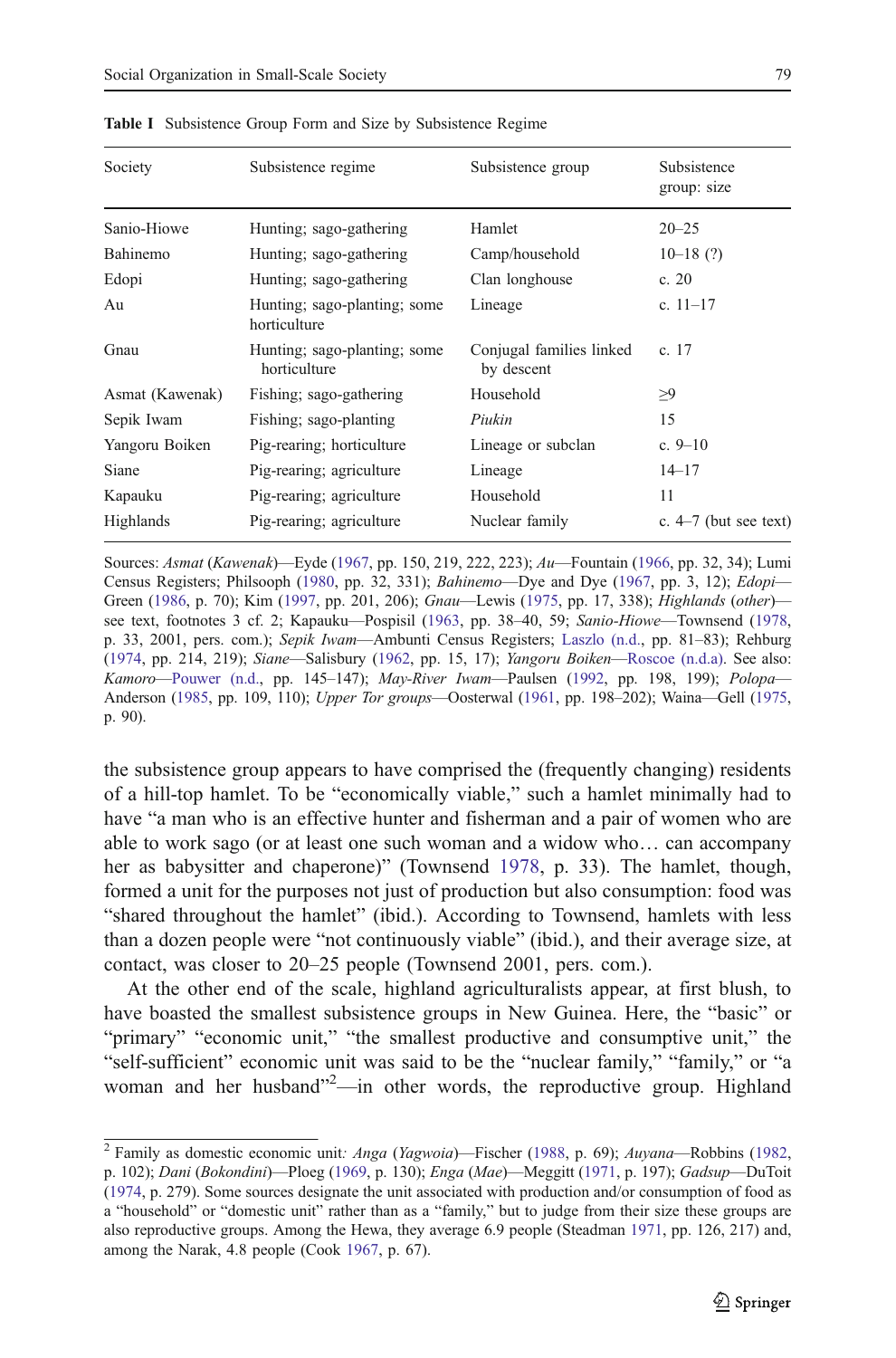**Table I** Subsistence Group Form and Size by Subsistence Regime

| Society | Subsistence regime | Subsistence group | Subsistence group: size |
|---|---|---|---|
| Sanio-Hiowe | Hunting; sago-gathering | Hamlet | 20–25 |
| Bahinemo | Hunting; sago-gathering | Camp/household | 10–18 (?) |
| Edopi | Hunting; sago-gathering | Clan longhouse | c. 20 |
| Au | Hunting; sago-planting; some horticulture | Lineage | c. 11–17 |
| Gnau | Hunting; sago-planting; some horticulture | Conjugal families linked by descent | c. 17 |
| Asmat (Kawenak) | Fishing; sago-gathering | Household | ≥9 |
| Sepik Iwam | Fishing; sago-planting | *Piukin* | 15 |
| Yangoru Boiken | Pig-rearing; horticulture | Lineage or subclan | c. 9–10 |
| Siane | Pig-rearing; agriculture | Lineage | 14–17 |
| Kapauku | Pig-rearing; agriculture | Household | 11 |
| Highlands | Pig-rearing; agriculture | Nuclear family | c. 4–7 (but see text) |

Sources: *Asmat* (*Kawenak*)—Eyde (1967, pp. 150, 219, 222, 223); *Au*—Fountain (1966, pp. 32, 34); Lumi Census Registers; Philsooph (1980, pp. 32, 331); *Bahinemo*—Dye and Dye (1967, pp. 3, 12); *Edopi*—Green (1986, p. 70); Kim (1997, pp. 201, 206); *Gnau*—Lewis (1975, pp. 17, 338); *Highlands* (*other*)—see text, footnotes 3 cf. 2; Kapauku—Pospisil (1963, pp. 38–40, 59; *Sanio-Hiowe*—Townsend (1978, p. 33, 2001, pers. com.); *Sepik Iwam*—Ambunti Census Registers; Laszlo (n.d., pp. 81–83); Rehburg (1974, pp. 214, 219); *Siane*—Salisbury (1962, pp. 15, 17); *Yangoru Boiken*—Roscoe (n.d.a). See also: *Kamoro*—Pouwer (n.d., pp. 145–147); *May-River Iwam*—Paulsen (1992, pp. 198, 199); *Polopa*—Anderson (1985, pp. 109, 110); *Upper Tor groups*—Oosterwal (1961, pp. 198–202); Waina—Gell (1975, p. 90).

the subsistence group appears to have comprised the (frequently changing) residents of a hill-top hamlet. To be "economically viable," such a hamlet minimally had to have "a man who is an effective hunter and fisherman and a pair of women who are able to work sago (or at least one such woman and a widow who… can accompany her as babysitter and chaperone)" (Townsend 1978, p. 33). The hamlet, though, formed a unit for the purposes not just of production but also consumption: food was "shared throughout the hamlet" (ibid.). According to Townsend, hamlets with less than a dozen people were "not continuously viable" (ibid.), and their average size, at contact, was closer to 20–25 people (Townsend 2001, pers. com.).

At the other end of the scale, highland agriculturalists appear, at first blush, to have boasted the smallest subsistence groups in New Guinea. Here, the "basic" or "primary" "economic unit," "the smallest productive and consumptive unit," the "self-sufficient" economic unit was said to be the "nuclear family," "family," or "a woman and her husband"[2]—in other words, the reproductive group. Highland

[2] Family as domestic economic unit*:* *Anga* (*Yagwoia*)—Fischer (1988, p. 69); *Auyana*—Robbins (1982, p. 102); *Dani* (*Bokondini*)—Ploeg (1969, p. 130); *Enga* (*Mae*)—Meggitt (1971, p. 197); *Gadsup*—DuToit (1974, p. 279). Some sources designate the unit associated with production and/or consumption of food as a "household" or "domestic unit" rather than as a "family," but to judge from their size these groups are also reproductive groups. Among the Hewa, they average 6.9 people (Steadman 1971, pp. 126, 217) and, among the Narak, 4.8 people (Cook 1967, p. 67).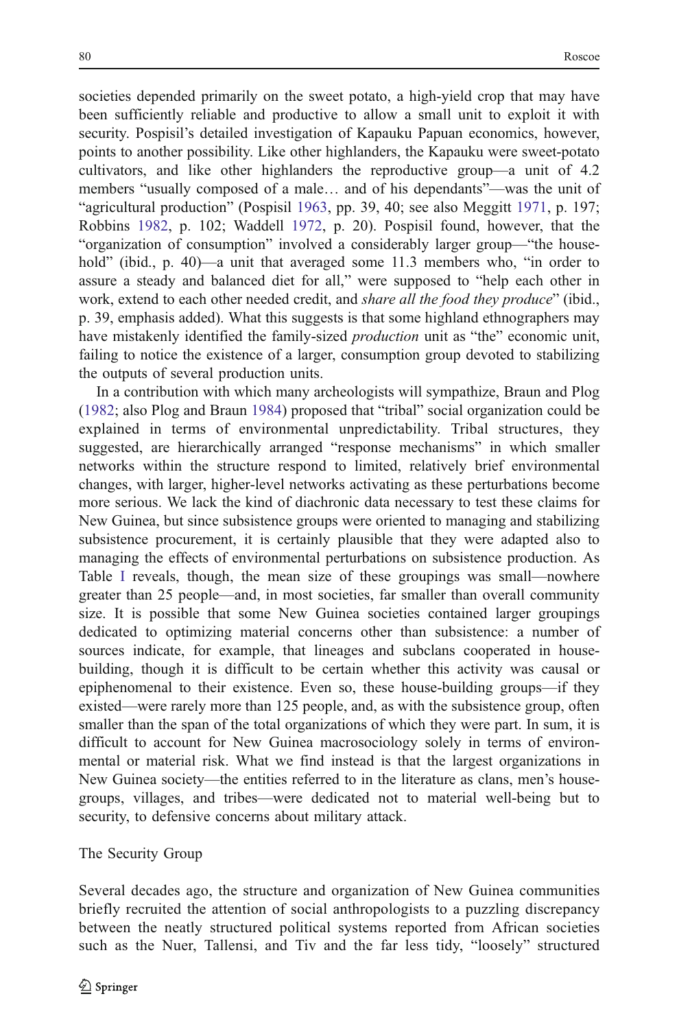societies depended primarily on the sweet potato, a high-yield crop that may have been sufficiently reliable and productive to allow a small unit to exploit it with security. Pospisil's detailed investigation of Kapauku Papuan economics, however, points to another possibility. Like other highlanders, the Kapauku were sweet-potato cultivators, and like other highlanders the reproductive group—a unit of 4.2 members "usually composed of a male… and of his dependants"—was the unit of "agricultural production" (Pospisil 1963, pp. 39, 40; see also Meggitt 1971, p. 197; Robbins 1982, p. 102; Waddell 1972, p. 20). Pospisil found, however, that the "organization of consumption" involved a considerably larger group—"the household" (ibid., p. 40)—a unit that averaged some 11.3 members who, "in order to assure a steady and balanced diet for all," were supposed to "help each other in work, extend to each other needed credit, and *share all the food they produce*" (ibid., p. 39, emphasis added). What this suggests is that some highland ethnographers may have mistakenly identified the family-sized *production* unit as "the" economic unit, failing to notice the existence of a larger, consumption group devoted to stabilizing the outputs of several production units.

In a contribution with which many archeologists will sympathize, Braun and Plog (1982; also Plog and Braun 1984) proposed that "tribal" social organization could be explained in terms of environmental unpredictability. Tribal structures, they suggested, are hierarchically arranged "response mechanisms" in which smaller networks within the structure respond to limited, relatively brief environmental changes, with larger, higher-level networks activating as these perturbations become more serious. We lack the kind of diachronic data necessary to test these claims for New Guinea, but since subsistence groups were oriented to managing and stabilizing subsistence procurement, it is certainly plausible that they were adapted also to managing the effects of environmental perturbations on subsistence production. As Table I reveals, though, the mean size of these groupings was small—nowhere greater than 25 people—and, in most societies, far smaller than overall community size. It is possible that some New Guinea societies contained larger groupings dedicated to optimizing material concerns other than subsistence: a number of sources indicate, for example, that lineages and subclans cooperated in house-building, though it is difficult to be certain whether this activity was causal or epiphenomenal to their existence. Even so, these house-building groups—if they existed—were rarely more than 125 people, and, as with the subsistence group, often smaller than the span of the total organizations of which they were part. In sum, it is difficult to account for New Guinea macrosociology solely in terms of environmental or material risk. What we find instead is that the largest organizations in New Guinea society—the entities referred to in the literature as clans, men's house-groups, villages, and tribes—were dedicated not to material well-being but to security, to defensive concerns about military attack.

## The Security Group

Several decades ago, the structure and organization of New Guinea communities briefly recruited the attention of social anthropologists to a puzzling discrepancy between the neatly structured political systems reported from African societies such as the Nuer, Tallensi, and Tiv and the far less tidy, "loosely" structured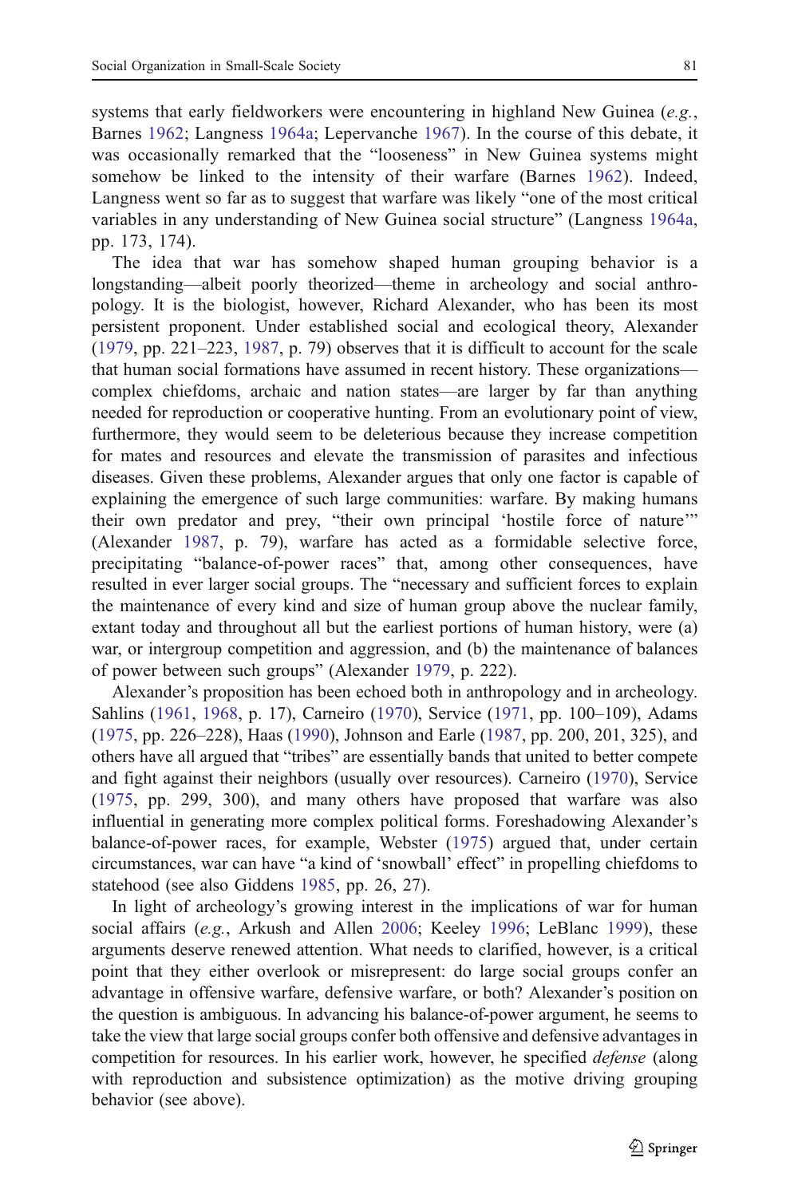systems that early fieldworkers were encountering in highland New Guinea (*e.g.*, Barnes 1962; Langness 1964a; Lepervanche 1967). In the course of this debate, it was occasionally remarked that the "looseness" in New Guinea systems might somehow be linked to the intensity of their warfare (Barnes 1962). Indeed, Langness went so far as to suggest that warfare was likely "one of the most critical variables in any understanding of New Guinea social structure" (Langness 1964a, pp. 173, 174).

The idea that war has somehow shaped human grouping behavior is a longstanding—albeit poorly theorized—theme in archeology and social anthropology. It is the biologist, however, Richard Alexander, who has been its most persistent proponent. Under established social and ecological theory, Alexander (1979, pp. 221–223, 1987, p. 79) observes that it is difficult to account for the scale that human social formations have assumed in recent history. These organizations—complex chiefdoms, archaic and nation states—are larger by far than anything needed for reproduction or cooperative hunting. From an evolutionary point of view, furthermore, they would seem to be deleterious because they increase competition for mates and resources and elevate the transmission of parasites and infectious diseases. Given these problems, Alexander argues that only one factor is capable of explaining the emergence of such large communities: warfare. By making humans their own predator and prey, "their own principal 'hostile force of nature'" (Alexander 1987, p. 79), warfare has acted as a formidable selective force, precipitating "balance-of-power races" that, among other consequences, have resulted in ever larger social groups. The "necessary and sufficient forces to explain the maintenance of every kind and size of human group above the nuclear family, extant today and throughout all but the earliest portions of human history, were (a) war, or intergroup competition and aggression, and (b) the maintenance of balances of power between such groups" (Alexander 1979, p. 222).

Alexander's proposition has been echoed both in anthropology and in archeology. Sahlins (1961, 1968, p. 17), Carneiro (1970), Service (1971, pp. 100–109), Adams (1975, pp. 226–228), Haas (1990), Johnson and Earle (1987, pp. 200, 201, 325), and others have all argued that "tribes" are essentially bands that united to better compete and fight against their neighbors (usually over resources). Carneiro (1970), Service (1975, pp. 299, 300), and many others have proposed that warfare was also influential in generating more complex political forms. Foreshadowing Alexander's balance-of-power races, for example, Webster (1975) argued that, under certain circumstances, war can have "a kind of 'snowball' effect" in propelling chiefdoms to statehood (see also Giddens 1985, pp. 26, 27).

In light of archeology's growing interest in the implications of war for human social affairs (*e.g.*, Arkush and Allen 2006; Keeley 1996; LeBlanc 1999), these arguments deserve renewed attention. What needs to clarified, however, is a critical point that they either overlook or misrepresent: do large social groups confer an advantage in offensive warfare, defensive warfare, or both? Alexander's position on the question is ambiguous. In advancing his balance-of-power argument, he seems to take the view that large social groups confer both offensive and defensive advantages in competition for resources. In his earlier work, however, he specified *defense* (along with reproduction and subsistence optimization) as the motive driving grouping behavior (see above).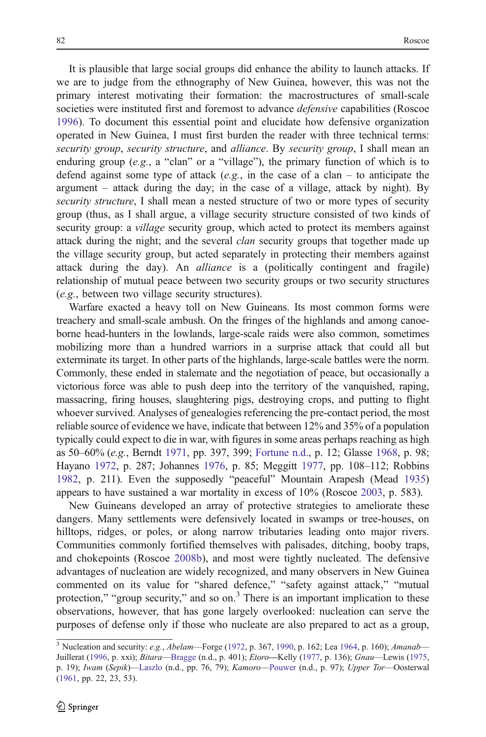It is plausible that large social groups did enhance the ability to launch attacks. If we are to judge from the ethnography of New Guinea, however, this was not the primary interest motivating their formation: the macrostructures of small-scale societies were instituted first and foremost to advance *defensive* capabilities (Roscoe 1996). To document this essential point and elucidate how defensive organization operated in New Guinea, I must first burden the reader with three technical terms: *security group*, *security structure*, and *alliance*. By *security group*, I shall mean an enduring group (*e.g.*, a "clan" or a "village"), the primary function of which is to defend against some type of attack (*e.g.*, in the case of a clan – to anticipate the argument – attack during the day; in the case of a village, attack by night). By *security structure*, I shall mean a nested structure of two or more types of security group (thus, as I shall argue, a village security structure consisted of two kinds of security group: a *village* security group, which acted to protect its members against attack during the night; and the several *clan* security groups that together made up the village security group, but acted separately in protecting their members against attack during the day). An *alliance* is a (politically contingent and fragile) relationship of mutual peace between two security groups or two security structures (*e.g.*, between two village security structures).

Warfare exacted a heavy toll on New Guineans. Its most common forms were treachery and small-scale ambush. On the fringes of the highlands and among canoe-borne head-hunters in the lowlands, large-scale raids were also common, sometimes mobilizing more than a hundred warriors in a surprise attack that could all but exterminate its target. In other parts of the highlands, large-scale battles were the norm. Commonly, these ended in stalemate and the negotiation of peace, but occasionally a victorious force was able to push deep into the territory of the vanquished, raping, massacring, firing houses, slaughtering pigs, destroying crops, and putting to flight whoever survived. Analyses of genealogies referencing the pre-contact period, the most reliable source of evidence we have, indicate that between 12% and 35% of a population typically could expect to die in war, with figures in some areas perhaps reaching as high as 50–60% (*e.g.*, Berndt 1971, pp. 397, 399; Fortune n.d., p. 12; Glasse 1968, p. 98; Hayano 1972, p. 287; Johannes 1976, p. 85; Meggitt 1977, pp. 108–112; Robbins 1982, p. 211). Even the supposedly "peaceful" Mountain Arapesh (Mead 1935) appears to have sustained a war mortality in excess of 10% (Roscoe 2003, p. 583).

New Guineans developed an array of protective strategies to ameliorate these dangers. Many settlements were defensively located in swamps or tree-houses, on hilltops, ridges, or poles, or along narrow tributaries leading onto major rivers. Communities commonly fortified themselves with palisades, ditching, booby traps, and chokepoints (Roscoe 2008b), and most were tightly nucleated. The defensive advantages of nucleation are widely recognized, and many observers in New Guinea commented on its value for "shared defence," "safety against attack," "mutual protection," "group security," and so on.[3] There is an important implication to these observations, however, that has gone largely overlooked: nucleation can serve the purposes of defense only if those who nucleate are also prepared to act as a group,

[3] Nucleation and security: *e.g.*, *Abelam*—Forge (1972, p. 367, 1990, p. 162; Lea 1964, p. 160); *Amanab*—Juillerat (1996, p. xxi); *Bitara*—Bragge (n.d., p. 401); *Etoro*—Kelly (1977, p. 136); *Gnau*—Lewis (1975, p. 19); *Iwam* (*Sepik*)—Laszlo (n.d., pp. 76, 79); *Kamoro*—Pouwer (n.d., p. 97); *Upper Tor*—Oosterwal (1961, pp. 22, 23, 53).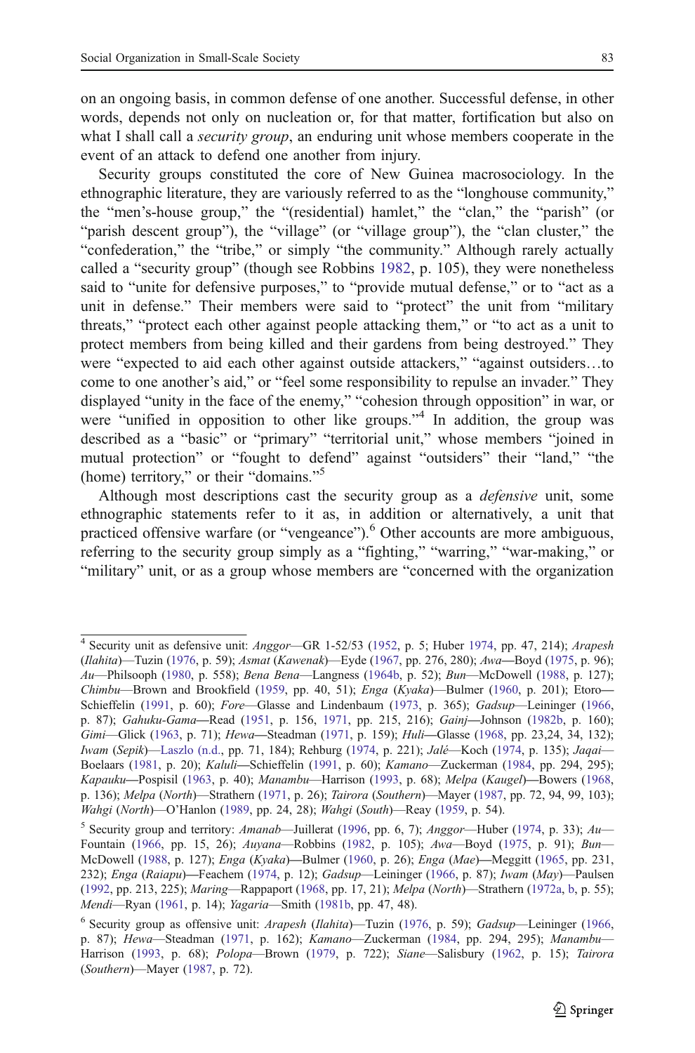on an ongoing basis, in common defense of one another. Successful defense, in other words, depends not only on nucleation or, for that matter, fortification but also on what I shall call a *security group*, an enduring unit whose members cooperate in the event of an attack to defend one another from injury.

Security groups constituted the core of New Guinea macrosociology. In the ethnographic literature, they are variously referred to as the "longhouse community," the "men's-house group," the "(residential) hamlet," the "clan," the "parish" (or "parish descent group"), the "village" (or "village group"), the "clan cluster," the "confederation," the "tribe," or simply "the community." Although rarely actually called a "security group" (though see Robbins 1982, p. 105), they were nonetheless said to "unite for defensive purposes," to "provide mutual defense," or to "act as a unit in defense." Their members were said to "protect" the unit from "military threats," "protect each other against people attacking them," or "to act as a unit to protect members from being killed and their gardens from being destroyed." They were "expected to aid each other against outside attackers," "against outsiders…to come to one another's aid," or "feel some responsibility to repulse an invader." They displayed "unity in the face of the enemy," "cohesion through opposition" in war, or were "unified in opposition to other like groups."[4] In addition, the group was described as a "basic" or "primary" "territorial unit," whose members "joined in mutual protection" or "fought to defend" against "outsiders" their "land," "the (home) territory," or their "domains."[5]

Although most descriptions cast the security group as a *defensive* unit, some ethnographic statements refer to it as, in addition or alternatively, a unit that practiced offensive warfare (or "vengeance").[6] Other accounts are more ambiguous, referring to the security group simply as a "fighting," "warring," "war-making," or "military" unit, or as a group whose members are "concerned with the organization

---

[4] Security unit as defensive unit: *Anggor*—GR 1-52/53 (1952, p. 5; Huber 1974, pp. 47, 214); *Arapesh* (*Ilahita*)—Tuzin (1976, p. 59); *Asmat* (*Kawenak*)—Eyde (1967, pp. 276, 280); *Awa*—Boyd (1975, p. 96); *Au*—Philsoouph (1980, p. 558); *Bena Bena*—Langness (1964b, p. 52); *Bun*—McDowell (1988, p. 127); *Chimbu*—Brown and Brookfield (1959, pp. 40, 51); *Enga* (*Kyaka*)—Bulmer (1960, p. 201); Etoro—Schieffelin (1991, p. 60); *Fore*—Glasse and Lindenbaum (1973, p. 365); *Gadsup*—Leininger (1966, p. 87); *Gahuku-Gama*—Read (1951, p. 156, 1971, pp. 215, 216); *Gainj*—Johnson (1982b, p. 160); *Gimi*—Glick (1963, p. 71); *Hewa*—Steadman (1971, p. 159); *Huli*—Glasse (1968, pp. 23,24, 34, 132); *Iwam* (*Sepik*)—Laszlo (n.d., pp. 71, 184); Rehburg (1974, p. 221); *Jalé*—Koch (1974, p. 135); *Jaqai*—Boelaars (1981, p. 20); *Kaluli*—Schieffelin (1991, p. 60); *Kamano*—Zuckerman (1984, pp. 294, 295); *Kapauku*—Pospisil (1963, p. 40); *Manambu*—Harrison (1993, p. 68); *Melpa* (*Kaugel*)—Bowers (1968, p. 136); *Melpa* (*North*)—Strathern (1971, p. 26); *Tairora* (*Southern*)—Mayer (1987, pp. 72, 94, 99, 103); *Wahgi* (*North*)—O'Hanlon (1989, pp. 24, 28); *Wahgi* (*South*)—Reay (1959, p. 54).

[5] Security group and territory: *Amanab*—Juillerat (1996, pp. 6, 7); *Anggor*—Huber (1974, p. 33); *Au*—Fountain (1966, pp. 15, 26); *Auyana*—Robbins (1982, p. 105); *Awa*—Boyd (1975, p. 91); *Bun*—McDowell (1988, p. 127); *Enga* (*Kyaka*)—Bulmer (1960, p. 26); *Enga* (*Mae*)—Meggitt (1965, pp. 231, 232); *Enga* (*Raiapu*)—Feachem (1974, p. 12); *Gadsup*—Leininger (1966, p. 87); *Iwam* (*May*)—Paulsen (1992, pp. 213, 225); *Maring*—Rappaport (1968, pp. 17, 21); *Melpa* (*North*)—Strathern (1972a, b, p. 55); *Mendi*—Ryan (1961, p. 14); *Yagaria*—Smith (1981b, pp. 47, 48).

[6] Security group as offensive unit: *Arapesh* (*Ilahita*)—Tuzin (1976, p. 59); *Gadsup*—Leininger (1966, p. 87); *Hewa*—Steadman (1971, p. 162); *Kamano*—Zuckerman (1984, pp. 294, 295); *Manambu*—Harrison (1993, p. 68); *Polopa*—Brown (1979, p. 722); *Siane*—Salisbury (1962, p. 15); *Tairora* (*Southern*)—Mayer (1987, p. 72).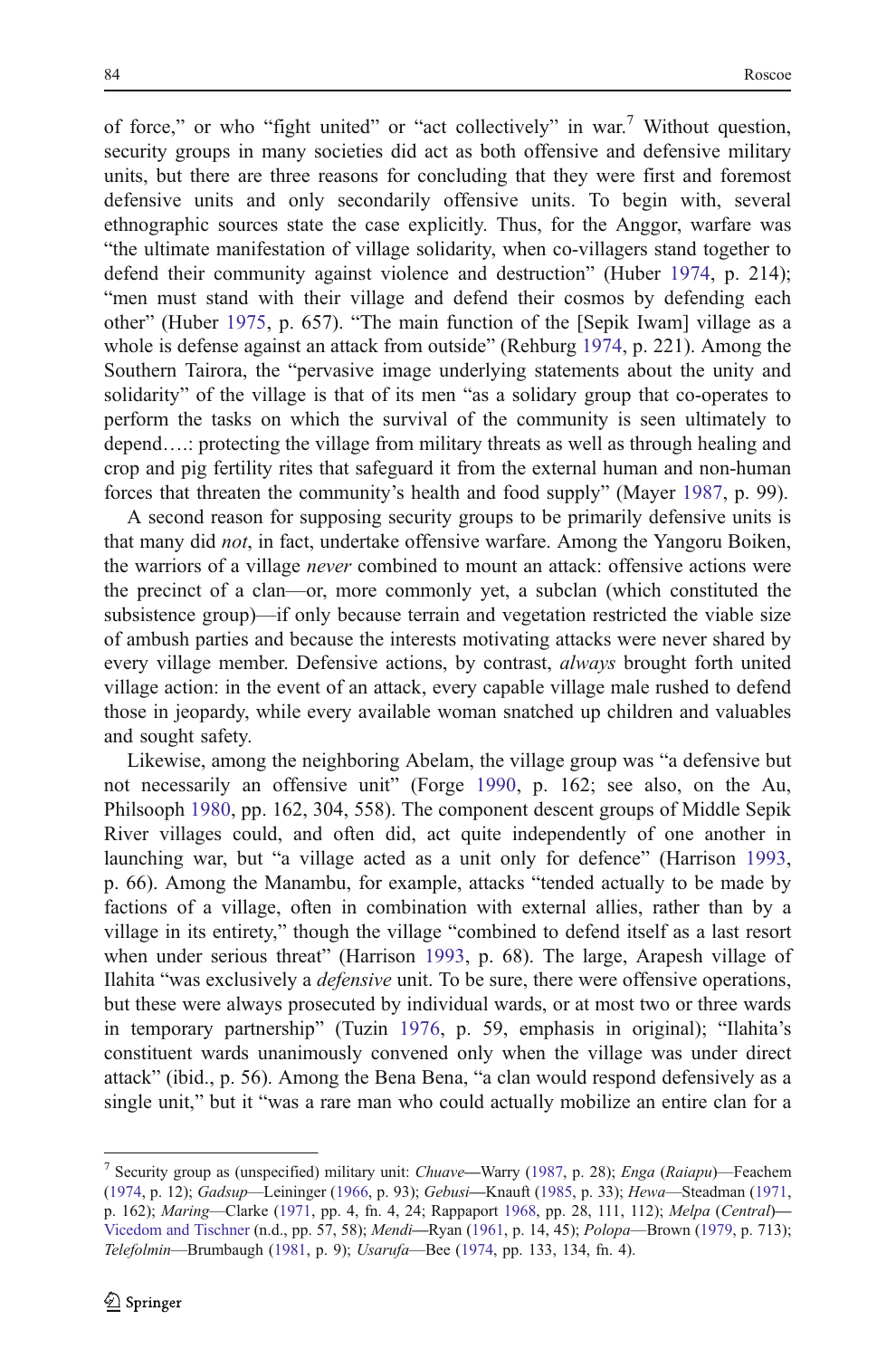of force," or who "fight united" or "act collectively" in war.[7] Without question, security groups in many societies did act as both offensive and defensive military units, but there are three reasons for concluding that they were first and foremost defensive units and only secondarily offensive units. To begin with, several ethnographic sources state the case explicitly. Thus, for the Anggor, warfare was "the ultimate manifestation of village solidarity, when co-villagers stand together to defend their community against violence and destruction" (Huber 1974, p. 214); "men must stand with their village and defend their cosmos by defending each other" (Huber 1975, p. 657). "The main function of the [Sepik Iwam] village as a whole is defense against an attack from outside" (Rehburg 1974, p. 221). Among the Southern Tairora, the "pervasive image underlying statements about the unity and solidarity" of the village is that of its men "as a solidary group that co-operates to perform the tasks on which the survival of the community is seen ultimately to depend….: protecting the village from military threats as well as through healing and crop and pig fertility rites that safeguard it from the external human and non-human forces that threaten the community's health and food supply" (Mayer 1987, p. 99).

A second reason for supposing security groups to be primarily defensive units is that many did *not*, in fact, undertake offensive warfare. Among the Yangoru Boiken, the warriors of a village *never* combined to mount an attack: offensive actions were the precinct of a clan—or, more commonly yet, a subclan (which constituted the subsistence group)—if only because terrain and vegetation restricted the viable size of ambush parties and because the interests motivating attacks were never shared by every village member. Defensive actions, by contrast, *always* brought forth united village action: in the event of an attack, every capable village male rushed to defend those in jeopardy, while every available woman snatched up children and valuables and sought safety.

Likewise, among the neighboring Abelam, the village group was "a defensive but not necessarily an offensive unit" (Forge 1990, p. 162; see also, on the Au, Philsooph 1980, pp. 162, 304, 558). The component descent groups of Middle Sepik River villages could, and often did, act quite independently of one another in launching war, but "a village acted as a unit only for defence" (Harrison 1993, p. 66). Among the Manambu, for example, attacks "tended actually to be made by factions of a village, often in combination with external allies, rather than by a village in its entirety," though the village "combined to defend itself as a last resort when under serious threat" (Harrison 1993, p. 68). The large, Arapesh village of Ilahita "was exclusively a *defensive* unit. To be sure, there were offensive operations, but these were always prosecuted by individual wards, or at most two or three wards in temporary partnership" (Tuzin 1976, p. 59, emphasis in original); "Ilahita's constituent wards unanimously convened only when the village was under direct attack" (ibid., p. 56). Among the Bena Bena, "a clan would respond defensively as a single unit," but it "was a rare man who could actually mobilize an entire clan for a

---

[7] Security group as (unspecified) military unit: *Chuave*—Warry (1987, p. 28); *Enga* (*Raiapu*)—Feachem (1974, p. 12); *Gadsup*—Leininger (1966, p. 93); *Gebusi*—Knauft (1985, p. 33); *Hewa*—Steadman (1971, p. 162); *Maring*—Clarke (1971, pp. 4, fn. 4, 24; Rappaport 1968, pp. 28, 111, 112); *Melpa* (*Central*)—Vicedom and Tischner (n.d., pp. 57, 58); *Mendi*—Ryan (1961, p. 14, 45); *Polopa*—Brown (1979, p. 713); *Telefolmin*—Brumbaugh (1981, p. 9); *Usarufa*—Bee (1974, pp. 133, 134, fn. 4).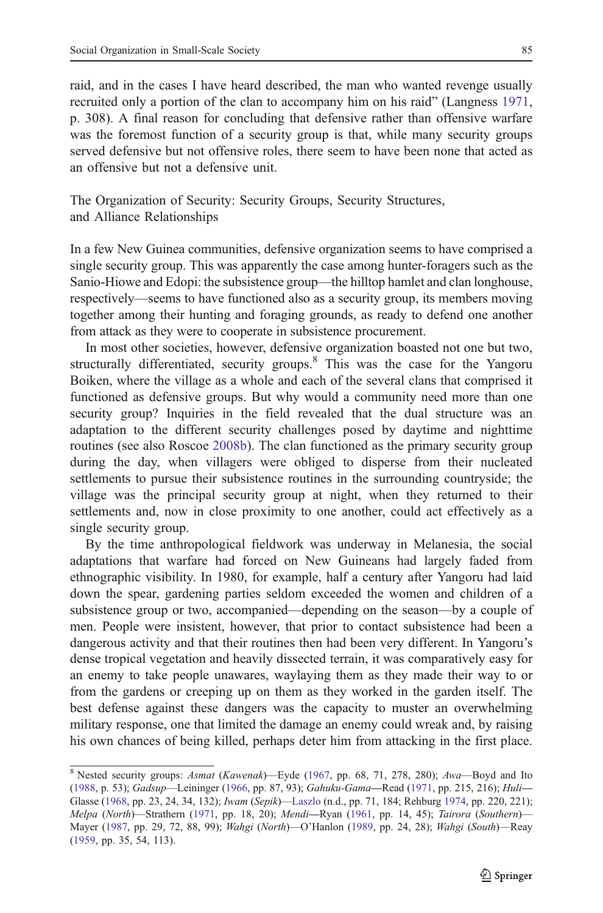raid, and in the cases I have heard described, the man who wanted revenge usually recruited only a portion of the clan to accompany him on his raid" (Langness 1971, p. 308). A final reason for concluding that defensive rather than offensive warfare was the foremost function of a security group is that, while many security groups served defensive but not offensive roles, there seem to have been none that acted as an offensive but not a defensive unit.

## The Organization of Security: Security Groups, Security Structures, and Alliance Relationships

In a few New Guinea communities, defensive organization seems to have comprised a single security group. This was apparently the case among hunter-foragers such as the Sanio-Hiowe and Edopi: the subsistence group—the hilltop hamlet and clan longhouse, respectively—seems to have functioned also as a security group, its members moving together among their hunting and foraging grounds, as ready to defend one another from attack as they were to cooperate in subsistence procurement.

In most other societies, however, defensive organization boasted not one but two, structurally differentiated, security groups.[8] This was the case for the Yangoru Boiken, where the village as a whole and each of the several clans that comprised it functioned as defensive groups. But why would a community need more than one security group? Inquiries in the field revealed that the dual structure was an adaptation to the different security challenges posed by daytime and nighttime routines (see also Roscoe 2008b). The clan functioned as the primary security group during the day, when villagers were obliged to disperse from their nucleated settlements to pursue their subsistence routines in the surrounding countryside; the village was the principal security group at night, when they returned to their settlements and, now in close proximity to one another, could act effectively as a single security group.

By the time anthropological fieldwork was underway in Melanesia, the social adaptations that warfare had forced on New Guineans had largely faded from ethnographic visibility. In 1980, for example, half a century after Yangoru had laid down the spear, gardening parties seldom exceeded the women and children of a subsistence group or two, accompanied—depending on the season—by a couple of men. People were insistent, however, that prior to contact subsistence had been a dangerous activity and that their routines then had been very different. In Yangoru's dense tropical vegetation and heavily dissected terrain, it was comparatively easy for an enemy to take people unawares, waylaying them as they made their way to or from the gardens or creeping up on them as they worked in the garden itself. The best defense against these dangers was the capacity to muster an overwhelming military response, one that limited the damage an enemy could wreak and, by raising his own chances of being killed, perhaps deter him from attacking in the first place.

---

[8] Nested security groups: *Asmat* (*Kawenak*)—Eyde (1967, pp. 68, 71, 278, 280); *Awa*—Boyd and Ito (1988, p. 53); *Gadsup*—Leininger (1966, pp. 87, 93); *Gahuku-Gama*—Read (1971, pp. 215, 216); *Huli*—Glasse (1968, pp. 23, 24, 34, 132); *Iwam* (*Sepik*)—Laszlo (n.d., pp. 71, 184; Rehburg 1974, pp. 220, 221); *Melpa* (*North*)—Strathern (1971, pp. 18, 20); *Mendi*—Ryan (1961, pp. 14, 45); *Tairora* (*Southern*)—Mayer (1987, pp. 29, 72, 88, 99); *Wahgi* (*North*)—O'Hanlon (1989, pp. 24, 28); *Wahgi* (*South*)—Reay (1959, pp. 35, 54, 113).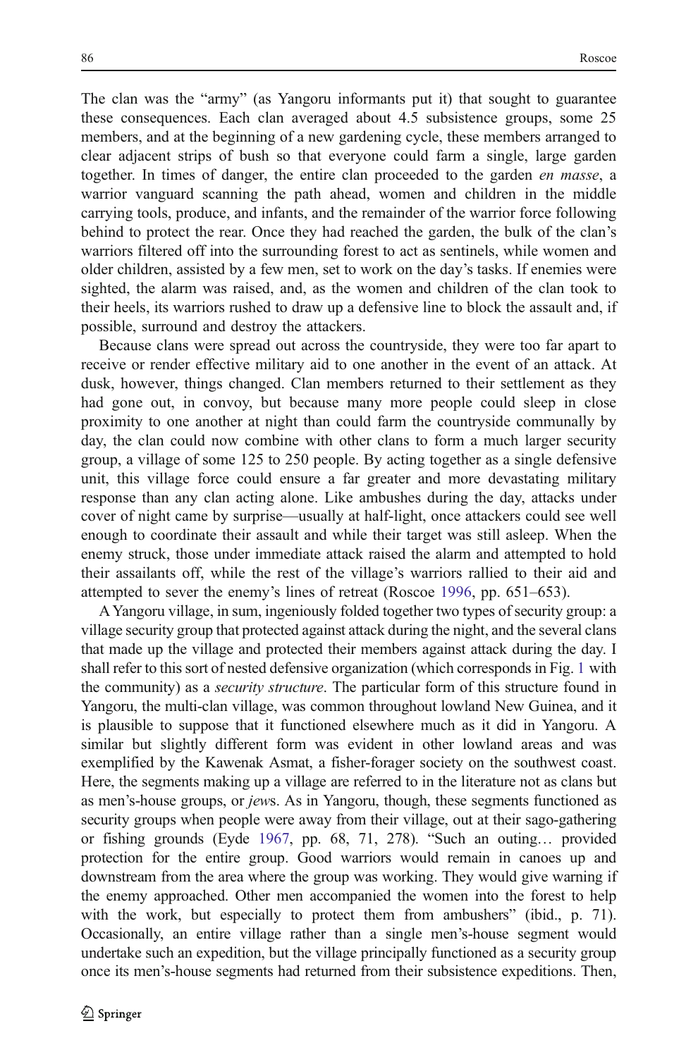The clan was the "army" (as Yangoru informants put it) that sought to guarantee these consequences. Each clan averaged about 4.5 subsistence groups, some 25 members, and at the beginning of a new gardening cycle, these members arranged to clear adjacent strips of bush so that everyone could farm a single, large garden together. In times of danger, the entire clan proceeded to the garden *en masse*, a warrior vanguard scanning the path ahead, women and children in the middle carrying tools, produce, and infants, and the remainder of the warrior force following behind to protect the rear. Once they had reached the garden, the bulk of the clan's warriors filtered off into the surrounding forest to act as sentinels, while women and older children, assisted by a few men, set to work on the day's tasks. If enemies were sighted, the alarm was raised, and, as the women and children of the clan took to their heels, its warriors rushed to draw up a defensive line to block the assault and, if possible, surround and destroy the attackers.

Because clans were spread out across the countryside, they were too far apart to receive or render effective military aid to one another in the event of an attack. At dusk, however, things changed. Clan members returned to their settlement as they had gone out, in convoy, but because many more people could sleep in close proximity to one another at night than could farm the countryside communally by day, the clan could now combine with other clans to form a much larger security group, a village of some 125 to 250 people. By acting together as a single defensive unit, this village force could ensure a far greater and more devastating military response than any clan acting alone. Like ambushes during the day, attacks under cover of night came by surprise—usually at half-light, once attackers could see well enough to coordinate their assault and while their target was still asleep. When the enemy struck, those under immediate attack raised the alarm and attempted to hold their assailants off, while the rest of the village's warriors rallied to their aid and attempted to sever the enemy's lines of retreat (Roscoe 1996, pp. 651–653).

A Yangoru village, in sum, ingeniously folded together two types of security group: a village security group that protected against attack during the night, and the several clans that made up the village and protected their members against attack during the day. I shall refer to this sort of nested defensive organization (which corresponds in Fig. 1 with the community) as a *security structure*. The particular form of this structure found in Yangoru, the multi-clan village, was common throughout lowland New Guinea, and it is plausible to suppose that it functioned elsewhere much as it did in Yangoru. A similar but slightly different form was evident in other lowland areas and was exemplified by the Kawenak Asmat, a fisher-forager society on the southwest coast. Here, the segments making up a village are referred to in the literature not as clans but as men's-house groups, or *jew*s. As in Yangoru, though, these segments functioned as security groups when people were away from their village, out at their sago-gathering or fishing grounds (Eyde 1967, pp. 68, 71, 278). "Such an outing… provided protection for the entire group. Good warriors would remain in canoes up and downstream from the area where the group was working. They would give warning if the enemy approached. Other men accompanied the women into the forest to help with the work, but especially to protect them from ambushers" (ibid., p. 71). Occasionally, an entire village rather than a single men's-house segment would undertake such an expedition, but the village principally functioned as a security group once its men's-house segments had returned from their subsistence expeditions. Then,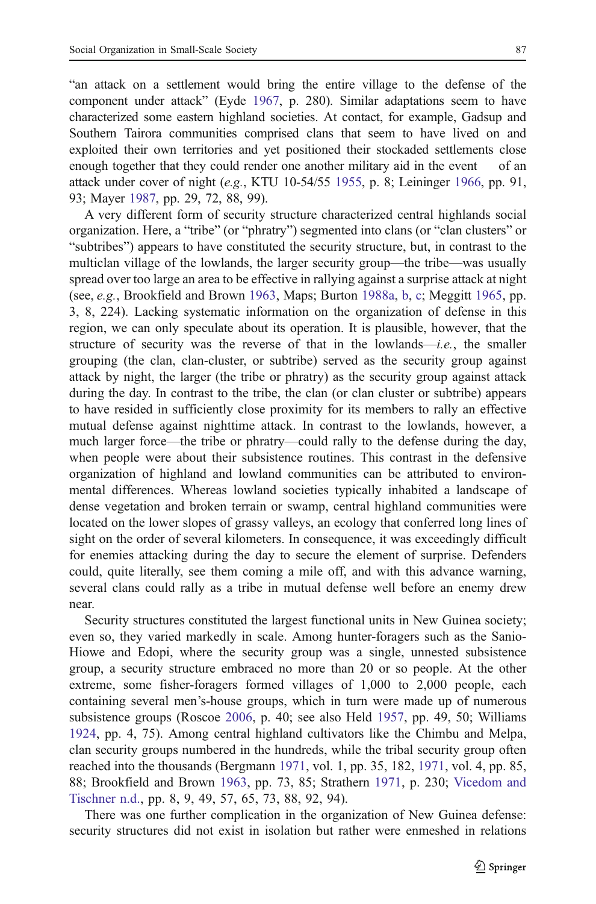"an attack on a settlement would bring the entire village to the defense of the component under attack" (Eyde 1967, p. 280). Similar adaptations seem to have characterized some eastern highland societies. At contact, for example, Gadsup and Southern Tairora communities comprised clans that seem to have lived on and exploited their own territories and yet positioned their stockaded settlements close enough together that they could render one another military aid in the event of an attack under cover of night (*e.g.*, KTU 10-54/55 1955, p. 8; Leininger 1966, pp. 91, 93; Mayer 1987, pp. 29, 72, 88, 99).

A very different form of security structure characterized central highlands social organization. Here, a "tribe" (or "phratry") segmented into clans (or "clan clusters" or "subtribes") appears to have constituted the security structure, but, in contrast to the multiclan village of the lowlands, the larger security group—the tribe—was usually spread over too large an area to be effective in rallying against a surprise attack at night (see, *e.g.*, Brookfield and Brown 1963, Maps; Burton 1988a, b, c; Meggitt 1965, pp. 3, 8, 224). Lacking systematic information on the organization of defense in this region, we can only speculate about its operation. It is plausible, however, that the structure of security was the reverse of that in the lowlands—*i.e.*, the smaller grouping (the clan, clan-cluster, or subtribe) served as the security group against attack by night, the larger (the tribe or phratry) as the security group against attack during the day. In contrast to the tribe, the clan (or clan cluster or subtribe) appears to have resided in sufficiently close proximity for its members to rally an effective mutual defense against nighttime attack. In contrast to the lowlands, however, a much larger force—the tribe or phratry—could rally to the defense during the day, when people were about their subsistence routines. This contrast in the defensive organization of highland and lowland communities can be attributed to environmental differences. Whereas lowland societies typically inhabited a landscape of dense vegetation and broken terrain or swamp, central highland communities were located on the lower slopes of grassy valleys, an ecology that conferred long lines of sight on the order of several kilometers. In consequence, it was exceedingly difficult for enemies attacking during the day to secure the element of surprise. Defenders could, quite literally, see them coming a mile off, and with this advance warning, several clans could rally as a tribe in mutual defense well before an enemy drew near.

Security structures constituted the largest functional units in New Guinea society; even so, they varied markedly in scale. Among hunter-foragers such as the Sanio-Hiowe and Edopi, where the security group was a single, unnested subsistence group, a security structure embraced no more than 20 or so people. At the other extreme, some fisher-foragers formed villages of 1,000 to 2,000 people, each containing several men's-house groups, which in turn were made up of numerous subsistence groups (Roscoe 2006, p. 40; see also Held 1957, pp. 49, 50; Williams 1924, pp. 4, 75). Among central highland cultivators like the Chimbu and Melpa, clan security groups numbered in the hundreds, while the tribal security group often reached into the thousands (Bergmann 1971, vol. 1, pp. 35, 182, 1971, vol. 4, pp. 85, 88; Brookfield and Brown 1963, pp. 73, 85; Strathern 1971, p. 230; Vicedom and Tischner n.d., pp. 8, 9, 49, 57, 65, 73, 88, 92, 94).

There was one further complication in the organization of New Guinea defense: security structures did not exist in isolation but rather were enmeshed in relations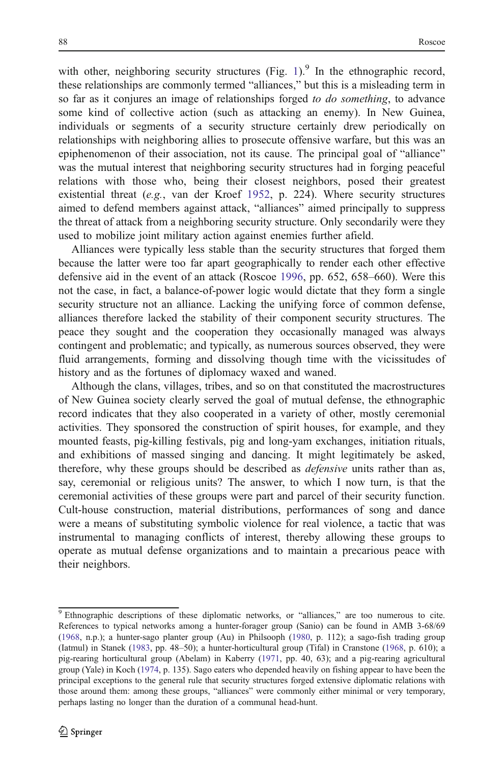with other, neighboring security structures (Fig. 1).[9] In the ethnographic record, these relationships are commonly termed "alliances," but this is a misleading term in so far as it conjures an image of relationships forged *to do something*, to advance some kind of collective action (such as attacking an enemy). In New Guinea, individuals or segments of a security structure certainly drew periodically on relationships with neighboring allies to prosecute offensive warfare, but this was an epiphenomenon of their association, not its cause. The principal goal of "alliance" was the mutual interest that neighboring security structures had in forging peaceful relations with those who, being their closest neighbors, posed their greatest existential threat (*e.g.*, van der Kroef 1952, p. 224). Where security structures aimed to defend members against attack, "alliances" aimed principally to suppress the threat of attack from a neighboring security structure. Only secondarily were they used to mobilize joint military action against enemies further afield.

Alliances were typically less stable than the security structures that forged them because the latter were too far apart geographically to render each other effective defensive aid in the event of an attack (Roscoe 1996, pp. 652, 658–660). Were this not the case, in fact, a balance-of-power logic would dictate that they form a single security structure not an alliance. Lacking the unifying force of common defense, alliances therefore lacked the stability of their component security structures. The peace they sought and the cooperation they occasionally managed was always contingent and problematic; and typically, as numerous sources observed, they were fluid arrangements, forming and dissolving though time with the vicissitudes of history and as the fortunes of diplomacy waxed and waned.

Although the clans, villages, tribes, and so on that constituted the macrostructures of New Guinea society clearly served the goal of mutual defense, the ethnographic record indicates that they also cooperated in a variety of other, mostly ceremonial activities. They sponsored the construction of spirit houses, for example, and they mounted feasts, pig-killing festivals, pig and long-yam exchanges, initiation rituals, and exhibitions of massed singing and dancing. It might legitimately be asked, therefore, why these groups should be described as *defensive* units rather than as, say, ceremonial or religious units? The answer, to which I now turn, is that the ceremonial activities of these groups were part and parcel of their security function. Cult-house construction, material distributions, performances of song and dance were a means of substituting symbolic violence for real violence, a tactic that was instrumental to managing conflicts of interest, thereby allowing these groups to operate as mutual defense organizations and to maintain a precarious peace with their neighbors.

---

[9] Ethnographic descriptions of these diplomatic networks, or "alliances," are too numerous to cite. References to typical networks among a hunter-forager group (Sanio) can be found in AMB 3-68/69 (1968, n.p.); a hunter-sago planter group (Au) in Philsooph (1980, p. 112); a sago-fish trading group (Iatmul) in Stanek (1983, pp. 48–50); a hunter-horticultural group (Tifal) in Cranstone (1968, p. 610); a pig-rearing horticultural group (Abelam) in Kaberry (1971, pp. 40, 63); and a pig-rearing agricultural group (Yale) in Koch (1974, p. 135). Sago eaters who depended heavily on fishing appear to have been the principal exceptions to the general rule that security structures forged extensive diplomatic relations with those around them: among these groups, "alliances" were commonly either minimal or very temporary, perhaps lasting no longer than the duration of a communal head-hunt.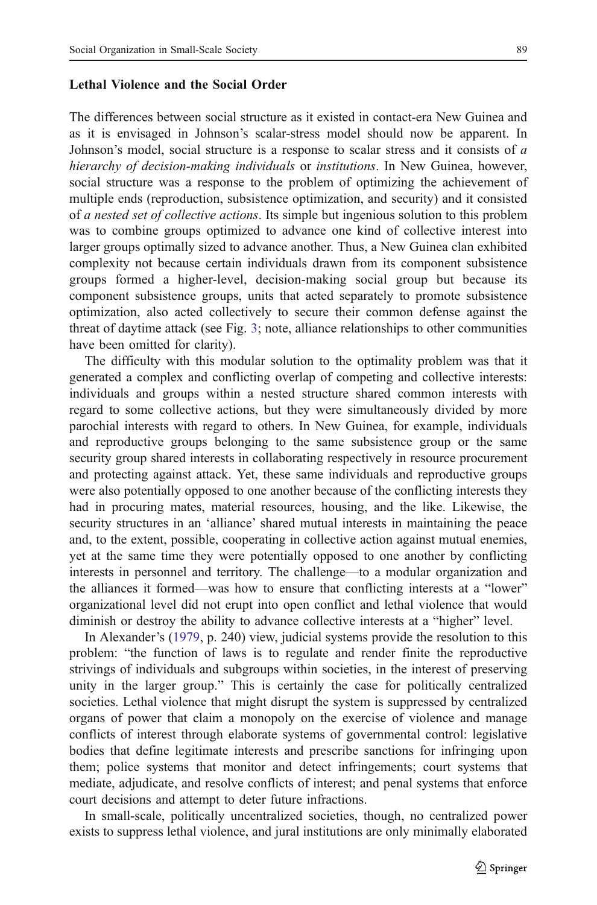### Lethal Violence and the Social Order

The differences between social structure as it existed in contact-era New Guinea and as it is envisaged in Johnson's scalar-stress model should now be apparent. In Johnson's model, social structure is a response to scalar stress and it consists of *a hierarchy of decision-making individuals* or *institutions*. In New Guinea, however, social structure was a response to the problem of optimizing the achievement of multiple ends (reproduction, subsistence optimization, and security) and it consisted of *a nested set of collective actions*. Its simple but ingenious solution to this problem was to combine groups optimized to advance one kind of collective interest into larger groups optimally sized to advance another. Thus, a New Guinea clan exhibited complexity not because certain individuals drawn from its component subsistence groups formed a higher-level, decision-making social group but because its component subsistence groups, units that acted separately to promote subsistence optimization, also acted collectively to secure their common defense against the threat of daytime attack (see Fig. 3; note, alliance relationships to other communities have been omitted for clarity).

The difficulty with this modular solution to the optimality problem was that it generated a complex and conflicting overlap of competing and collective interests: individuals and groups within a nested structure shared common interests with regard to some collective actions, but they were simultaneously divided by more parochial interests with regard to others. In New Guinea, for example, individuals and reproductive groups belonging to the same subsistence group or the same security group shared interests in collaborating respectively in resource procurement and protecting against attack. Yet, these same individuals and reproductive groups were also potentially opposed to one another because of the conflicting interests they had in procuring mates, material resources, housing, and the like. Likewise, the security structures in an 'alliance' shared mutual interests in maintaining the peace and, to the extent, possible, cooperating in collective action against mutual enemies, yet at the same time they were potentially opposed to one another by conflicting interests in personnel and territory. The challenge—to a modular organization and the alliances it formed—was how to ensure that conflicting interests at a "lower" organizational level did not erupt into open conflict and lethal violence that would diminish or destroy the ability to advance collective interests at a "higher" level.

In Alexander's (1979, p. 240) view, judicial systems provide the resolution to this problem: "the function of laws is to regulate and render finite the reproductive strivings of individuals and subgroups within societies, in the interest of preserving unity in the larger group." This is certainly the case for politically centralized societies. Lethal violence that might disrupt the system is suppressed by centralized organs of power that claim a monopoly on the exercise of violence and manage conflicts of interest through elaborate systems of governmental control: legislative bodies that define legitimate interests and prescribe sanctions for infringing upon them; police systems that monitor and detect infringements; court systems that mediate, adjudicate, and resolve conflicts of interest; and penal systems that enforce court decisions and attempt to deter future infractions.

In small-scale, politically uncentralized societies, though, no centralized power exists to suppress lethal violence, and jural institutions are only minimally elaborated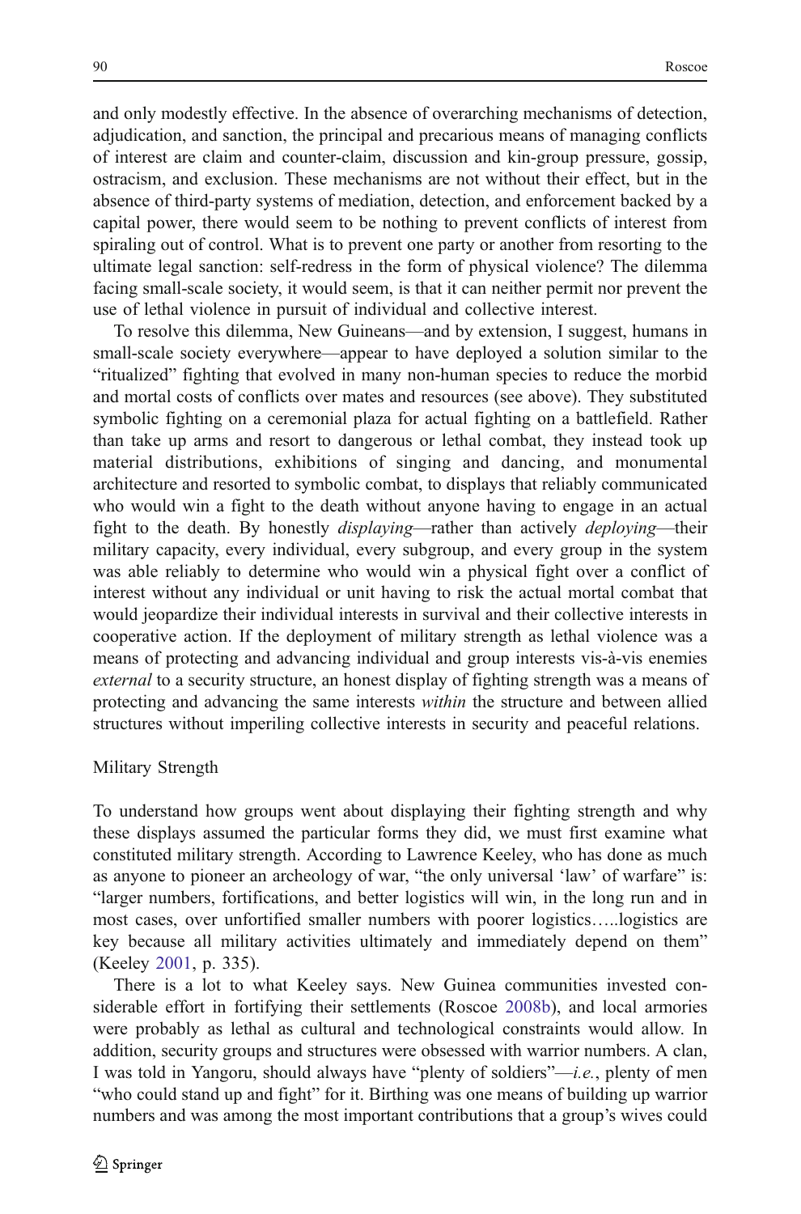and only modestly effective. In the absence of overarching mechanisms of detection, adjudication, and sanction, the principal and precarious means of managing conflicts of interest are claim and counter-claim, discussion and kin-group pressure, gossip, ostracism, and exclusion. These mechanisms are not without their effect, but in the absence of third-party systems of mediation, detection, and enforcement backed by a capital power, there would seem to be nothing to prevent conflicts of interest from spiraling out of control. What is to prevent one party or another from resorting to the ultimate legal sanction: self-redress in the form of physical violence? The dilemma facing small-scale society, it would seem, is that it can neither permit nor prevent the use of lethal violence in pursuit of individual and collective interest.

To resolve this dilemma, New Guineans—and by extension, I suggest, humans in small-scale society everywhere—appear to have deployed a solution similar to the "ritualized" fighting that evolved in many non-human species to reduce the morbid and mortal costs of conflicts over mates and resources (see above). They substituted symbolic fighting on a ceremonial plaza for actual fighting on a battlefield. Rather than take up arms and resort to dangerous or lethal combat, they instead took up material distributions, exhibitions of singing and dancing, and monumental architecture and resorted to symbolic combat, to displays that reliably communicated who would win a fight to the death without anyone having to engage in an actual fight to the death. By honestly *displaying*—rather than actively *deploying*—their military capacity, every individual, every subgroup, and every group in the system was able reliably to determine who would win a physical fight over a conflict of interest without any individual or unit having to risk the actual mortal combat that would jeopardize their individual interests in survival and their collective interests in cooperative action. If the deployment of military strength as lethal violence was a means of protecting and advancing individual and group interests vis-à-vis enemies *external* to a security structure, an honest display of fighting strength was a means of protecting and advancing the same interests *within* the structure and between allied structures without imperiling collective interests in security and peaceful relations.

## Military Strength

To understand how groups went about displaying their fighting strength and why these displays assumed the particular forms they did, we must first examine what constituted military strength. According to Lawrence Keeley, who has done as much as anyone to pioneer an archeology of war, "the only universal 'law' of warfare" is: "larger numbers, fortifications, and better logistics will win, in the long run and in most cases, over unfortified smaller numbers with poorer logistics…..logistics are key because all military activities ultimately and immediately depend on them" (Keeley 2001, p. 335).

There is a lot to what Keeley says. New Guinea communities invested considerable effort in fortifying their settlements (Roscoe 2008b), and local armories were probably as lethal as cultural and technological constraints would allow. In addition, security groups and structures were obsessed with warrior numbers. A clan, I was told in Yangoru, should always have "plenty of soldiers"—*i.e.*, plenty of men "who could stand up and fight" for it. Birthing was one means of building up warrior numbers and was among the most important contributions that a group's wives could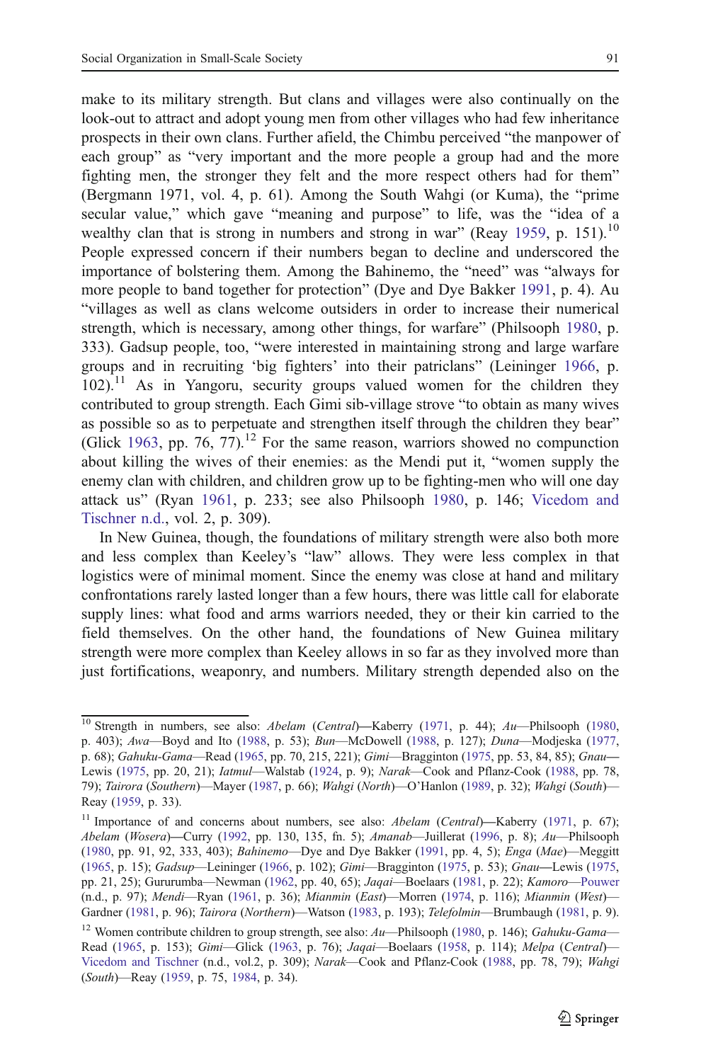make to its military strength. But clans and villages were also continually on the look-out to attract and adopt young men from other villages who had few inheritance prospects in their own clans. Further afield, the Chimbu perceived "the manpower of each group" as "very important and the more people a group had and the more fighting men, the stronger they felt and the more respect others had for them" (Bergmann 1971, vol. 4, p. 61). Among the South Wahgi (or Kuma), the "prime secular value," which gave "meaning and purpose" to life, was the "idea of a wealthy clan that is strong in numbers and strong in war" (Reay 1959, p. 151).[10] People expressed concern if their numbers began to decline and underscored the importance of bolstering them. Among the Bahinemo, the "need" was "always for more people to band together for protection" (Dye and Dye Bakker 1991, p. 4). Au "villages as well as clans welcome outsiders in order to increase their numerical strength, which is necessary, among other things, for warfare" (Philsooph 1980, p. 333). Gadsup people, too, "were interested in maintaining strong and large warfare groups and in recruiting 'big fighters' into their patriclans" (Leininger 1966, p. 102).[11] As in Yangoru, security groups valued women for the children they contributed to group strength. Each Gimi sib-village strove "to obtain as many wives as possible so as to perpetuate and strengthen itself through the children they bear" (Glick 1963, pp. 76, 77).[12] For the same reason, warriors showed no compunction about killing the wives of their enemies: as the Mendi put it, "women supply the enemy clan with children, and children grow up to be fighting-men who will one day attack us" (Ryan 1961, p. 233; see also Philsooph 1980, p. 146; Vicedom and Tischner n.d., vol. 2, p. 309).

In New Guinea, though, the foundations of military strength were also both more and less complex than Keeley's "law" allows. They were less complex in that logistics were of minimal moment. Since the enemy was close at hand and military confrontations rarely lasted longer than a few hours, there was little call for elaborate supply lines: what food and arms warriors needed, they or their kin carried to the field themselves. On the other hand, the foundations of New Guinea military strength were more complex than Keeley allows in so far as they involved more than just fortifications, weaponry, and numbers. Military strength depended also on the

---

[10] Strength in numbers, see also: *Abelam* (*Central*)—Kaberry (1971, p. 44); *Au*—Philsooph (1980, p. 403); *Awa*—Boyd and Ito (1988, p. 53); *Bun*—McDowell (1988, p. 127); *Duna*—Modjeska (1977, p. 68); *Gahuku-Gama*—Read (1965, pp. 70, 215, 221); *Gimi*—Bragginton (1975, pp. 53, 84, 85); *Gnau*—Lewis (1975, pp. 20, 21); *Iatmul*—Walstab (1924, p. 9); *Narak*—Cook and Pflanz-Cook (1988, pp. 78, 79); *Tairora* (*Southern*)—Mayer (1987, p. 66); *Wahgi* (*North*)—O'Hanlon (1989, p. 32); *Wahgi* (*South*)—Reay (1959, p. 33).

[11] Importance of and concerns about numbers, see also: *Abelam* (*Central*)—Kaberry (1971, p. 67); *Abelam* (*Wosera*)—Curry (1992, pp. 130, 135, fn. 5); *Amanab*—Juillerat (1996, p. 8); *Au*—Philsooph (1980, pp. 91, 92, 333, 403); *Bahinemo*—Dye and Dye Bakker (1991, pp. 4, 5); *Enga* (*Mae*)—Meggitt (1965, p. 15); *Gadsup*—Leininger (1966, p. 102); *Gimi*—Bragginton (1975, p. 53); *Gnau*—Lewis (1975, pp. 21, 25); Gururumba—Newman (1962, pp. 40, 65); *Jaqai*—Boelaars (1981, p. 22); *Kamoro*—Pouwer (n.d., p. 97); *Mendi*—Ryan (1961, p. 36); *Mianmin* (*East*)—Morren (1974, p. 116); *Mianmin* (*West*)—Gardner (1981, p. 96); *Tairora* (*Northern*)—Watson (1983, p. 193); *Telefolmin*—Brumbaugh (1981, p. 9).

[12] Women contribute children to group strength, see also: *Au*—Philsooph (1980, p. 146); *Gahuku-Gama*—Read (1965, p. 153); *Gimi*—Glick (1963, p. 76); *Jaqai*—Boelaars (1958, p. 114); *Melpa* (*Central*)—Vicedom and Tischner (n.d., vol.2, p. 309); *Narak*—Cook and Pflanz-Cook (1988, pp. 78, 79); *Wahgi* (*South*)—Reay (1959, p. 75, 1984, p. 34).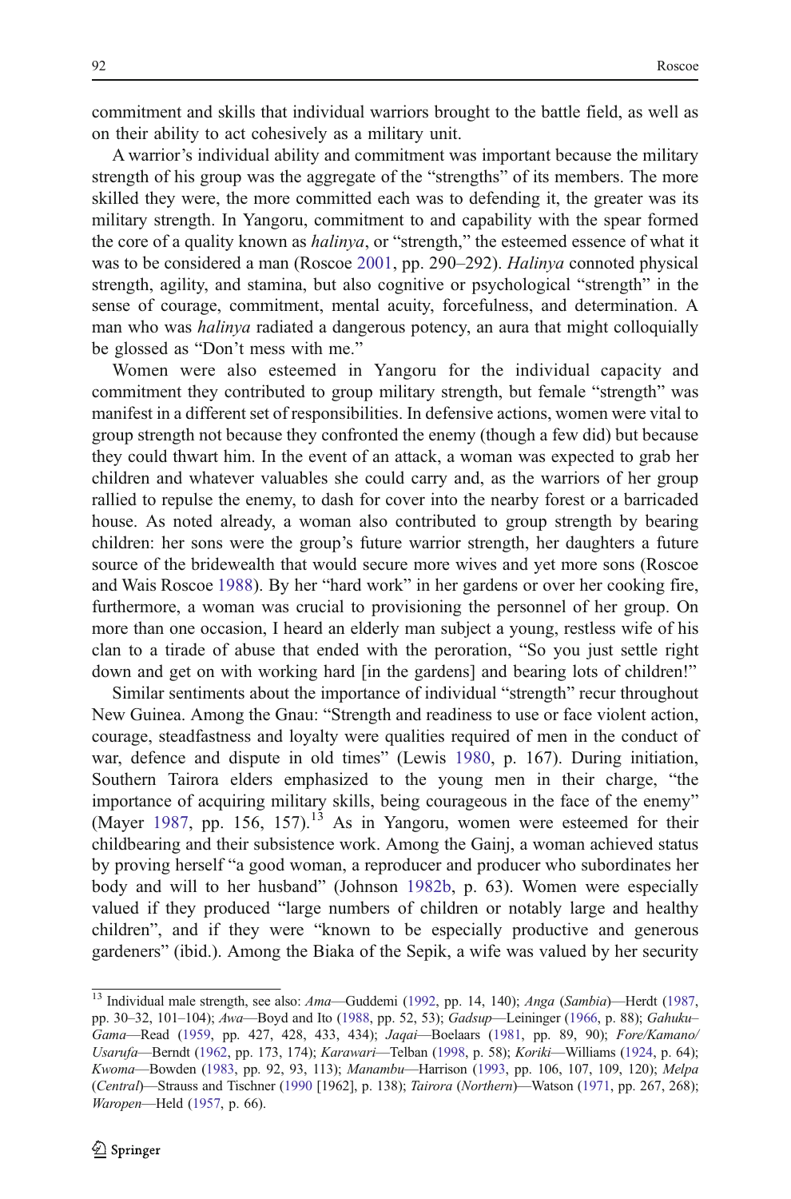commitment and skills that individual warriors brought to the battle field, as well as on their ability to act cohesively as a military unit.

A warrior's individual ability and commitment was important because the military strength of his group was the aggregate of the "strengths" of its members. The more skilled they were, the more committed each was to defending it, the greater was its military strength. In Yangoru, commitment to and capability with the spear formed the core of a quality known as *halinya*, or "strength," the esteemed essence of what it was to be considered a man (Roscoe 2001, pp. 290–292). *Halinya* connoted physical strength, agility, and stamina, but also cognitive or psychological "strength" in the sense of courage, commitment, mental acuity, forcefulness, and determination. A man who was *halinya* radiated a dangerous potency, an aura that might colloquially be glossed as "Don't mess with me."

Women were also esteemed in Yangoru for the individual capacity and commitment they contributed to group military strength, but female "strength" was manifest in a different set of responsibilities. In defensive actions, women were vital to group strength not because they confronted the enemy (though a few did) but because they could thwart him. In the event of an attack, a woman was expected to grab her children and whatever valuables she could carry and, as the warriors of her group rallied to repulse the enemy, to dash for cover into the nearby forest or a barricaded house. As noted already, a woman also contributed to group strength by bearing children: her sons were the group's future warrior strength, her daughters a future source of the bridewealth that would secure more wives and yet more sons (Roscoe and Wais Roscoe 1988). By her "hard work" in her gardens or over her cooking fire, furthermore, a woman was crucial to provisioning the personnel of her group. On more than one occasion, I heard an elderly man subject a young, restless wife of his clan to a tirade of abuse that ended with the peroration, "So you just settle right down and get on with working hard [in the gardens] and bearing lots of children!"

Similar sentiments about the importance of individual "strength" recur throughout New Guinea. Among the Gnau: "Strength and readiness to use or face violent action, courage, steadfastness and loyalty were qualities required of men in the conduct of war, defence and dispute in old times" (Lewis 1980, p. 167). During initiation, Southern Tairora elders emphasized to the young men in their charge, "the importance of acquiring military skills, being courageous in the face of the enemy" (Mayer 1987, pp. 156, 157).[13] As in Yangoru, women were esteemed for their childbearing and their subsistence work. Among the Gainj, a woman achieved status by proving herself "a good woman, a reproducer and producer who subordinates her body and will to her husband" (Johnson 1982b, p. 63). Women were especially valued if they produced "large numbers of children or notably large and healthy children", and if they were "known to be especially productive and generous gardeners" (ibid.). Among the Biaka of the Sepik, a wife was valued by her security

---

[13] Individual male strength, see also: *Ama*—Guddemi (1992, pp. 14, 140); *Anga* (*Sambia*)—Herdt (1987, pp. 30–32, 101–104); *Awa*—Boyd and Ito (1988, pp. 52, 53); *Gadsup*—Leininger (1966, p. 88); *Gahuku–Gama*—Read (1959, pp. 427, 428, 433, 434); *Jaqai*—Boelaars (1981, pp. 89, 90); *Fore/Kamano/Usarufa*—Berndt (1962, pp. 173, 174); *Karawari*—Telban (1998, p. 58); *Koriki*—Williams (1924, p. 64); *Kwoma*—Bowden (1983, pp. 92, 93, 113); *Manambu*—Harrison (1993, pp. 106, 107, 109, 120); *Melpa* (*Central*)—Strauss and Tischner (1990 [1962], p. 138); *Tairora* (*Northern*)—Watson (1971, pp. 267, 268); *Waropen*—Held (1957, p. 66).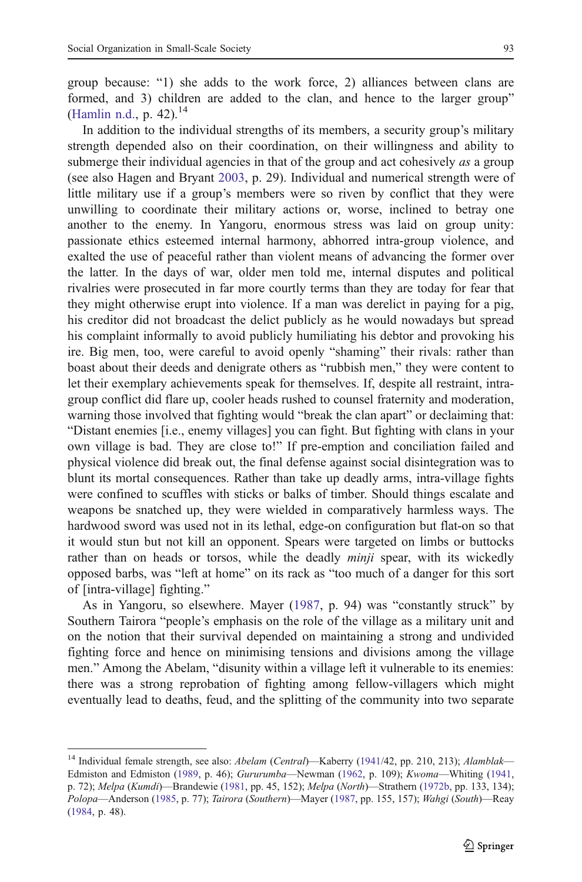group because: "1) she adds to the work force, 2) alliances between clans are formed, and 3) children are added to the clan, and hence to the larger group" (Hamlin n.d., p. 42).[14]

In addition to the individual strengths of its members, a security group's military strength depended also on their coordination, on their willingness and ability to submerge their individual agencies in that of the group and act cohesively *as* a group (see also Hagen and Bryant 2003, p. 29). Individual and numerical strength were of little military use if a group's members were so riven by conflict that they were unwilling to coordinate their military actions or, worse, inclined to betray one another to the enemy. In Yangoru, enormous stress was laid on group unity: passionate ethics esteemed internal harmony, abhorred intra-group violence, and exalted the use of peaceful rather than violent means of advancing the former over the latter. In the days of war, older men told me, internal disputes and political rivalries were prosecuted in far more courtly terms than they are today for fear that they might otherwise erupt into violence. If a man was derelict in paying for a pig, his creditor did not broadcast the delict publicly as he would nowadays but spread his complaint informally to avoid publicly humiliating his debtor and provoking his ire. Big men, too, were careful to avoid openly "shaming" their rivals: rather than boast about their deeds and denigrate others as "rubbish men," they were content to let their exemplary achievements speak for themselves. If, despite all restraint, intra-group conflict did flare up, cooler heads rushed to counsel fraternity and moderation, warning those involved that fighting would "break the clan apart" or declaiming that: "Distant enemies [i.e., enemy villages] you can fight. But fighting with clans in your own village is bad. They are close to!" If pre-emption and conciliation failed and physical violence did break out, the final defense against social disintegration was to blunt its mortal consequences. Rather than take up deadly arms, intra-village fights were confined to scuffles with sticks or balks of timber. Should things escalate and weapons be snatched up, they were wielded in comparatively harmless ways. The hardwood sword was used not in its lethal, edge-on configuration but flat-on so that it would stun but not kill an opponent. Spears were targeted on limbs or buttocks rather than on heads or torsos, while the deadly *minji* spear, with its wickedly opposed barbs, was "left at home" on its rack as "too much of a danger for this sort of [intra-village] fighting."

As in Yangoru, so elsewhere. Mayer (1987, p. 94) was "constantly struck" by Southern Tairora "people's emphasis on the role of the village as a military unit and on the notion that their survival depended on maintaining a strong and undivided fighting force and hence on minimising tensions and divisions among the village men." Among the Abelam, "disunity within a village left it vulnerable to its enemies: there was a strong reprobation of fighting among fellow-villagers which might eventually lead to deaths, feud, and the splitting of the community into two separate

---

[14] Individual female strength, see also: *Abelam* (*Central*)—Kaberry (1941/42, pp. 210, 213); *Alamblak*—Edmiston and Edmiston (1989, p. 46); *Gururumba*—Newman (1962, p. 109); *Kwoma*—Whiting (1941, p. 72); *Melpa* (*Kumdi*)—Brandewie (1981, pp. 45, 152); *Melpa* (*North*)—Strathern (1972b, pp. 133, 134); *Polopa*—Anderson (1985, p. 77); *Tairora* (*Southern*)—Mayer (1987, pp. 155, 157); *Wahgi* (*South*)—Reay (1984, p. 48).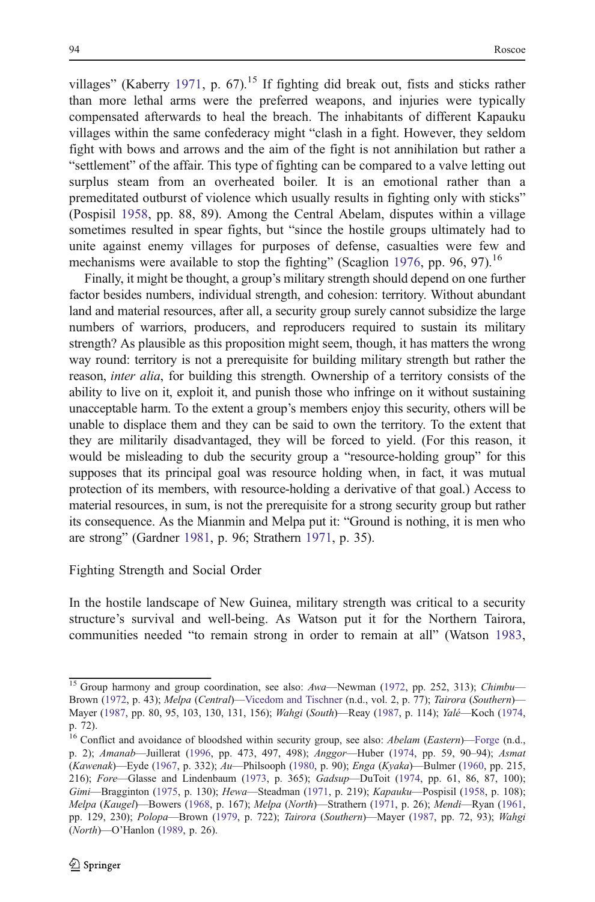villages" (Kaberry 1971, p. 67).[15] If fighting did break out, fists and sticks rather than more lethal arms were the preferred weapons, and injuries were typically compensated afterwards to heal the breach. The inhabitants of different Kapauku villages within the same confederacy might "clash in a fight. However, they seldom fight with bows and arrows and the aim of the fight is not annihilation but rather a "settlement" of the affair. This type of fighting can be compared to a valve letting out surplus steam from an overheated boiler. It is an emotional rather than a premeditated outburst of violence which usually results in fighting only with sticks" (Pospisil 1958, pp. 88, 89). Among the Central Abelam, disputes within a village sometimes resulted in spear fights, but "since the hostile groups ultimately had to unite against enemy villages for purposes of defense, casualties were few and mechanisms were available to stop the fighting" (Scaglion 1976, pp. 96, 97).[16]

Finally, it might be thought, a group's military strength should depend on one further factor besides numbers, individual strength, and cohesion: territory. Without abundant land and material resources, after all, a security group surely cannot subsidize the large numbers of warriors, producers, and reproducers required to sustain its military strength? As plausible as this proposition might seem, though, it has matters the wrong way round: territory is not a prerequisite for building military strength but rather the reason, *inter alia*, for building this strength. Ownership of a territory consists of the ability to live on it, exploit it, and punish those who infringe on it without sustaining unacceptable harm. To the extent a group's members enjoy this security, others will be unable to displace them and they can be said to own the territory. To the extent that they are militarily disadvantaged, they will be forced to yield. (For this reason, it would be misleading to dub the security group a "resource-holding group" for this supposes that its principal goal was resource holding when, in fact, it was mutual protection of its members, with resource-holding a derivative of that goal.) Access to material resources, in sum, is not the prerequisite for a strong security group but rather its consequence. As the Mianmin and Melpa put it: "Ground is nothing, it is men who are strong" (Gardner 1981, p. 96; Strathern 1971, p. 35).

## Fighting Strength and Social Order

In the hostile landscape of New Guinea, military strength was critical to a security structure's survival and well-being. As Watson put it for the Northern Tairora, communities needed "to remain strong in order to remain at all" (Watson 1983,

---

[15] Group harmony and group coordination, see also: *Awa*—Newman (1972, pp. 252, 313); *Chimbu*—Brown (1972, p. 43); *Melpa* (*Central*)—Vicedom and Tischner (n.d., vol. 2, p. 77); *Tairora* (*Southern*)—Mayer (1987, pp. 80, 95, 103, 130, 131, 156); *Wahgi* (*South*)—Reay (1987, p. 114); *Yalé*—Koch (1974, p. 72).

[16] Conflict and avoidance of bloodshed within security group, see also: *Abelam* (*Eastern*)—Forge (n.d., p. 2); *Amanab*—Juillerat (1996, pp. 473, 497, 498); *Anggor*—Huber (1974, pp. 59, 90–94); *Asmat* (*Kawenak*)—Eyde (1967, p. 332); *Au*—Philsooph (1980, p. 90); *Enga* (*Kyaka*)—Bulmer (1960, pp. 215, 216); *Fore*—Glasse and Lindenbaum (1973, p. 365); *Gadsup*—DuToit (1974, pp. 61, 86, 87, 100); *Gimi*—Bragginton (1975, p. 130); *Hewa*—Steadman (1971, p. 219); *Kapauku*—Pospisil (1958, p. 108); *Melpa* (*Kaugel*)—Bowers (1968, p. 167); *Melpa* (*North*)—Strathern (1971, p. 26); *Mendi*—Ryan (1961, pp. 129, 230); *Polopa*—Brown (1979, p. 722); *Tairora* (*Southern*)—Mayer (1987, pp. 72, 93); *Wahgi* (*North*)—O'Hanlon (1989, p. 26).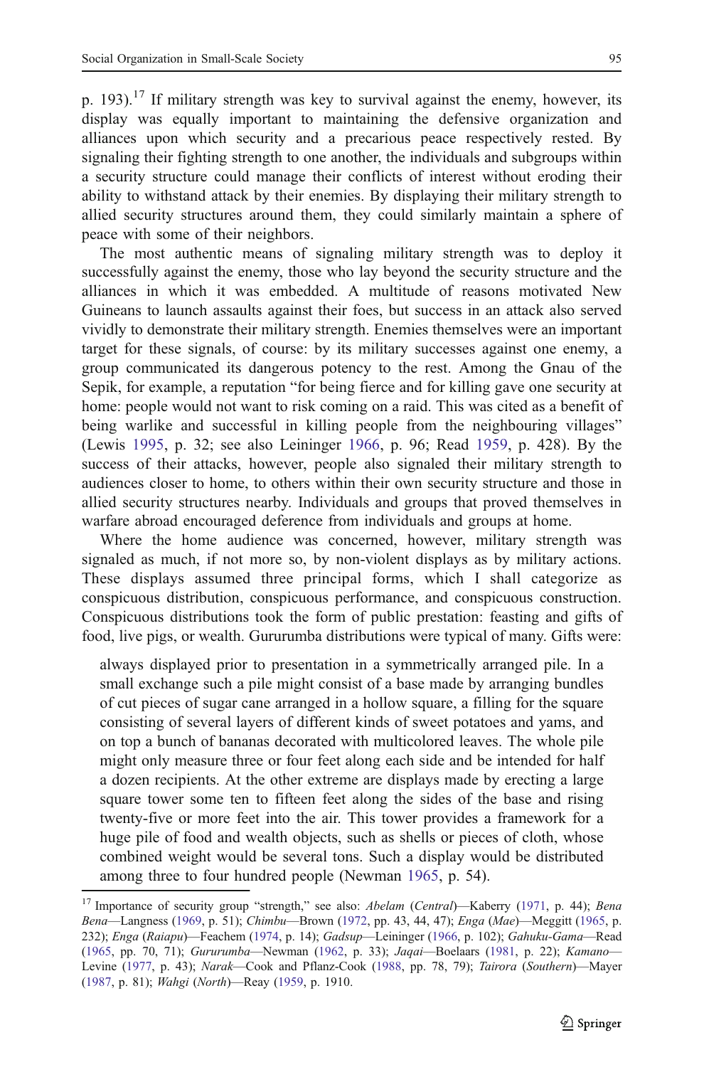p. 193).[17] If military strength was key to survival against the enemy, however, its display was equally important to maintaining the defensive organization and alliances upon which security and a precarious peace respectively rested. By signaling their fighting strength to one another, the individuals and subgroups within a security structure could manage their conflicts of interest without eroding their ability to withstand attack by their enemies. By displaying their military strength to allied security structures around them, they could similarly maintain a sphere of peace with some of their neighbors.

The most authentic means of signaling military strength was to deploy it successfully against the enemy, those who lay beyond the security structure and the alliances in which it was embedded. A multitude of reasons motivated New Guineans to launch assaults against their foes, but success in an attack also served vividly to demonstrate their military strength. Enemies themselves were an important target for these signals, of course: by its military successes against one enemy, a group communicated its dangerous potency to the rest. Among the Gnau of the Sepik, for example, a reputation "for being fierce and for killing gave one security at home: people would not want to risk coming on a raid. This was cited as a benefit of being warlike and successful in killing people from the neighbouring villages" (Lewis 1995, p. 32; see also Leininger 1966, p. 96; Read 1959, p. 428). By the success of their attacks, however, people also signaled their military strength to audiences closer to home, to others within their own security structure and those in allied security structures nearby. Individuals and groups that proved themselves in warfare abroad encouraged deference from individuals and groups at home.

Where the home audience was concerned, however, military strength was signaled as much, if not more so, by non-violent displays as by military actions. These displays assumed three principal forms, which I shall categorize as conspicuous distribution, conspicuous performance, and conspicuous construction. Conspicuous distributions took the form of public prestation: feasting and gifts of food, live pigs, or wealth. Gururumba distributions were typical of many. Gifts were:

> always displayed prior to presentation in a symmetrically arranged pile. In a small exchange such a pile might consist of a base made by arranging bundles of cut pieces of sugar cane arranged in a hollow square, a filling for the square consisting of several layers of different kinds of sweet potatoes and yams, and on top a bunch of bananas decorated with multicolored leaves. The whole pile might only measure three or four feet along each side and be intended for half a dozen recipients. At the other extreme are displays made by erecting a large square tower some ten to fifteen feet along the sides of the base and rising twenty-five or more feet into the air. This tower provides a framework for a huge pile of food and wealth objects, such as shells or pieces of cloth, whose combined weight would be several tons. Such a display would be distributed among three to four hundred people (Newman 1965, p. 54).

[17] Importance of security group "strength," see also: *Abelam* (*Central*)—Kaberry (1971, p. 44); *Bena Bena*—Langness (1969, p. 51); *Chimbu*—Brown (1972, pp. 43, 44, 47); *Enga* (*Mae*)—Meggitt (1965, p. 232); *Enga* (*Raiapu*)—Feachem (1974, p. 14); *Gadsup*—Leininger (1966, p. 102); *Gahuku-Gama*—Read (1965, pp. 70, 71); *Gururumba*—Newman (1962, p. 33); *Jaqai*—Boelaars (1981, p. 22); *Kamano*—Levine (1977, p. 43); *Narak*—Cook and Pflanz-Cook (1988, pp. 78, 79); *Tairora* (*Southern*)—Mayer (1987, p. 81); *Wahgi* (*North*)—Reay (1959, p. 1910.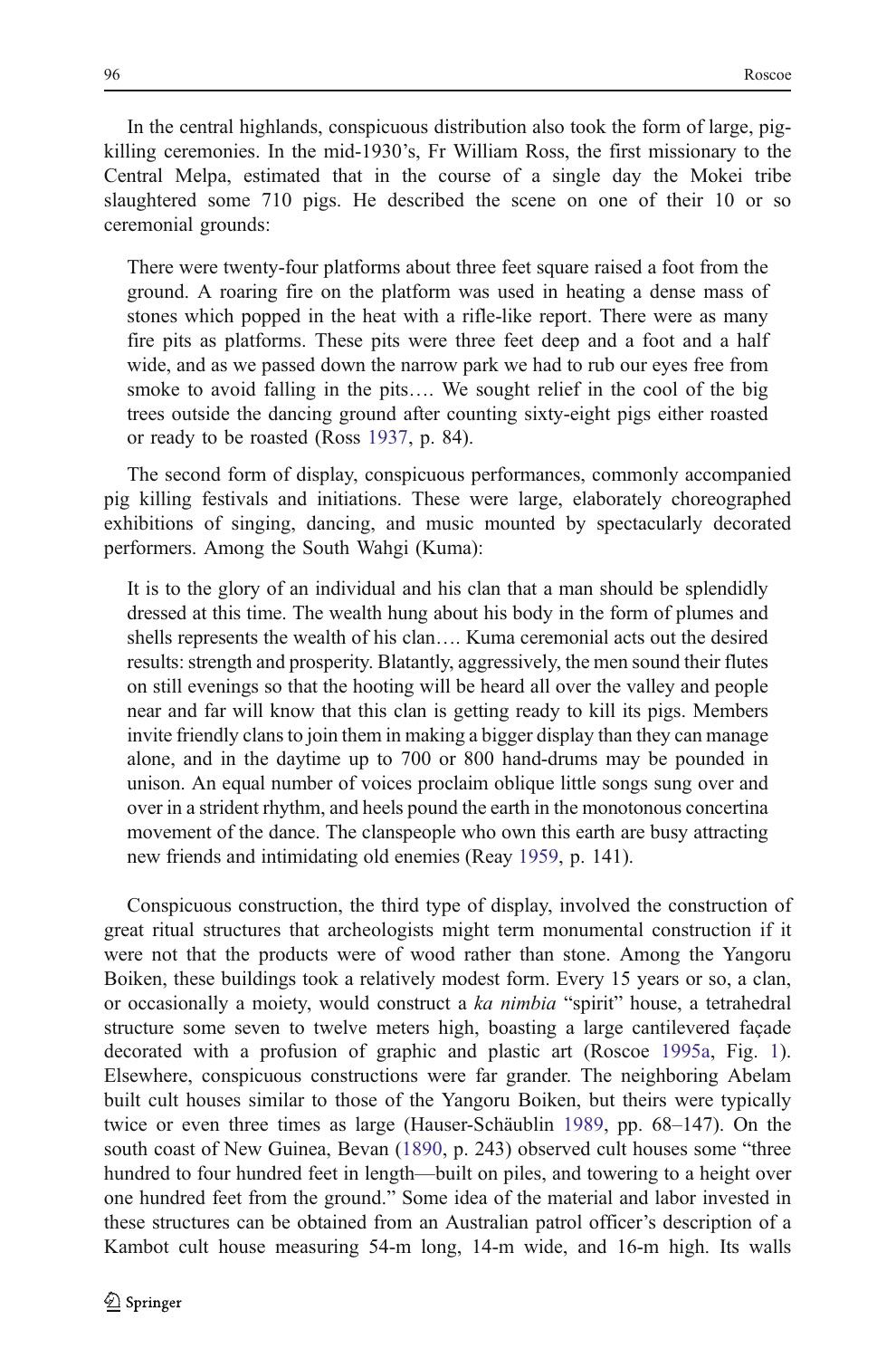In the central highlands, conspicuous distribution also took the form of large, pig-killing ceremonies. In the mid-1930's, Fr William Ross, the first missionary to the Central Melpa, estimated that in the course of a single day the Mokei tribe slaughtered some 710 pigs. He described the scene on one of their 10 or so ceremonial grounds:

> There were twenty-four platforms about three feet square raised a foot from the ground. A roaring fire on the platform was used in heating a dense mass of stones which popped in the heat with a rifle-like report. There were as many fire pits as platforms. These pits were three feet deep and a foot and a half wide, and as we passed down the narrow park we had to rub our eyes free from smoke to avoid falling in the pits…. We sought relief in the cool of the big trees outside the dancing ground after counting sixty-eight pigs either roasted or ready to be roasted (Ross 1937, p. 84).

The second form of display, conspicuous performances, commonly accompanied pig killing festivals and initiations. These were large, elaborately choreographed exhibitions of singing, dancing, and music mounted by spectacularly decorated performers. Among the South Wahgi (Kuma):

> It is to the glory of an individual and his clan that a man should be splendidly dressed at this time. The wealth hung about his body in the form of plumes and shells represents the wealth of his clan…. Kuma ceremonial acts out the desired results: strength and prosperity. Blatantly, aggressively, the men sound their flutes on still evenings so that the hooting will be heard all over the valley and people near and far will know that this clan is getting ready to kill its pigs. Members invite friendly clans to join them in making a bigger display than they can manage alone, and in the daytime up to 700 or 800 hand-drums may be pounded in unison. An equal number of voices proclaim oblique little songs sung over and over in a strident rhythm, and heels pound the earth in the monotonous concertina movement of the dance. The clanspeople who own this earth are busy attracting new friends and intimidating old enemies (Reay 1959, p. 141).

Conspicuous construction, the third type of display, involved the construction of great ritual structures that archeologists might term monumental construction if it were not that the products were of wood rather than stone. Among the Yangoru Boiken, these buildings took a relatively modest form. Every 15 years or so, a clan, or occasionally a moiety, would construct a *ka nimbia* "spirit" house, a tetrahedral structure some seven to twelve meters high, boasting a large cantilevered façade decorated with a profusion of graphic and plastic art (Roscoe 1995a, Fig. 1). Elsewhere, conspicuous constructions were far grander. The neighboring Abelam built cult houses similar to those of the Yangoru Boiken, but theirs were typically twice or even three times as large (Hauser-Schäublin 1989, pp. 68–147). On the south coast of New Guinea, Bevan (1890, p. 243) observed cult houses some "three hundred to four hundred feet in length—built on piles, and towering to a height over one hundred feet from the ground." Some idea of the material and labor invested in these structures can be obtained from an Australian patrol officer's description of a Kambot cult house measuring 54-m long, 14-m wide, and 16-m high. Its walls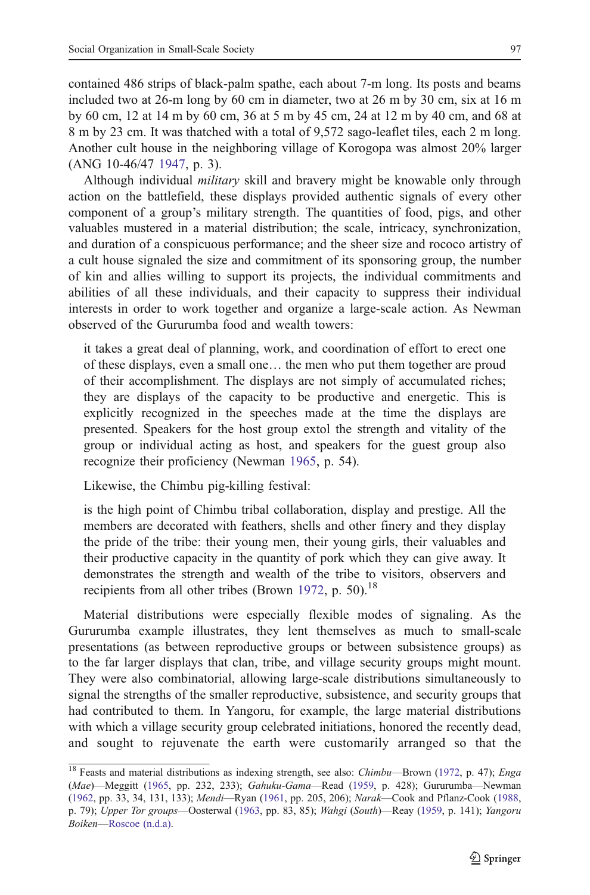contained 486 strips of black-palm spathe, each about 7-m long. Its posts and beams included two at 26-m long by 60 cm in diameter, two at 26 m by 30 cm, six at 16 m by 60 cm, 12 at 14 m by 60 cm, 36 at 5 m by 45 cm, 24 at 12 m by 40 cm, and 68 at 8 m by 23 cm. It was thatched with a total of 9,572 sago-leaflet tiles, each 2 m long. Another cult house in the neighboring village of Korogopa was almost 20% larger (ANG 10-46/47 1947, p. 3).

Although individual *military* skill and bravery might be knowable only through action on the battlefield, these displays provided authentic signals of every other component of a group's military strength. The quantities of food, pigs, and other valuables mustered in a material distribution; the scale, intricacy, synchronization, and duration of a conspicuous performance; and the sheer size and rococo artistry of a cult house signaled the size and commitment of its sponsoring group, the number of kin and allies willing to support its projects, the individual commitments and abilities of all these individuals, and their capacity to suppress their individual interests in order to work together and organize a large-scale action. As Newman observed of the Gururumba food and wealth towers:

> it takes a great deal of planning, work, and coordination of effort to erect one of these displays, even a small one… the men who put them together are proud of their accomplishment. The displays are not simply of accumulated riches; they are displays of the capacity to be productive and energetic. This is explicitly recognized in the speeches made at the time the displays are presented. Speakers for the host group extol the strength and vitality of the group or individual acting as host, and speakers for the guest group also recognize their proficiency (Newman 1965, p. 54).

Likewise, the Chimbu pig-killing festival:

> is the high point of Chimbu tribal collaboration, display and prestige. All the members are decorated with feathers, shells and other finery and they display the pride of the tribe: their young men, their young girls, their valuables and their productive capacity in the quantity of pork which they can give away. It demonstrates the strength and wealth of the tribe to visitors, observers and recipients from all other tribes (Brown 1972, p. 50).[18]

Material distributions were especially flexible modes of signaling. As the Gururumba example illustrates, they lent themselves as much to small-scale presentations (as between reproductive groups or between subsistence groups) as to the far larger displays that clan, tribe, and village security groups might mount. They were also combinatorial, allowing large-scale distributions simultaneously to signal the strengths of the smaller reproductive, subsistence, and security groups that had contributed to them. In Yangoru, for example, the large material distributions with which a village security group celebrated initiations, honored the recently dead, and sought to rejuvenate the earth were customarily arranged so that the

[18] Feasts and material distributions as indexing strength, see also: *Chimbu*—Brown (1972, p. 47); *Enga* (*Mae*)—Meggitt (1965, pp. 232, 233); *Gahuku-Gama*—Read (1959, p. 428); Gururumba—Newman (1962, pp. 33, 34, 131, 133); *Mendi*—Ryan (1961, pp. 205, 206); *Narak*—Cook and Pflanz-Cook (1988, p. 79); *Upper Tor groups*—Oosterwal (1963, pp. 83, 85); *Wahgi* (*South*)—Reay (1959, p. 141); *Yangoru Boiken*—Roscoe (n.d.a).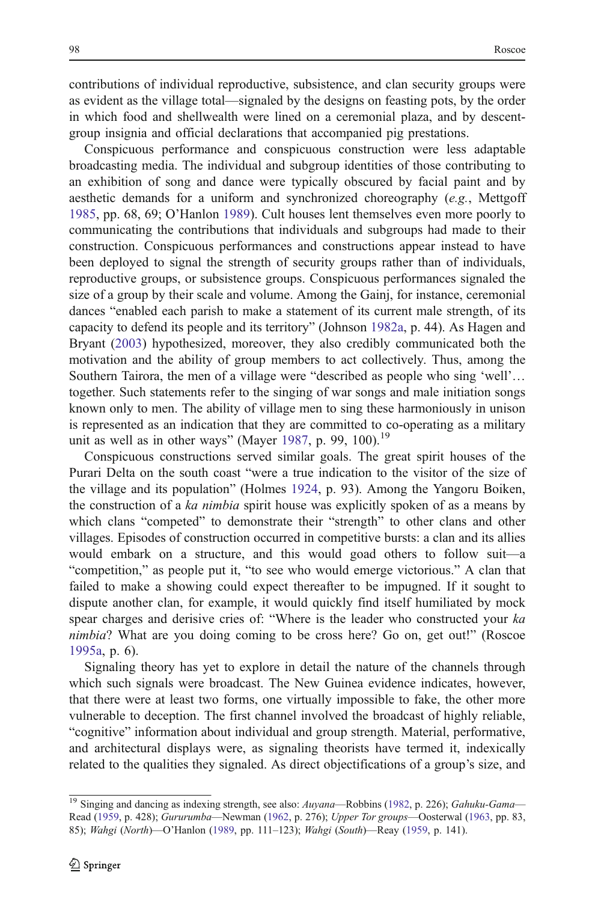contributions of individual reproductive, subsistence, and clan security groups were as evident as the village total—signaled by the designs on feasting pots, by the order in which food and shellwealth were lined on a ceremonial plaza, and by descent-group insignia and official declarations that accompanied pig prestations.

Conspicuous performance and conspicuous construction were less adaptable broadcasting media. The individual and subgroup identities of those contributing to an exhibition of song and dance were typically obscured by facial paint and by aesthetic demands for a uniform and synchronized choreography (*e.g.*, Mettgoff 1985, pp. 68, 69; O'Hanlon 1989). Cult houses lent themselves even more poorly to communicating the contributions that individuals and subgroups had made to their construction. Conspicuous performances and constructions appear instead to have been deployed to signal the strength of security groups rather than of individuals, reproductive groups, or subsistence groups. Conspicuous performances signaled the size of a group by their scale and volume. Among the Gainj, for instance, ceremonial dances "enabled each parish to make a statement of its current male strength, of its capacity to defend its people and its territory" (Johnson 1982a, p. 44). As Hagen and Bryant (2003) hypothesized, moreover, they also credibly communicated both the motivation and the ability of group members to act collectively. Thus, among the Southern Tairora, the men of a village were "described as people who sing 'well'… together. Such statements refer to the singing of war songs and male initiation songs known only to men. The ability of village men to sing these harmoniously in unison is represented as an indication that they are committed to co-operating as a military unit as well as in other ways" (Mayer 1987, p. 99, 100).[19]

Conspicuous constructions served similar goals. The great spirit houses of the Purari Delta on the south coast "were a true indication to the visitor of the size of the village and its population" (Holmes 1924, p. 93). Among the Yangoru Boiken, the construction of a *ka nimbia* spirit house was explicitly spoken of as a means by which clans "competed" to demonstrate their "strength" to other clans and other villages. Episodes of construction occurred in competitive bursts: a clan and its allies would embark on a structure, and this would goad others to follow suit—a "competition," as people put it, "to see who would emerge victorious." A clan that failed to make a showing could expect thereafter to be impugned. If it sought to dispute another clan, for example, it would quickly find itself humiliated by mock spear charges and derisive cries of: "Where is the leader who constructed your *ka nimbia*? What are you doing coming to be cross here? Go on, get out!" (Roscoe 1995a, p. 6).

Signaling theory has yet to explore in detail the nature of the channels through which such signals were broadcast. The New Guinea evidence indicates, however, that there were at least two forms, one virtually impossible to fake, the other more vulnerable to deception. The first channel involved the broadcast of highly reliable, "cognitive" information about individual and group strength. Material, performative, and architectural displays were, as signaling theorists have termed it, indexically related to the qualities they signaled. As direct objectifications of a group's size, and

[19] Singing and dancing as indexing strength, see also: *Auyana*—Robbins (1982, p. 226); *Gahuku-Gama*—Read (1959, p. 428); *Gururumba*—Newman (1962, p. 276); *Upper Tor groups*—Oosterwal (1963, pp. 83, 85); *Wahgi* (*North*)—O'Hanlon (1989, pp. 111–123); *Wahgi* (*South*)—Reay (1959, p. 141).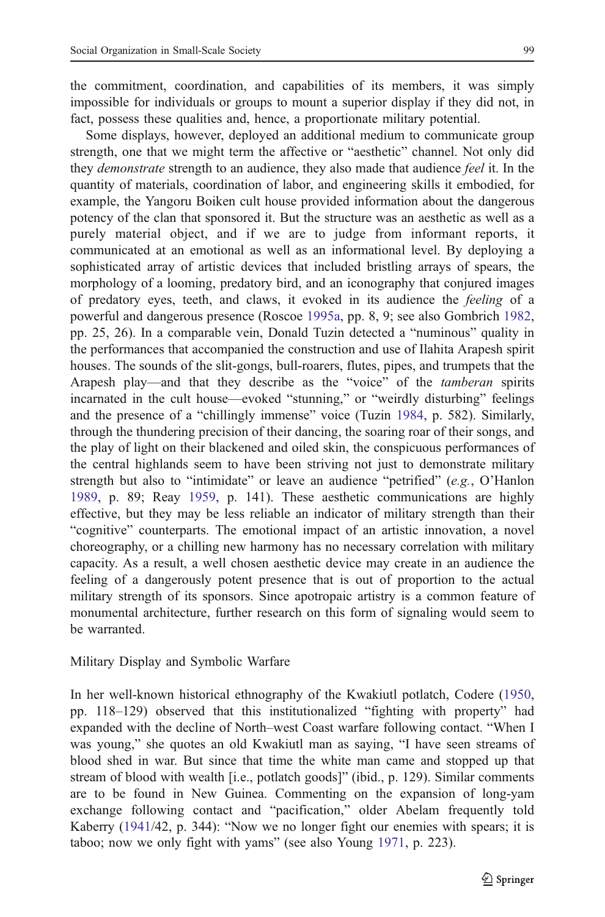the commitment, coordination, and capabilities of its members, it was simply impossible for individuals or groups to mount a superior display if they did not, in fact, possess these qualities and, hence, a proportionate military potential.

Some displays, however, deployed an additional medium to communicate group strength, one that we might term the affective or "aesthetic" channel. Not only did they *demonstrate* strength to an audience, they also made that audience *feel* it. In the quantity of materials, coordination of labor, and engineering skills it embodied, for example, the Yangoru Boiken cult house provided information about the dangerous potency of the clan that sponsored it. But the structure was an aesthetic as well as a purely material object, and if we are to judge from informant reports, it communicated at an emotional as well as an informational level. By deploying a sophisticated array of artistic devices that included bristling arrays of spears, the morphology of a looming, predatory bird, and an iconography that conjured images of predatory eyes, teeth, and claws, it evoked in its audience the *feeling* of a powerful and dangerous presence (Roscoe 1995a, pp. 8, 9; see also Gombrich 1982, pp. 25, 26). In a comparable vein, Donald Tuzin detected a "numinous" quality in the performances that accompanied the construction and use of Ilahita Arapesh spirit houses. The sounds of the slit-gongs, bull-roarers, flutes, pipes, and trumpets that the Arapesh play—and that they describe as the "voice" of the *tamberan* spirits incarnated in the cult house—evoked "stunning," or "weirdly disturbing" feelings and the presence of a "chillingly immense" voice (Tuzin 1984, p. 582). Similarly, through the thundering precision of their dancing, the soaring roar of their songs, and the play of light on their blackened and oiled skin, the conspicuous performances of the central highlands seem to have been striving not just to demonstrate military strength but also to "intimidate" or leave an audience "petrified" (*e.g.*, O'Hanlon 1989, p. 89; Reay 1959, p. 141). These aesthetic communications are highly effective, but they may be less reliable an indicator of military strength than their "cognitive" counterparts. The emotional impact of an artistic innovation, a novel choreography, or a chilling new harmony has no necessary correlation with military capacity. As a result, a well chosen aesthetic device may create in an audience the feeling of a dangerously potent presence that is out of proportion to the actual military strength of its sponsors. Since apotropaic artistry is a common feature of monumental architecture, further research on this form of signaling would seem to be warranted.

## Military Display and Symbolic Warfare

In her well-known historical ethnography of the Kwakiutl potlatch, Codere (1950, pp. 118–129) observed that this institutionalized "fighting with property" had expanded with the decline of North–west Coast warfare following contact. "When I was young," she quotes an old Kwakiutl man as saying, "I have seen streams of blood shed in war. But since that time the white man came and stopped up that stream of blood with wealth [i.e., potlatch goods]" (ibid., p. 129). Similar comments are to be found in New Guinea. Commenting on the expansion of long-yam exchange following contact and "pacification," older Abelam frequently told Kaberry (1941/42, p. 344): "Now we no longer fight our enemies with spears; it is taboo; now we only fight with yams" (see also Young 1971, p. 223).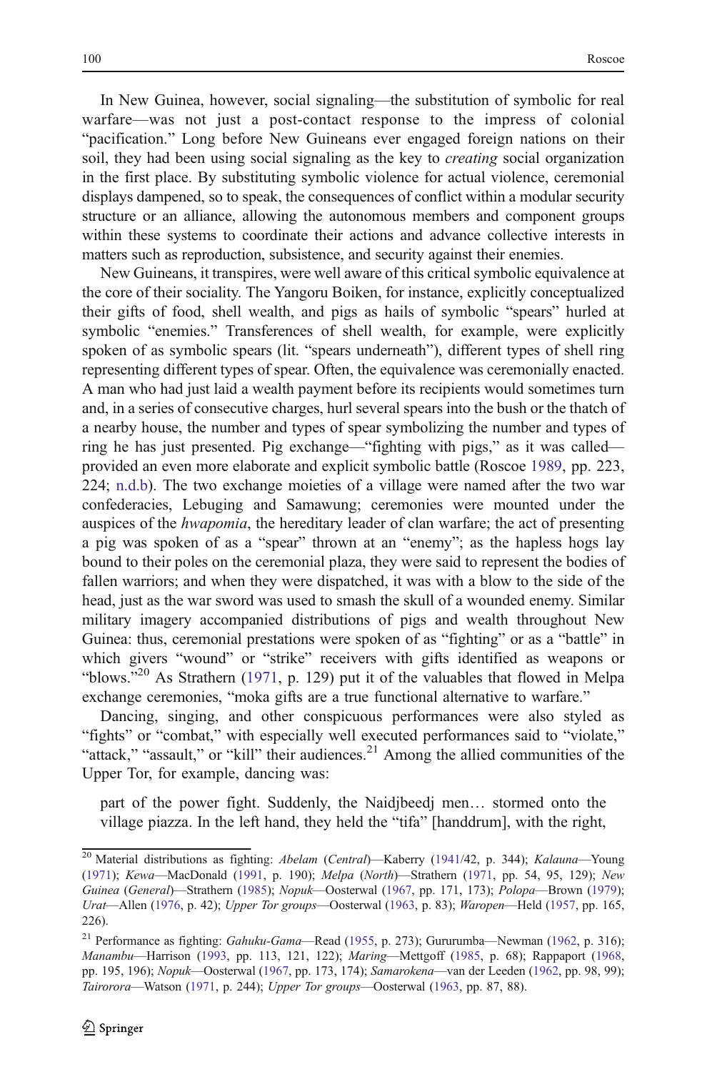In New Guinea, however, social signaling—the substitution of symbolic for real warfare—was not just a post-contact response to the impress of colonial "pacification." Long before New Guineans ever engaged foreign nations on their soil, they had been using social signaling as the key to *creating* social organization in the first place. By substituting symbolic violence for actual violence, ceremonial displays dampened, so to speak, the consequences of conflict within a modular security structure or an alliance, allowing the autonomous members and component groups within these systems to coordinate their actions and advance collective interests in matters such as reproduction, subsistence, and security against their enemies.

New Guineans, it transpires, were well aware of this critical symbolic equivalence at the core of their sociality. The Yangoru Boiken, for instance, explicitly conceptualized their gifts of food, shell wealth, and pigs as hails of symbolic "spears" hurled at symbolic "enemies." Transferences of shell wealth, for example, were explicitly spoken of as symbolic spears (lit. "spears underneath"), different types of shell ring representing different types of spear. Often, the equivalence was ceremonially enacted. A man who had just laid a wealth payment before its recipients would sometimes turn and, in a series of consecutive charges, hurl several spears into the bush or the thatch of a nearby house, the number and types of spear symbolizing the number and types of ring he has just presented. Pig exchange—"fighting with pigs," as it was called—provided an even more elaborate and explicit symbolic battle (Roscoe 1989, pp. 223, 224; n.d.b). The two exchange moieties of a village were named after the two war confederacies, Lebuging and Samawung; ceremonies were mounted under the auspices of the *hwapomia*, the hereditary leader of clan warfare; the act of presenting a pig was spoken of as a "spear" thrown at an "enemy"; as the hapless hogs lay bound to their poles on the ceremonial plaza, they were said to represent the bodies of fallen warriors; and when they were dispatched, it was with a blow to the side of the head, just as the war sword was used to smash the skull of a wounded enemy. Similar military imagery accompanied distributions of pigs and wealth throughout New Guinea: thus, ceremonial prestations were spoken of as "fighting" or as a "battle" in which givers "wound" or "strike" receivers with gifts identified as weapons or "blows."[20] As Strathern (1971, p. 129) put it of the valuables that flowed in Melpa exchange ceremonies, "moka gifts are a true functional alternative to warfare."

Dancing, singing, and other conspicuous performances were also styled as "fights" or "combat," with especially well executed performances said to "violate," "attack," "assault," or "kill" their audiences.[21] Among the allied communities of the Upper Tor, for example, dancing was:

> part of the power fight. Suddenly, the Naidjbeedj men… stormed onto the village piazza. In the left hand, they held the "tifa" [handdrum], with the right,

---

[20] Material distributions as fighting: *Abelam* (*Central*)—Kaberry (1941/42, p. 344); *Kalauna*—Young (1971); *Kewa*—MacDonald (1991, p. 190); *Melpa* (*North*)—Strathern (1971, pp. 54, 95, 129); *New Guinea* (*General*)—Strathern (1985); *Nopuk*—Oosterwal (1967, pp. 171, 173); *Polopa*—Brown (1979); *Urat*—Allen (1976, p. 42); *Upper Tor groups*—Oosterwal (1963, p. 83); *Waropen*—Held (1957, pp. 165, 226).

[21] Performance as fighting: *Gahuku-Gama*—Read (1955, p. 273); Gururumba—Newman (1962, p. 316); *Manambu*—Harrison (1993, pp. 113, 121, 122); *Maring*—Mettgoff (1985, p. 68); Rappaport (1968, pp. 195, 196); *Nopuk*—Oosterwal (1967, pp. 173, 174); *Samarokena*—van der Leeden (1962, pp. 98, 99); *Tairorora*—Watson (1971, p. 244); *Upper Tor groups*—Oosterwal (1963, pp. 87, 88).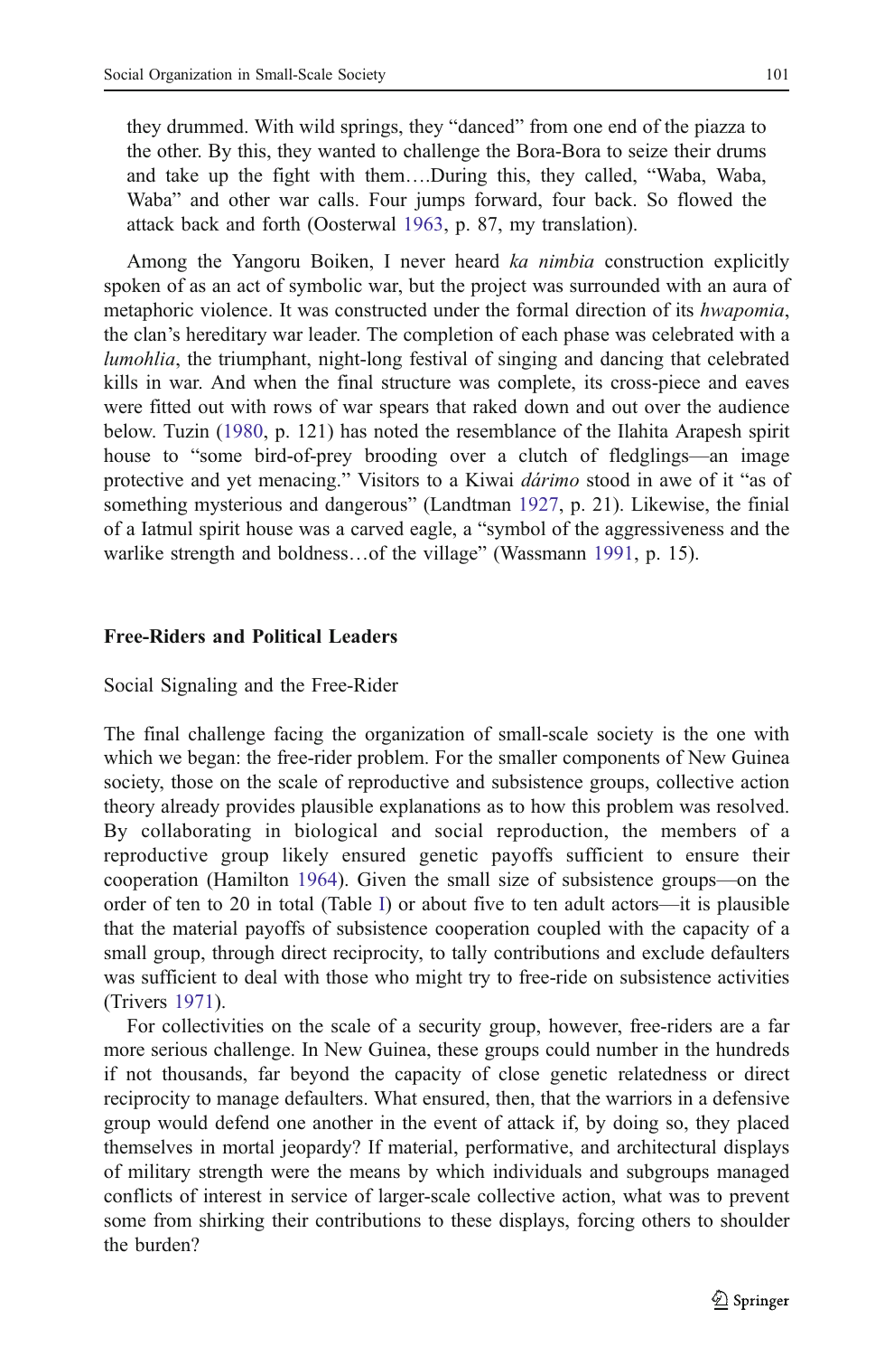they drummed. With wild springs, they "danced" from one end of the piazza to the other. By this, they wanted to challenge the Bora-Bora to seize their drums and take up the fight with them….During this, they called, "Waba, Waba, Waba" and other war calls. Four jumps forward, four back. So flowed the attack back and forth (Oosterwal 1963, p. 87, my translation).

Among the Yangoru Boiken, I never heard *ka nimbia* construction explicitly spoken of as an act of symbolic war, but the project was surrounded with an aura of metaphoric violence. It was constructed under the formal direction of its *hwapomia*, the clan's hereditary war leader. The completion of each phase was celebrated with a *lumohlia*, the triumphant, night-long festival of singing and dancing that celebrated kills in war. And when the final structure was complete, its cross-piece and eaves were fitted out with rows of war spears that raked down and out over the audience below. Tuzin (1980, p. 121) has noted the resemblance of the Ilahita Arapesh spirit house to "some bird-of-prey brooding over a clutch of fledglings—an image protective and yet menacing." Visitors to a Kiwai *dárimo* stood in awe of it "as of something mysterious and dangerous" (Landtman 1927, p. 21). Likewise, the finial of a Iatmul spirit house was a carved eagle, a "symbol of the aggressiveness and the warlike strength and boldness…of the village" (Wassmann 1991, p. 15).

## Free-Riders and Political Leaders

### Social Signaling and the Free-Rider

The final challenge facing the organization of small-scale society is the one with which we began: the free-rider problem. For the smaller components of New Guinea society, those on the scale of reproductive and subsistence groups, collective action theory already provides plausible explanations as to how this problem was resolved. By collaborating in biological and social reproduction, the members of a reproductive group likely ensured genetic payoffs sufficient to ensure their cooperation (Hamilton 1964). Given the small size of subsistence groups—on the order of ten to 20 in total (Table I) or about five to ten adult actors—it is plausible that the material payoffs of subsistence cooperation coupled with the capacity of a small group, through direct reciprocity, to tally contributions and exclude defaulters was sufficient to deal with those who might try to free-ride on subsistence activities (Trivers 1971).

For collectivities on the scale of a security group, however, free-riders are a far more serious challenge. In New Guinea, these groups could number in the hundreds if not thousands, far beyond the capacity of close genetic relatedness or direct reciprocity to manage defaulters. What ensured, then, that the warriors in a defensive group would defend one another in the event of attack if, by doing so, they placed themselves in mortal jeopardy? If material, performative, and architectural displays of military strength were the means by which individuals and subgroups managed conflicts of interest in service of larger-scale collective action, what was to prevent some from shirking their contributions to these displays, forcing others to shoulder the burden?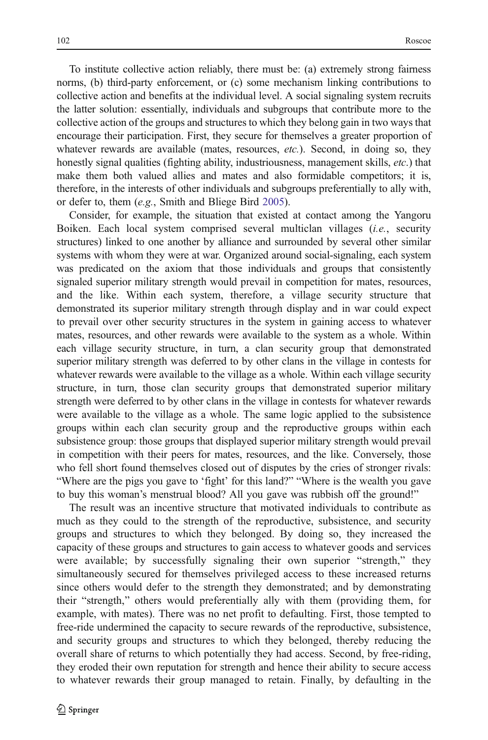To institute collective action reliably, there must be: (a) extremely strong fairness norms, (b) third-party enforcement, or (c) some mechanism linking contributions to collective action and benefits at the individual level. A social signaling system recruits the latter solution: essentially, individuals and subgroups that contribute more to the collective action of the groups and structures to which they belong gain in two ways that encourage their participation. First, they secure for themselves a greater proportion of whatever rewards are available (mates, resources, *etc.*). Second, in doing so, they honestly signal qualities (fighting ability, industriousness, management skills, *etc.*) that make them both valued allies and mates and also formidable competitors; it is, therefore, in the interests of other individuals and subgroups preferentially to ally with, or defer to, them (*e.g.*, Smith and Bliege Bird 2005).

Consider, for example, the situation that existed at contact among the Yangoru Boiken. Each local system comprised several multiclan villages (*i.e.*, security structures) linked to one another by alliance and surrounded by several other similar systems with whom they were at war. Organized around social-signaling, each system was predicated on the axiom that those individuals and groups that consistently signaled superior military strength would prevail in competition for mates, resources, and the like. Within each system, therefore, a village security structure that demonstrated its superior military strength through display and in war could expect to prevail over other security structures in the system in gaining access to whatever mates, resources, and other rewards were available to the system as a whole. Within each village security structure, in turn, a clan security group that demonstrated superior military strength was deferred to by other clans in the village in contests for whatever rewards were available to the village as a whole. Within each village security structure, in turn, those clan security groups that demonstrated superior military strength were deferred to by other clans in the village in contests for whatever rewards were available to the village as a whole. The same logic applied to the subsistence groups within each clan security group and the reproductive groups within each subsistence group: those groups that displayed superior military strength would prevail in competition with their peers for mates, resources, and the like. Conversely, those who fell short found themselves closed out of disputes by the cries of stronger rivals: "Where are the pigs you gave to 'fight' for this land?" "Where is the wealth you gave to buy this woman's menstrual blood? All you gave was rubbish off the ground!"

The result was an incentive structure that motivated individuals to contribute as much as they could to the strength of the reproductive, subsistence, and security groups and structures to which they belonged. By doing so, they increased the capacity of these groups and structures to gain access to whatever goods and services were available; by successfully signaling their own superior "strength," they simultaneously secured for themselves privileged access to these increased returns since others would defer to the strength they demonstrated; and by demonstrating their "strength," others would preferentially ally with them (providing them, for example, with mates). There was no net profit to defaulting. First, those tempted to free-ride undermined the capacity to secure rewards of the reproductive, subsistence, and security groups and structures to which they belonged, thereby reducing the overall share of returns to which potentially they had access. Second, by free-riding, they eroded their own reputation for strength and hence their ability to secure access to whatever rewards their group managed to retain. Finally, by defaulting in the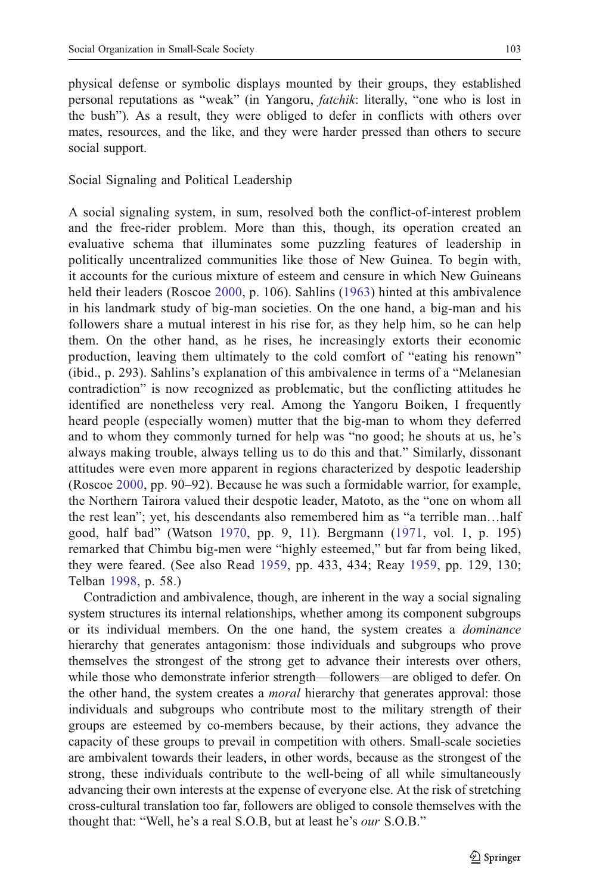physical defense or symbolic displays mounted by their groups, they established personal reputations as "weak" (in Yangoru, *fatchik*: literally, "one who is lost in the bush"). As a result, they were obliged to defer in conflicts with others over mates, resources, and the like, and they were harder pressed than others to secure social support.

## Social Signaling and Political Leadership

A social signaling system, in sum, resolved both the conflict-of-interest problem and the free-rider problem. More than this, though, its operation created an evaluative schema that illuminates some puzzling features of leadership in politically uncentralized communities like those of New Guinea. To begin with, it accounts for the curious mixture of esteem and censure in which New Guineans held their leaders (Roscoe 2000, p. 106). Sahlins (1963) hinted at this ambivalence in his landmark study of big-man societies. On the one hand, a big-man and his followers share a mutual interest in his rise for, as they help him, so he can help them. On the other hand, as he rises, he increasingly extorts their economic production, leaving them ultimately to the cold comfort of "eating his renown" (ibid., p. 293). Sahlins's explanation of this ambivalence in terms of a "Melanesian contradiction" is now recognized as problematic, but the conflicting attitudes he identified are nonetheless very real. Among the Yangoru Boiken, I frequently heard people (especially women) mutter that the big-man to whom they deferred and to whom they commonly turned for help was "no good; he shouts at us, he's always making trouble, always telling us to do this and that." Similarly, dissonant attitudes were even more apparent in regions characterized by despotic leadership (Roscoe 2000, pp. 90–92). Because he was such a formidable warrior, for example, the Northern Tairora valued their despotic leader, Matoto, as the "one on whom all the rest lean"; yet, his descendants also remembered him as "a terrible man…half good, half bad" (Watson 1970, pp. 9, 11). Bergmann (1971, vol. 1, p. 195) remarked that Chimbu big-men were "highly esteemed," but far from being liked, they were feared. (See also Read 1959, pp. 433, 434; Reay 1959, pp. 129, 130; Telban 1998, p. 58.)

Contradiction and ambivalence, though, are inherent in the way a social signaling system structures its internal relationships, whether among its component subgroups or its individual members. On the one hand, the system creates a *dominance* hierarchy that generates antagonism: those individuals and subgroups who prove themselves the strongest of the strong get to advance their interests over others, while those who demonstrate inferior strength—followers—are obliged to defer. On the other hand, the system creates a *moral* hierarchy that generates approval: those individuals and subgroups who contribute most to the military strength of their groups are esteemed by co-members because, by their actions, they advance the capacity of these groups to prevail in competition with others. Small-scale societies are ambivalent towards their leaders, in other words, because as the strongest of the strong, these individuals contribute to the well-being of all while simultaneously advancing their own interests at the expense of everyone else. At the risk of stretching cross-cultural translation too far, followers are obliged to console themselves with the thought that: "Well, he's a real S.O.B, but at least he's *our* S.O.B."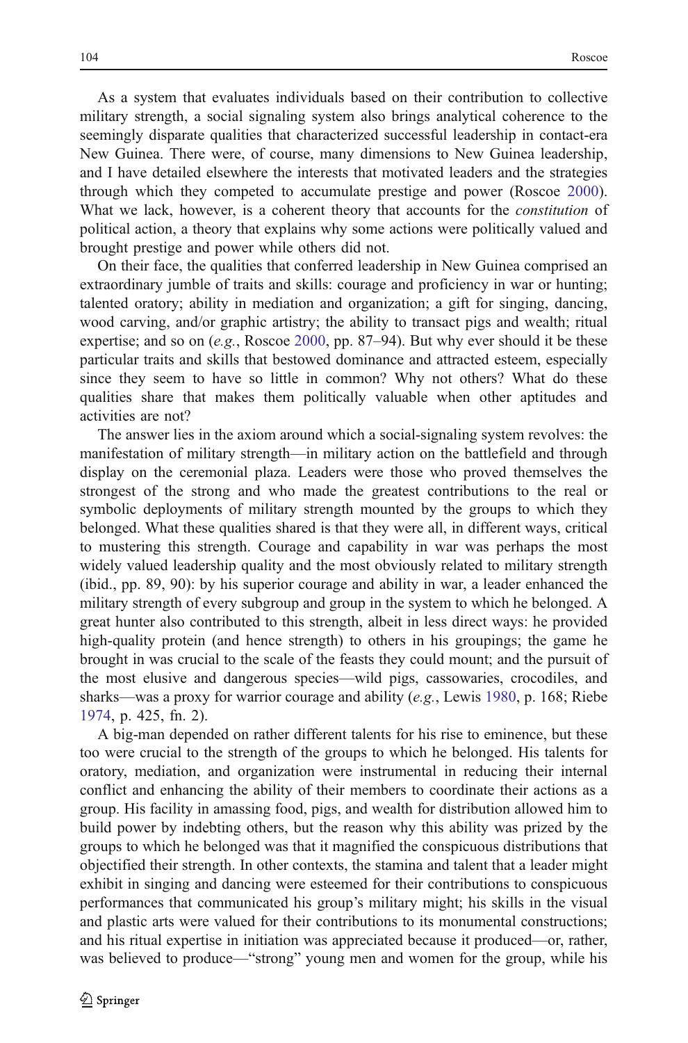As a system that evaluates individuals based on their contribution to collective military strength, a social signaling system also brings analytical coherence to the seemingly disparate qualities that characterized successful leadership in contact-era New Guinea. There were, of course, many dimensions to New Guinea leadership, and I have detailed elsewhere the interests that motivated leaders and the strategies through which they competed to accumulate prestige and power (Roscoe 2000). What we lack, however, is a coherent theory that accounts for the *constitution* of political action, a theory that explains why some actions were politically valued and brought prestige and power while others did not.

On their face, the qualities that conferred leadership in New Guinea comprised an extraordinary jumble of traits and skills: courage and proficiency in war or hunting; talented oratory; ability in mediation and organization; a gift for singing, dancing, wood carving, and/or graphic artistry; the ability to transact pigs and wealth; ritual expertise; and so on (*e.g.*, Roscoe 2000, pp. 87–94). But why ever should it be these particular traits and skills that bestowed dominance and attracted esteem, especially since they seem to have so little in common? Why not others? What do these qualities share that makes them politically valuable when other aptitudes and activities are not?

The answer lies in the axiom around which a social-signaling system revolves: the manifestation of military strength—in military action on the battlefield and through display on the ceremonial plaza. Leaders were those who proved themselves the strongest of the strong and who made the greatest contributions to the real or symbolic deployments of military strength mounted by the groups to which they belonged. What these qualities shared is that they were all, in different ways, critical to mustering this strength. Courage and capability in war was perhaps the most widely valued leadership quality and the most obviously related to military strength (ibid., pp. 89, 90): by his superior courage and ability in war, a leader enhanced the military strength of every subgroup and group in the system to which he belonged. A great hunter also contributed to this strength, albeit in less direct ways: he provided high-quality protein (and hence strength) to others in his groupings; the game he brought in was crucial to the scale of the feasts they could mount; and the pursuit of the most elusive and dangerous species—wild pigs, cassowaries, crocodiles, and sharks—was a proxy for warrior courage and ability (*e.g.*, Lewis 1980, p. 168; Riebe 1974, p. 425, fn. 2).

A big-man depended on rather different talents for his rise to eminence, but these too were crucial to the strength of the groups to which he belonged. His talents for oratory, mediation, and organization were instrumental in reducing their internal conflict and enhancing the ability of their members to coordinate their actions as a group. His facility in amassing food, pigs, and wealth for distribution allowed him to build power by indebting others, but the reason why this ability was prized by the groups to which he belonged was that it magnified the conspicuous distributions that objectified their strength. In other contexts, the stamina and talent that a leader might exhibit in singing and dancing were esteemed for their contributions to conspicuous performances that communicated his group's military might; his skills in the visual and plastic arts were valued for their contributions to its monumental constructions; and his ritual expertise in initiation was appreciated because it produced—or, rather, was believed to produce—"strong" young men and women for the group, while his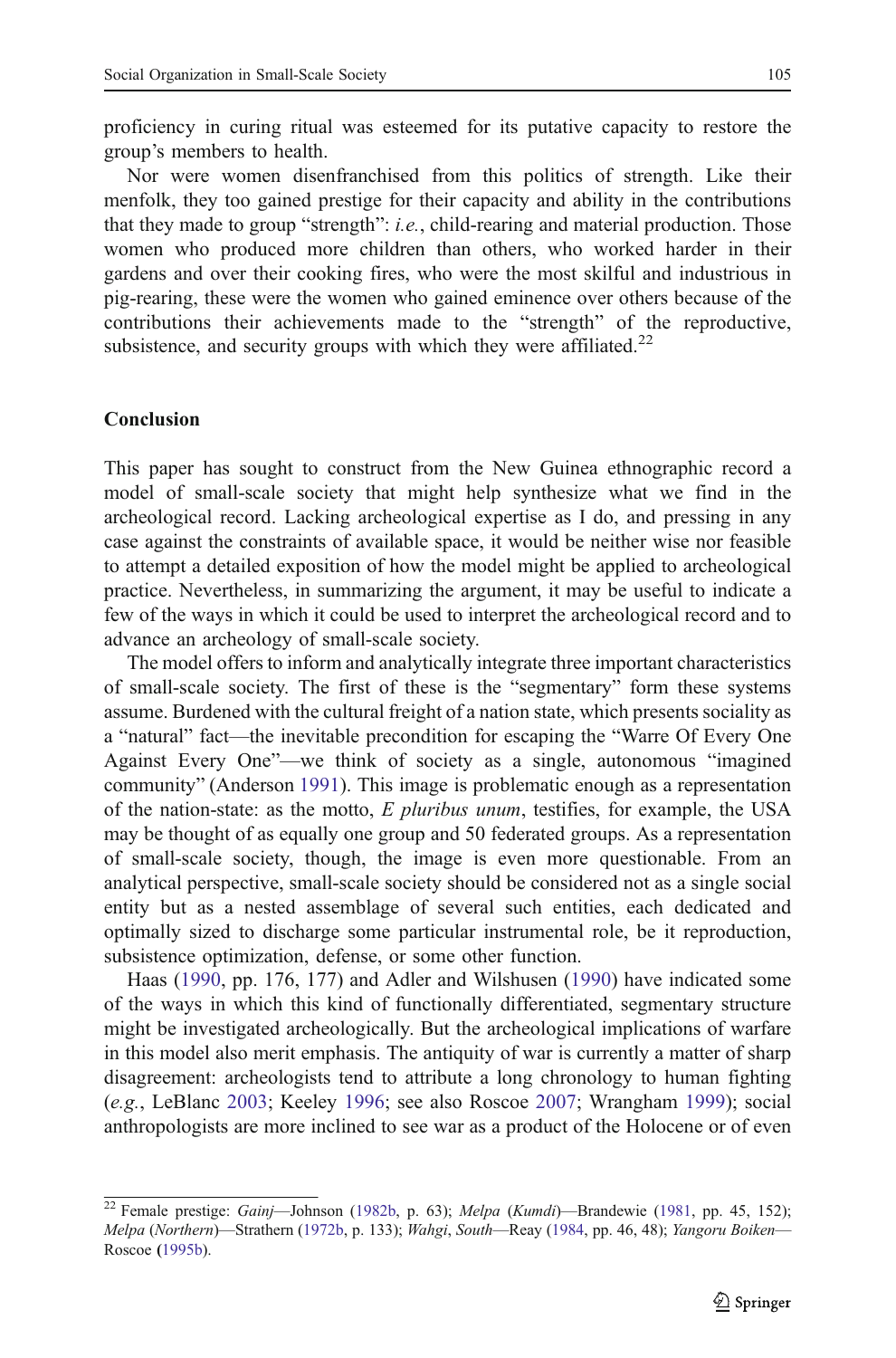proficiency in curing ritual was esteemed for its putative capacity to restore the group's members to health.

Nor were women disenfranchised from this politics of strength. Like their menfolk, they too gained prestige for their capacity and ability in the contributions that they made to group "strength": *i.e.*, child-rearing and material production. Those women who produced more children than others, who worked harder in their gardens and over their cooking fires, who were the most skilful and industrious in pig-rearing, these were the women who gained eminence over others because of the contributions their achievements made to the "strength" of the reproductive, subsistence, and security groups with which they were affiliated.[22]

## Conclusion

This paper has sought to construct from the New Guinea ethnographic record a model of small-scale society that might help synthesize what we find in the archeological record. Lacking archeological expertise as I do, and pressing in any case against the constraints of available space, it would be neither wise nor feasible to attempt a detailed exposition of how the model might be applied to archeological practice. Nevertheless, in summarizing the argument, it may be useful to indicate a few of the ways in which it could be used to interpret the archeological record and to advance an archeology of small-scale society.

The model offers to inform and analytically integrate three important characteristics of small-scale society. The first of these is the "segmentary" form these systems assume. Burdened with the cultural freight of a nation state, which presents sociality as a "natural" fact—the inevitable precondition for escaping the "Warre Of Every One Against Every One"—we think of society as a single, autonomous "imagined community" (Anderson 1991). This image is problematic enough as a representation of the nation-state: as the motto, *E pluribus unum*, testifies, for example, the USA may be thought of as equally one group and 50 federated groups. As a representation of small-scale society, though, the image is even more questionable. From an analytical perspective, small-scale society should be considered not as a single social entity but as a nested assemblage of several such entities, each dedicated and optimally sized to discharge some particular instrumental role, be it reproduction, subsistence optimization, defense, or some other function.

Haas (1990, pp. 176, 177) and Adler and Wilshusen (1990) have indicated some of the ways in which this kind of functionally differentiated, segmentary structure might be investigated archeologically. But the archeological implications of warfare in this model also merit emphasis. The antiquity of war is currently a matter of sharp disagreement: archeologists tend to attribute a long chronology to human fighting (*e.g.*, LeBlanc 2003; Keeley 1996; see also Roscoe 2007; Wrangham 1999); social anthropologists are more inclined to see war as a product of the Holocene or of even

[22] Female prestige: *Gainj*—Johnson (1982b, p. 63); *Melpa* (*Kumdi*)—Brandewie (1981, pp. 45, 152); *Melpa* (*Northern*)—Strathern (1972b, p. 133); *Wahgi*, *South*—Reay (1984, pp. 46, 48); *Yangoru Boiken*—Roscoe (1995b).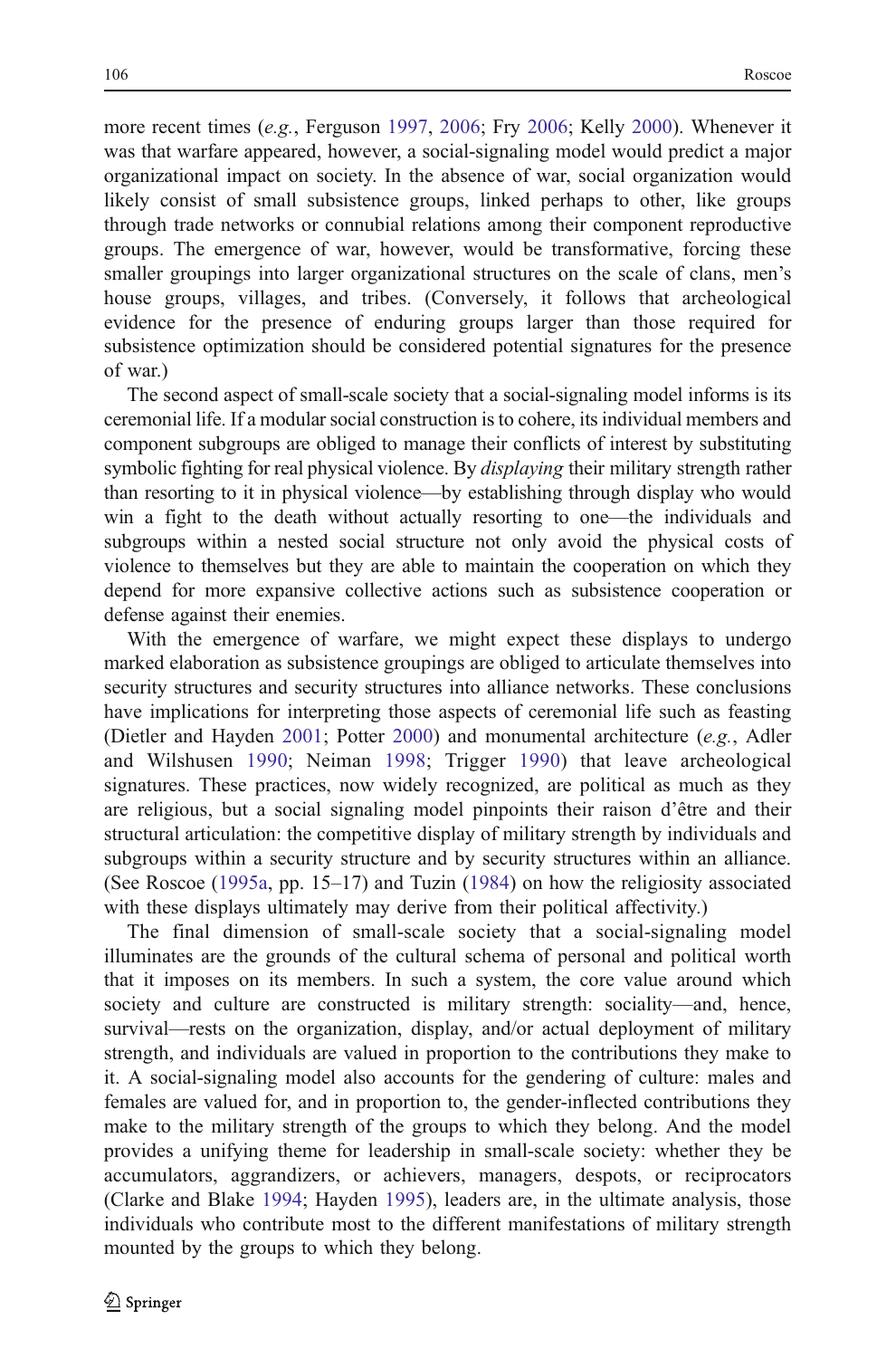more recent times (*e.g.*, Ferguson 1997, 2006; Fry 2006; Kelly 2000). Whenever it was that warfare appeared, however, a social-signaling model would predict a major organizational impact on society. In the absence of war, social organization would likely consist of small subsistence groups, linked perhaps to other, like groups through trade networks or connubial relations among their component reproductive groups. The emergence of war, however, would be transformative, forcing these smaller groupings into larger organizational structures on the scale of clans, men's house groups, villages, and tribes. (Conversely, it follows that archeological evidence for the presence of enduring groups larger than those required for subsistence optimization should be considered potential signatures for the presence of war.)

The second aspect of small-scale society that a social-signaling model informs is its ceremonial life. If a modular social construction is to cohere, its individual members and component subgroups are obliged to manage their conflicts of interest by substituting symbolic fighting for real physical violence. By *displaying* their military strength rather than resorting to it in physical violence—by establishing through display who would win a fight to the death without actually resorting to one—the individuals and subgroups within a nested social structure not only avoid the physical costs of violence to themselves but they are able to maintain the cooperation on which they depend for more expansive collective actions such as subsistence cooperation or defense against their enemies.

With the emergence of warfare, we might expect these displays to undergo marked elaboration as subsistence groupings are obliged to articulate themselves into security structures and security structures into alliance networks. These conclusions have implications for interpreting those aspects of ceremonial life such as feasting (Dietler and Hayden 2001; Potter 2000) and monumental architecture (*e.g.*, Adler and Wilshusen 1990; Neiman 1998; Trigger 1990) that leave archeological signatures. These practices, now widely recognized, are political as much as they are religious, but a social signaling model pinpoints their raison d'être and their structural articulation: the competitive display of military strength by individuals and subgroups within a security structure and by security structures within an alliance. (See Roscoe (1995a, pp. 15–17) and Tuzin (1984) on how the religiosity associated with these displays ultimately may derive from their political affectivity.)

The final dimension of small-scale society that a social-signaling model illuminates are the grounds of the cultural schema of personal and political worth that it imposes on its members. In such a system, the core value around which society and culture are constructed is military strength: sociality—and, hence, survival—rests on the organization, display, and/or actual deployment of military strength, and individuals are valued in proportion to the contributions they make to it. A social-signaling model also accounts for the gendering of culture: males and females are valued for, and in proportion to, the gender-inflected contributions they make to the military strength of the groups to which they belong. And the model provides a unifying theme for leadership in small-scale society: whether they be accumulators, aggrandizers, or achievers, managers, despots, or reciprocators (Clarke and Blake 1994; Hayden 1995), leaders are, in the ultimate analysis, those individuals who contribute most to the different manifestations of military strength mounted by the groups to which they belong.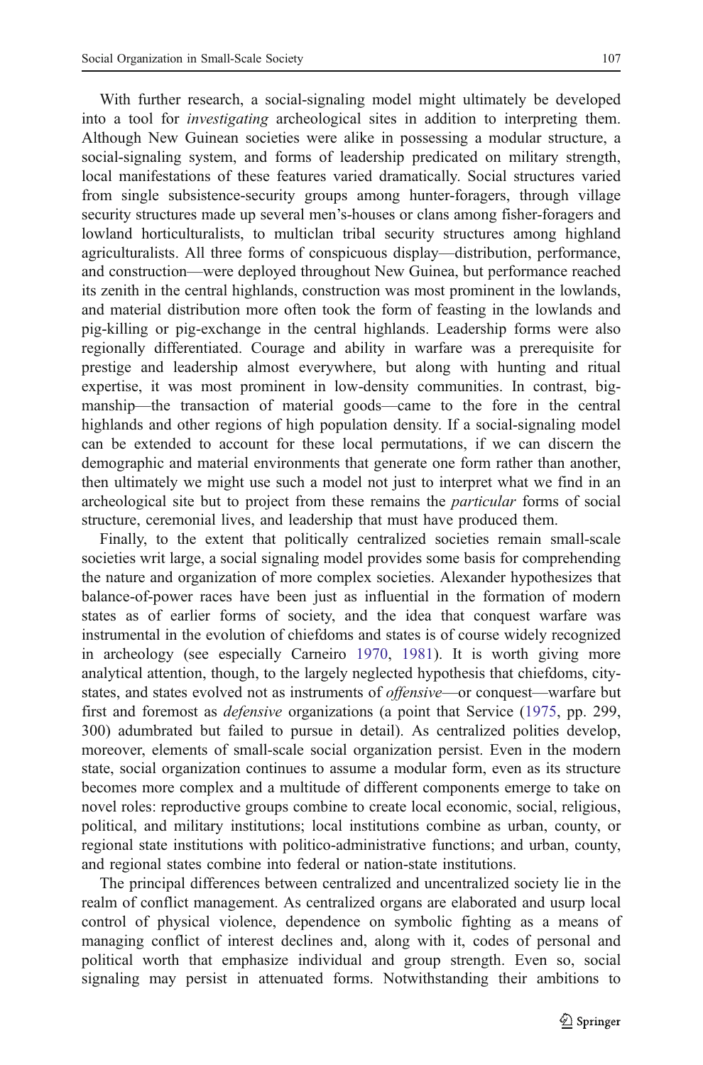With further research, a social-signaling model might ultimately be developed into a tool for *investigating* archeological sites in addition to interpreting them. Although New Guinean societies were alike in possessing a modular structure, a social-signaling system, and forms of leadership predicated on military strength, local manifestations of these features varied dramatically. Social structures varied from single subsistence-security groups among hunter-foragers, through village security structures made up several men's-houses or clans among fisher-foragers and lowland horticulturalists, to multiclan tribal security structures among highland agriculturalists. All three forms of conspicuous display—distribution, performance, and construction—were deployed throughout New Guinea, but performance reached its zenith in the central highlands, construction was most prominent in the lowlands, and material distribution more often took the form of feasting in the lowlands and pig-killing or pig-exchange in the central highlands. Leadership forms were also regionally differentiated. Courage and ability in warfare was a prerequisite for prestige and leadership almost everywhere, but along with hunting and ritual expertise, it was most prominent in low-density communities. In contrast, big-manship—the transaction of material goods—came to the fore in the central highlands and other regions of high population density. If a social-signaling model can be extended to account for these local permutations, if we can discern the demographic and material environments that generate one form rather than another, then ultimately we might use such a model not just to interpret what we find in an archeological site but to project from these remains the *particular* forms of social structure, ceremonial lives, and leadership that must have produced them.

Finally, to the extent that politically centralized societies remain small-scale societies writ large, a social signaling model provides some basis for comprehending the nature and organization of more complex societies. Alexander hypothesizes that balance-of-power races have been just as influential in the formation of modern states as of earlier forms of society, and the idea that conquest warfare was instrumental in the evolution of chiefdoms and states is of course widely recognized in archeology (see especially Carneiro 1970, 1981). It is worth giving more analytical attention, though, to the largely neglected hypothesis that chiefdoms, city-states, and states evolved not as instruments of *offensive*—or conquest—warfare but first and foremost as *defensive* organizations (a point that Service (1975, pp. 299, 300) adumbrated but failed to pursue in detail). As centralized polities develop, moreover, elements of small-scale social organization persist. Even in the modern state, social organization continues to assume a modular form, even as its structure becomes more complex and a multitude of different components emerge to take on novel roles: reproductive groups combine to create local economic, social, religious, political, and military institutions; local institutions combine as urban, county, or regional state institutions with politico-administrative functions; and urban, county, and regional states combine into federal or nation-state institutions.

The principal differences between centralized and uncentralized society lie in the realm of conflict management. As centralized organs are elaborated and usurp local control of physical violence, dependence on symbolic fighting as a means of managing conflict of interest declines and, along with it, codes of personal and political worth that emphasize individual and group strength. Even so, social signaling may persist in attenuated forms. Notwithstanding their ambitions to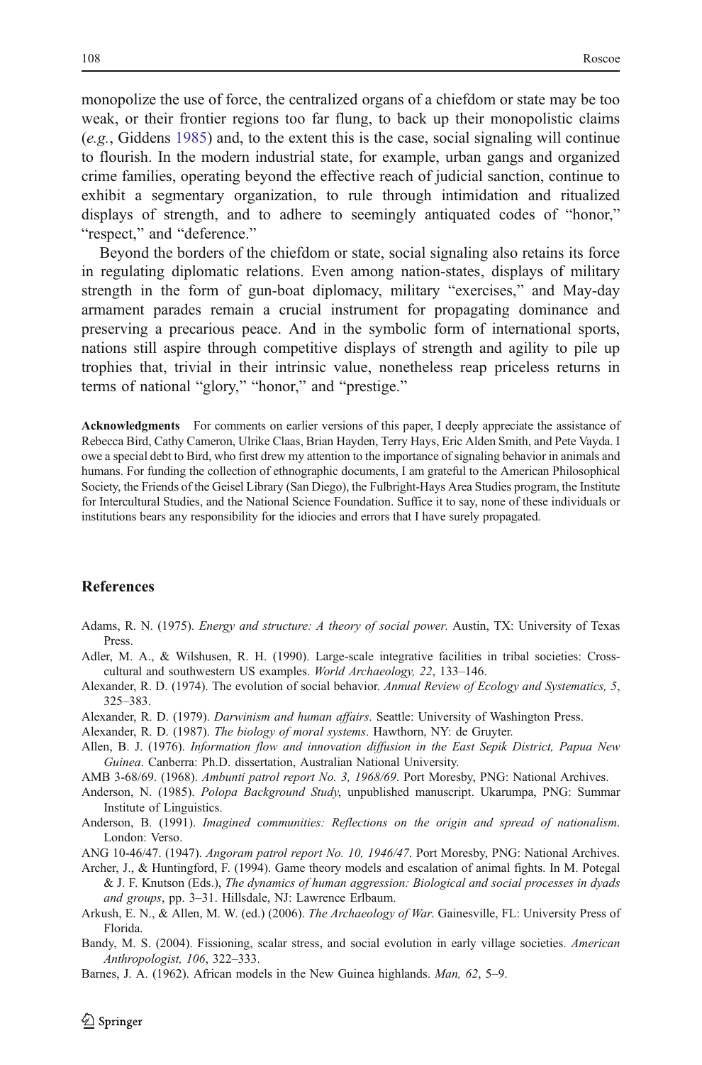monopolize the use of force, the centralized organs of a chiefdom or state may be too weak, or their frontier regions too far flung, to back up their monopolistic claims (*e.g.*, Giddens 1985) and, to the extent this is the case, social signaling will continue to flourish. In the modern industrial state, for example, urban gangs and organized crime families, operating beyond the effective reach of judicial sanction, continue to exhibit a segmentary organization, to rule through intimidation and ritualized displays of strength, and to adhere to seemingly antiquated codes of "honor," "respect," and "deference."

Beyond the borders of the chiefdom or state, social signaling also retains its force in regulating diplomatic relations. Even among nation-states, displays of military strength in the form of gun-boat diplomacy, military "exercises," and May-day armament parades remain a crucial instrument for propagating dominance and preserving a precarious peace. And in the symbolic form of international sports, nations still aspire through competitive displays of strength and agility to pile up trophies that, trivial in their intrinsic value, nonetheless reap priceless returns in terms of national "glory," "honor," and "prestige."

**Acknowledgments** For comments on earlier versions of this paper, I deeply appreciate the assistance of Rebecca Bird, Cathy Cameron, Ulrike Claas, Brian Hayden, Terry Hays, Eric Alden Smith, and Pete Vayda. I owe a special debt to Bird, who first drew my attention to the importance of signaling behavior in animals and humans. For funding the collection of ethnographic documents, I am grateful to the American Philosophical Society, the Friends of the Geisel Library (San Diego), the Fulbright-Hays Area Studies program, the Institute for Intercultural Studies, and the National Science Foundation. Suffice it to say, none of these individuals or institutions bears any responsibility for the idiocies and errors that I have surely propagated.

## References

Adams, R. N. (1975). *Energy and structure: A theory of social power*. Austin, TX: University of Texas Press.

Adler, M. A., & Wilshusen, R. H. (1990). Large-scale integrative facilities in tribal societies: Cross-cultural and southwestern US examples. *World Archaeology, 22*, 133–146.

Alexander, R. D. (1974). The evolution of social behavior. *Annual Review of Ecology and Systematics, 5*, 325–383.

Alexander, R. D. (1979). *Darwinism and human affairs*. Seattle: University of Washington Press.

Alexander, R. D. (1987). *The biology of moral systems*. Hawthorn, NY: de Gruyter.

Allen, B. J. (1976). *Information flow and innovation diffusion in the East Sepik District, Papua New Guinea*. Canberra: Ph.D. dissertation, Australian National University.

AMB 3-68/69. (1968). *Ambunti patrol report No. 3, 1968/69*. Port Moresby, PNG: National Archives.

Anderson, N. (1985). *Polopa Background Study*, unpublished manuscript. Ukarumpa, PNG: Summar Institute of Linguistics.

Anderson, B. (1991). *Imagined communities: Reflections on the origin and spread of nationalism*. London: Verso.

ANG 10-46/47. (1947). *Angoram patrol report No. 10, 1946/47*. Port Moresby, PNG: National Archives.

Archer, J., & Huntingford, F. (1994). Game theory models and escalation of animal fights. In M. Potegal & J. F. Knutson (Eds.), *The dynamics of human aggression: Biological and social processes in dyads and groups*, pp. 3–31. Hillsdale, NJ: Lawrence Erlbaum.

Arkush, E. N., & Allen, M. W. (ed.) (2006). *The Archaeology of War*. Gainesville, FL: University Press of Florida.

Bandy, M. S. (2004). Fissioning, scalar stress, and social evolution in early village societies. *American Anthropologist, 106*, 322–333.

Barnes, J. A. (1962). African models in the New Guinea highlands. *Man, 62*, 5–9.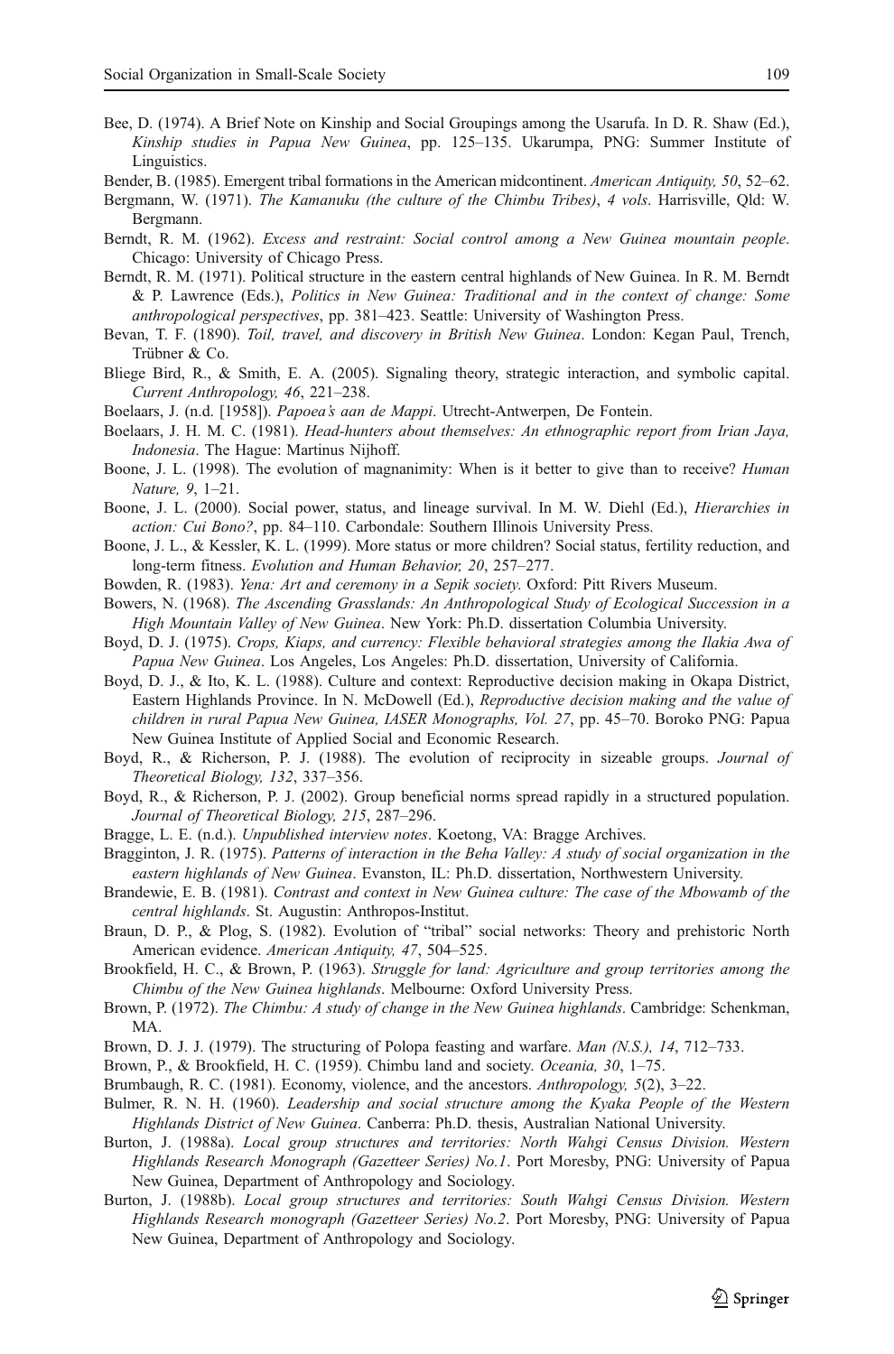Bee, D. (1974). A Brief Note on Kinship and Social Groupings among the Usarufa. In D. R. Shaw (Ed.), *Kinship studies in Papua New Guinea*, pp. 125–135. Ukarumpa, PNG: Summer Institute of Linguistics.

Bender, B. (1985). Emergent tribal formations in the American midcontinent. *American Antiquity, 50*, 52–62.

Bergmann, W. (1971). *The Kamanuku (the culture of the Chimbu Tribes), 4 vols*. Harrisville, Qld: W. Bergmann.

Berndt, R. M. (1962). *Excess and restraint: Social control among a New Guinea mountain people*. Chicago: University of Chicago Press.

Berndt, R. M. (1971). Political structure in the eastern central highlands of New Guinea. In R. M. Berndt & P. Lawrence (Eds.), *Politics in New Guinea: Traditional and in the context of change: Some anthropological perspectives*, pp. 381–423. Seattle: University of Washington Press.

Bevan, T. F. (1890). *Toil, travel, and discovery in British New Guinea*. London: Kegan Paul, Trench, Trübner & Co.

Bliege Bird, R., & Smith, E. A. (2005). Signaling theory, strategic interaction, and symbolic capital. *Current Anthropology, 46*, 221–238.

Boelaars, J. (n.d. [1958]). *Papoea's aan de Mappi*. Utrecht-Antwerpen, De Fontein.

Boelaars, J. H. M. C. (1981). *Head-hunters about themselves: An ethnographic report from Irian Jaya, Indonesia*. The Hague: Martinus Nijhoff.

Boone, J. L. (1998). The evolution of magnanimity: When is it better to give than to receive? *Human Nature, 9*, 1–21.

Boone, J. L. (2000). Social power, status, and lineage survival. In M. W. Diehl (Ed.), *Hierarchies in action: Cui Bono?*, pp. 84–110. Carbondale: Southern Illinois University Press.

Boone, J. L., & Kessler, K. L. (1999). More status or more children? Social status, fertility reduction, and long-term fitness. *Evolution and Human Behavior, 20*, 257–277.

Bowden, R. (1983). *Yena: Art and ceremony in a Sepik society*. Oxford: Pitt Rivers Museum.

Bowers, N. (1968). *The Ascending Grasslands: An Anthropological Study of Ecological Succession in a High Mountain Valley of New Guinea*. New York: Ph.D. dissertation Columbia University.

Boyd, D. J. (1975). *Crops, Kiaps, and currency: Flexible behavioral strategies among the Ilakia Awa of Papua New Guinea*. Los Angeles, Los Angeles: Ph.D. dissertation, University of California.

Boyd, D. J., & Ito, K. L. (1988). Culture and context: Reproductive decision making in Okapa District, Eastern Highlands Province. In N. McDowell (Ed.), *Reproductive decision making and the value of children in rural Papua New Guinea, IASER Monographs, Vol. 27*, pp. 45–70. Boroko PNG: Papua New Guinea Institute of Applied Social and Economic Research.

Boyd, R., & Richerson, P. J. (1988). The evolution of reciprocity in sizeable groups. *Journal of Theoretical Biology, 132*, 337–356.

Boyd, R., & Richerson, P. J. (2002). Group beneficial norms spread rapidly in a structured population. *Journal of Theoretical Biology, 215*, 287–296.

Bragge, L. E. (n.d.). *Unpublished interview notes*. Koetong, VA: Bragge Archives.

Bragginton, J. R. (1975). *Patterns of interaction in the Beha Valley: A study of social organization in the eastern highlands of New Guinea*. Evanston, IL: Ph.D. dissertation, Northwestern University.

Brandewie, E. B. (1981). *Contrast and context in New Guinea culture: The case of the Mbowamb of the central highlands*. St. Augustin: Anthropos-Institut.

Braun, D. P., & Plog, S. (1982). Evolution of "tribal" social networks: Theory and prehistoric North American evidence. *American Antiquity, 47*, 504–525.

Brookfield, H. C., & Brown, P. (1963). *Struggle for land: Agriculture and group territories among the Chimbu of the New Guinea highlands*. Melbourne: Oxford University Press.

Brown, P. (1972). *The Chimbu: A study of change in the New Guinea highlands*. Cambridge: Schenkman, MA.

Brown, D. J. J. (1979). The structuring of Polopa feasting and warfare. *Man (N.S.), 14*, 712–733.

Brown, P., & Brookfield, H. C. (1959). Chimbu land and society. *Oceania, 30*, 1–75.

Brumbaugh, R. C. (1981). Economy, violence, and the ancestors. *Anthropology, 5*(2), 3–22.

Bulmer, R. N. H. (1960). *Leadership and social structure among the Kyaka People of the Western Highlands District of New Guinea*. Canberra: Ph.D. thesis, Australian National University.

Burton, J. (1988a). *Local group structures and territories: North Wahgi Census Division. Western Highlands Research Monograph (Gazetteer Series) No.1*. Port Moresby, PNG: University of Papua New Guinea, Department of Anthropology and Sociology.

Burton, J. (1988b). *Local group structures and territories: South Wahgi Census Division. Western Highlands Research monograph (Gazetteer Series) No.2*. Port Moresby, PNG: University of Papua New Guinea, Department of Anthropology and Sociology.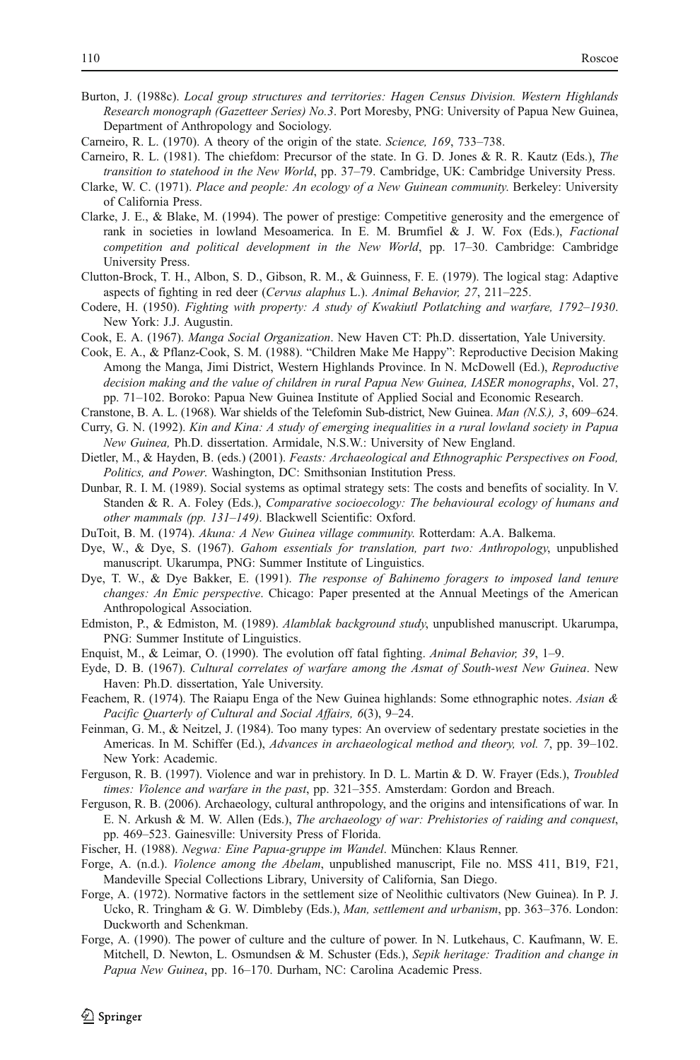Burton, J. (1988c). *Local group structures and territories: Hagen Census Division. Western Highlands Research monograph (Gazetteer Series) No.3*. Port Moresby, PNG: University of Papua New Guinea, Department of Anthropology and Sociology.

Carneiro, R. L. (1970). A theory of the origin of the state. *Science, 169*, 733–738.

Carneiro, R. L. (1981). The chiefdom: Precursor of the state. In G. D. Jones & R. R. Kautz (Eds.), *The transition to statehood in the New World*, pp. 37–79. Cambridge, UK: Cambridge University Press.

Clarke, W. C. (1971). *Place and people: An ecology of a New Guinean community*. Berkeley: University of California Press.

Clarke, J. E., & Blake, M. (1994). The power of prestige: Competitive generosity and the emergence of rank in societies in lowland Mesoamerica. In E. M. Brumfiel & J. W. Fox (Eds.), *Factional competition and political development in the New World*, pp. 17–30. Cambridge: Cambridge University Press.

Clutton-Brock, T. H., Albon, S. D., Gibson, R. M., & Guinness, F. E. (1979). The logical stag: Adaptive aspects of fighting in red deer (*Cervus alaphus* L.). *Animal Behavior, 27*, 211–225.

Codere, H. (1950). *Fighting with property: A study of Kwakiutl Potlatching and warfare, 1792–1930*. New York: J.J. Augustin.

Cook, E. A. (1967). *Manga Social Organization*. New Haven CT: Ph.D. dissertation, Yale University.

Cook, E. A., & Pflanz-Cook, S. M. (1988). "Children Make Me Happy": Reproductive Decision Making Among the Manga, Jimi District, Western Highlands Province. In N. McDowell (Ed.), *Reproductive decision making and the value of children in rural Papua New Guinea, IASER monographs*, Vol. 27, pp. 71–102. Boroko: Papua New Guinea Institute of Applied Social and Economic Research.

Cranstone, B. A. L. (1968). War shields of the Telefomin Sub-district, New Guinea. *Man (N.S.), 3*, 609–624.

Curry, G. N. (1992). *Kin and Kina: A study of emerging inequalities in a rural lowland society in Papua New Guinea,* Ph.D. dissertation. Armidale, N.S.W.: University of New England.

Dietler, M., & Hayden, B. (eds.) (2001). *Feasts: Archaeological and Ethnographic Perspectives on Food, Politics, and Power*. Washington, DC: Smithsonian Institution Press.

Dunbar, R. I. M. (1989). Social systems as optimal strategy sets: The costs and benefits of sociality. In V. Standen & R. A. Foley (Eds.), *Comparative socioecology: The behavioural ecology of humans and other mammals (pp. 131–149)*. Blackwell Scientific: Oxford.

DuToit, B. M. (1974). *Akuna: A New Guinea village community*. Rotterdam: A.A. Balkema.

Dye, W., & Dye, S. (1967). *Gahom essentials for translation, part two: Anthropology*, unpublished manuscript. Ukarumpa, PNG: Summer Institute of Linguistics.

Dye, T. W., & Dye Bakker, E. (1991). *The response of Bahinemo foragers to imposed land tenure changes: An Emic perspective*. Chicago: Paper presented at the Annual Meetings of the American Anthropological Association.

Edmiston, P., & Edmiston, M. (1989). *Alamblak background study*, unpublished manuscript. Ukarumpa, PNG: Summer Institute of Linguistics.

Enquist, M., & Leimar, O. (1990). The evolution off fatal fighting. *Animal Behavior, 39*, 1–9.

Eyde, D. B. (1967). *Cultural correlates of warfare among the Asmat of South-west New Guinea*. New Haven: Ph.D. dissertation, Yale University.

Feachem, R. (1974). The Raiapu Enga of the New Guinea highlands: Some ethnographic notes. *Asian & Pacific Quarterly of Cultural and Social Affairs, 6*(3), 9–24.

Feinman, G. M., & Neitzel, J. (1984). Too many types: An overview of sedentary prestate societies in the Americas. In M. Schiffer (Ed.), *Advances in archaeological method and theory, vol. 7*, pp. 39–102. New York: Academic.

Ferguson, R. B. (1997). Violence and war in prehistory. In D. L. Martin & D. W. Frayer (Eds.), *Troubled times: Violence and warfare in the past*, pp. 321–355. Amsterdam: Gordon and Breach.

Ferguson, R. B. (2006). Archaeology, cultural anthropology, and the origins and intensifications of war. In E. N. Arkush & M. W. Allen (Eds.), *The archaeology of war: Prehistories of raiding and conquest*, pp. 469–523. Gainesville: University Press of Florida.

Fischer, H. (1988). *Negwa: Eine Papua-gruppe im Wandel*. München: Klaus Renner.

Forge, A. (n.d.). *Violence among the Abelam*, unpublished manuscript, File no. MSS 411, B19, F21, Mandeville Special Collections Library, University of California, San Diego.

Forge, A. (1972). Normative factors in the settlement size of Neolithic cultivators (New Guinea). In P. J. Ucko, R. Tringham & G. W. Dimbleby (Eds.), *Man, settlement and urbanism*, pp. 363–376. London: Duckworth and Schenkman.

Forge, A. (1990). The power of culture and the culture of power. In N. Lutkehaus, C. Kaufmann, W. E. Mitchell, D. Newton, L. Osmundsen & M. Schuster (Eds.), *Sepik heritage: Tradition and change in Papua New Guinea*, pp. 16–170. Durham, NC: Carolina Academic Press.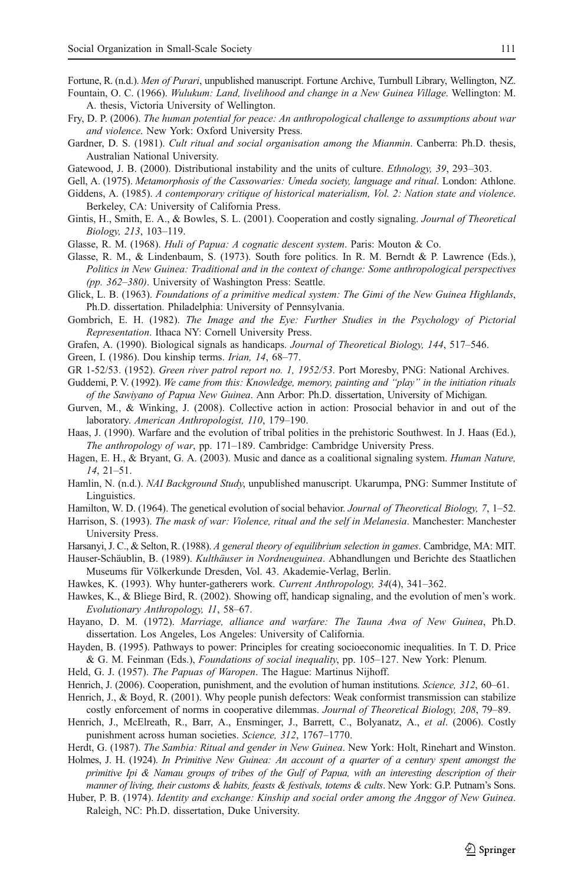Fortune, R. (n.d.). *Men of Purari*, unpublished manuscript. Fortune Archive, Turnbull Library, Wellington, NZ.

Fountain, O. C. (1966). *Wulukum: Land, livelihood and change in a New Guinea Village*. Wellington: M. A. thesis, Victoria University of Wellington.

Fry, D. P. (2006). *The human potential for peace: An anthropological challenge to assumptions about war and violence*. New York: Oxford University Press.

Gardner, D. S. (1981). *Cult ritual and social organisation among the Mianmin*. Canberra: Ph.D. thesis, Australian National University.

Gatewood, J. B. (2000). Distributional instability and the units of culture. *Ethnology, 39*, 293–303.

Gell, A. (1975). *Metamorphosis of the Cassowaries: Umeda society, language and ritual*. London: Athlone.

Giddens, A. (1985). *A contemporary critique of historical materialism, Vol. 2: Nation state and violence*. Berkeley, CA: University of California Press.

Gintis, H., Smith, E. A., & Bowles, S. L. (2001). Cooperation and costly signaling. *Journal of Theoretical Biology, 213*, 103–119.

Glasse, R. M. (1968). *Huli of Papua: A cognatic descent system*. Paris: Mouton & Co.

Glasse, R. M., & Lindenbaum, S. (1973). South fore politics. In R. M. Berndt & P. Lawrence (Eds.), *Politics in New Guinea: Traditional and in the context of change: Some anthropological perspectives (pp. 362–380)*. University of Washington Press: Seattle.

Glick, L. B. (1963). *Foundations of a primitive medical system: The Gimi of the New Guinea Highlands*, Ph.D. dissertation. Philadelphia: University of Pennsylvania.

Gombrich, E. H. (1982). *The Image and the Eye: Further Studies in the Psychology of Pictorial Representation*. Ithaca NY: Cornell University Press.

Grafen, A. (1990). Biological signals as handicaps. *Journal of Theoretical Biology, 144*, 517–546.

Green, I. (1986). Dou kinship terms. *Irian, 14*, 68–77.

GR 1-52/53. (1952). *Green river patrol report no. 1, 1952/53*. Port Moresby, PNG: National Archives.

Guddemi, P. V. (1992). *We came from this: Knowledge, memory, painting and "play" in the initiation rituals of the Sawiyano of Papua New Guinea*. Ann Arbor: Ph.D. dissertation, University of Michigan.

Gurven, M., & Winking, J. (2008). Collective action in action: Prosocial behavior in and out of the laboratory. *American Anthropologist, 110*, 179–190.

Haas, J. (1990). Warfare and the evolution of tribal polities in the prehistoric Southwest. In J. Haas (Ed.), *The anthropology of war*, pp. 171–189. Cambridge: Cambridge University Press.

Hagen, E. H., & Bryant, G. A. (2003). Music and dance as a coalitional signaling system. *Human Nature, 14*, 21–51.

Hamlin, N. (n.d.). *NAI Background Study*, unpublished manuscript. Ukarumpa, PNG: Summer Institute of Linguistics.

Hamilton, W. D. (1964). The genetical evolution of social behavior. *Journal of Theoretical Biology, 7*, 1–52.

Harrison, S. (1993). *The mask of war: Violence, ritual and the self in Melanesia*. Manchester: Manchester University Press.

Harsanyi, J. C., & Selton, R. (1988). *A general theory of equilibrium selection in games*. Cambridge, MA: MIT.

Hauser-Schäublin, B. (1989). *Kulthäuser in Nordneuguinea*. Abhandlungen und Berichte des Staatlichen Museums für Völkerkunde Dresden, Vol. 43. Akademie-Verlag, Berlin.

Hawkes, K. (1993). Why hunter-gatherers work. *Current Anthropology, 34*(4), 341–362.

Hawkes, K., & Bliege Bird, R. (2002). Showing off, handicap signaling, and the evolution of men's work. *Evolutionary Anthropology, 11*, 58–67.

Hayano, D. M. (1972). *Marriage, alliance and warfare: The Tauna Awa of New Guinea*, Ph.D. dissertation. Los Angeles, Los Angeles: University of California.

Hayden, B. (1995). Pathways to power: Principles for creating socioeconomic inequalities. In T. D. Price & G. M. Feinman (Eds.), *Foundations of social inequality*, pp. 105–127. New York: Plenum.

Held, G. J. (1957). *The Papuas of Waropen*. The Hague: Martinus Nijhoff.

Henrich, J. (2006). Cooperation, punishment, and the evolution of human institutions. *Science, 312*, 60–61.

Henrich, J., & Boyd, R. (2001). Why people punish defectors: Weak conformist transmission can stabilize costly enforcement of norms in cooperative dilemmas. *Journal of Theoretical Biology, 208*, 79–89.

Henrich, J., McElreath, R., Barr, A., Ensminger, J., Barrett, C., Bolyanatz, A., *et al*. (2006). Costly punishment across human societies. *Science, 312*, 1767–1770.

Herdt, G. (1987). *The Sambia: Ritual and gender in New Guinea*. New York: Holt, Rinehart and Winston.

Holmes, J. H. (1924). *In Primitive New Guinea: An account of a quarter of a century spent amongst the primitive Ipi & Namau groups of tribes of the Gulf of Papua, with an interesting description of their manner of living, their customs & habits, feasts & festivals, totems & cults*. New York: G.P. Putnam's Sons.

Huber, P. B. (1974). *Identity and exchange: Kinship and social order among the Anggor of New Guinea*. Raleigh, NC: Ph.D. dissertation, Duke University.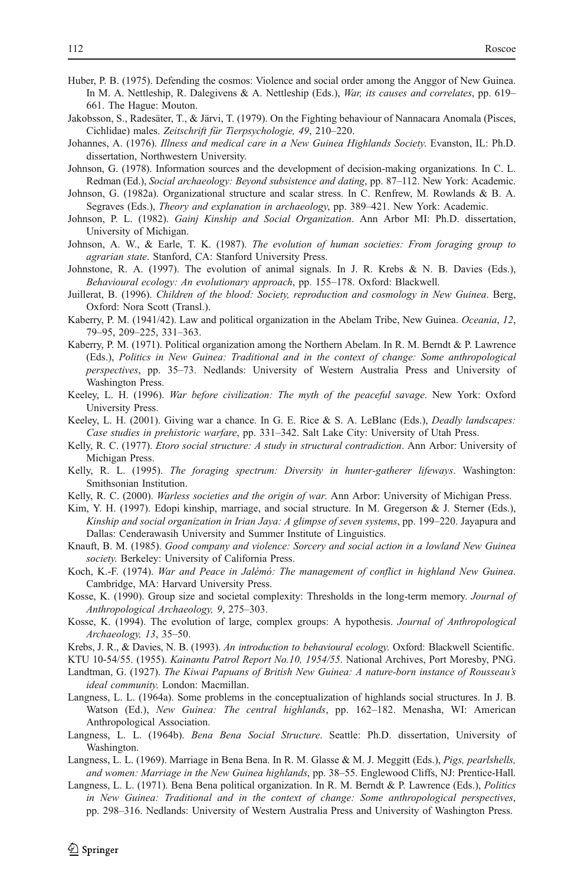Huber, P. B. (1975). Defending the cosmos: Violence and social order among the Anggor of New Guinea. In M. A. Nettleship, R. Dalegivens & A. Nettleship (Eds.), *War, its causes and correlates*, pp. 619–661. The Hague: Mouton.

Jakobsson, S., Radesäter, T., & Järvi, T. (1979). On the Fighting behaviour of Nannacara Anomala (Pisces, Cichlidae) males. *Zeitschrift für Tierpsychologie, 49*, 210–220.

Johannes, A. (1976). *Illness and medical care in a New Guinea Highlands Society.* Evanston, IL: Ph.D. dissertation, Northwestern University.

Johnson, G. (1978). Information sources and the development of decision-making organizations. In C. L. Redman (Ed.), *Social archaeology: Beyond subsistence and dating*, pp. 87–112. New York: Academic.

Johnson, G. (1982a). Organizational structure and scalar stress. In C. Renfrew, M. Rowlands & B. A. Segraves (Eds.), *Theory and explanation in archaeology*, pp. 389–421. New York: Academic.

Johnson, P. L. (1982). *Gainj Kinship and Social Organization*. Ann Arbor MI: Ph.D. dissertation, University of Michigan.

Johnson, A. W., & Earle, T. K. (1987). *The evolution of human societies: From foraging group to agrarian state*. Stanford, CA: Stanford University Press.

Johnstone, R. A. (1997). The evolution of animal signals. In J. R. Krebs & N. B. Davies (Eds.), *Behavioural ecology: An evolutionary approach*, pp. 155–178. Oxford: Blackwell.

Juillerat, B. (1996). *Children of the blood: Society, reproduction and cosmology in New Guinea*. Berg, Oxford: Nora Scott (Transl.).

Kaberry, P. M. (1941/42). Law and political organization in the Abelam Tribe, New Guinea. *Oceania*, *12*, 79–95, 209–225, 331–363.

Kaberry, P. M. (1971). Political organization among the Northern Abelam. In R. M. Berndt & P. Lawrence (Eds.), *Politics in New Guinea: Traditional and in the context of change: Some anthropological perspectives*, pp. 35–73. Nedlands: University of Western Australia Press and University of Washington Press.

Keeley, L. H. (1996). *War before civilization: The myth of the peaceful savage*. New York: Oxford University Press.

Keeley, L. H. (2001). Giving war a chance. In G. E. Rice & S. A. LeBlanc (Eds.), *Deadly landscapes: Case studies in prehistoric warfare*, pp. 331–342. Salt Lake City: University of Utah Press.

Kelly, R. C. (1977). *Etoro social structure: A study in structural contradiction*. Ann Arbor: University of Michigan Press.

Kelly, R. L. (1995). *The foraging spectrum: Diversity in hunter-gatherer lifeways*. Washington: Smithsonian Institution.

Kelly, R. C. (2000). *Warless societies and the origin of war*. Ann Arbor: University of Michigan Press.

Kim, Y. H. (1997). Edopi kinship, marriage, and social structure. In M. Gregerson & J. Sterner (Eds.), *Kinship and social organization in Irian Jaya: A glimpse of seven systems*, pp. 199–220. Jayapura and Dallas: Cenderawasih University and Summer Institute of Linguistics.

Knauft, B. M. (1985). *Good company and violence: Sorcery and social action in a lowland New Guinea society.* Berkeley: University of California Press.

Koch, K.-F. (1974). *War and Peace in Jalémó: The management of conflict in highland New Guinea*. Cambridge, MA: Harvard University Press.

Kosse, K. (1990). Group size and societal complexity: Thresholds in the long-term memory. *Journal of Anthropological Archaeology, 9*, 275–303.

Kosse, K. (1994). The evolution of large, complex groups: A hypothesis. *Journal of Anthropological Archaeology, 13*, 35–50.

Krebs, J. R., & Davies, N. B. (1993). *An introduction to behavioural ecology*. Oxford: Blackwell Scientific.

KTU 10-54/55. (1955). *Kainantu Patrol Report No.10, 1954/55*. National Archives, Port Moresby, PNG.

Landtman, G. (1927). *The Kiwai Papuans of British New Guinea: A nature-born instance of Rousseau's ideal community.* London: Macmillan.

Langness, L. L. (1964a). Some problems in the conceptualization of highlands social structures. In J. B. Watson (Ed.), *New Guinea: The central highlands*, pp. 162–182. Menasha, WI: American Anthropological Association.

Langness, L. L. (1964b). *Bena Bena Social Structure*. Seattle: Ph.D. dissertation, University of Washington.

Langness, L. L. (1969). Marriage in Bena Bena. In R. M. Glasse & M. J. Meggitt (Eds.), *Pigs, pearlshells, and women: Marriage in the New Guinea highlands*, pp. 38–55. Englewood Cliffs, NJ: Prentice-Hall.

Langness, L. L. (1971). Bena Bena political organization. In R. M. Berndt & P. Lawrence (Eds.), *Politics in New Guinea: Traditional and in the context of change: Some anthropological perspectives*, pp. 298–316. Nedlands: University of Western Australia Press and University of Washington Press.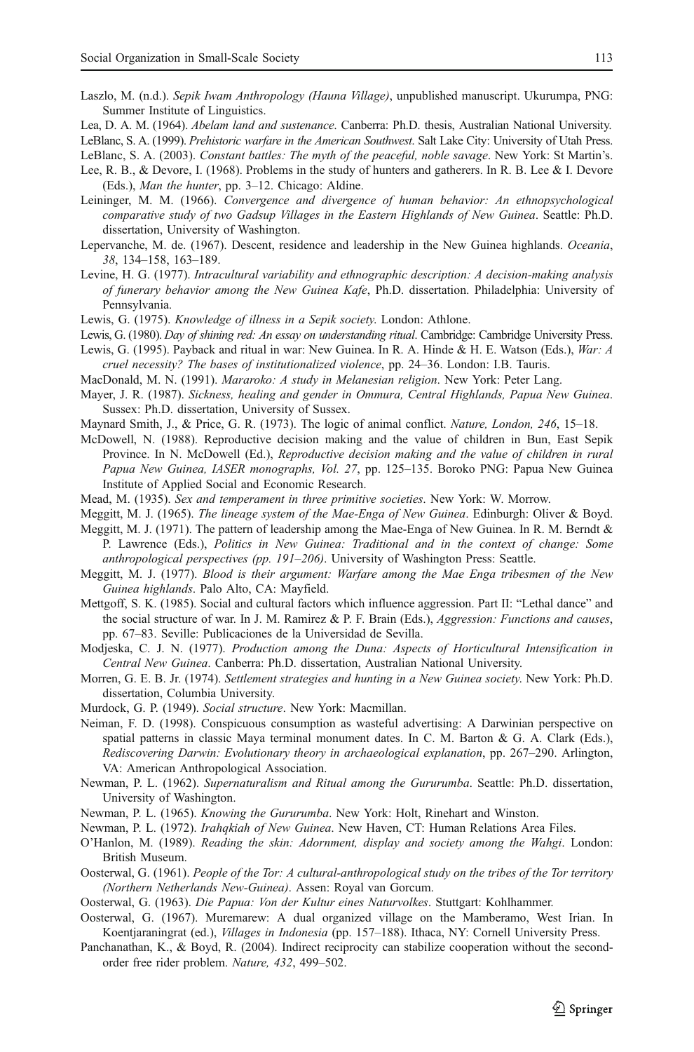Laszlo, M. (n.d.). *Sepik Iwam Anthropology (Hauna Village)*, unpublished manuscript. Ukurumpa, PNG: Summer Institute of Linguistics.

Lea, D. A. M. (1964). *Abelam land and sustenance*. Canberra: Ph.D. thesis, Australian National University.

LeBlanc, S. A. (1999). *Prehistoric warfare in the American Southwest*. Salt Lake City: University of Utah Press.

LeBlanc, S. A. (2003). *Constant battles: The myth of the peaceful, noble savage*. New York: St Martin's.

Lee, R. B., & Devore, I. (1968). Problems in the study of hunters and gatherers. In R. B. Lee & I. Devore (Eds.), *Man the hunter*, pp. 3–12. Chicago: Aldine.

Leininger, M. M. (1966). *Convergence and divergence of human behavior: An ethnopsychological comparative study of two Gadsup Villages in the Eastern Highlands of New Guinea*. Seattle: Ph.D. dissertation, University of Washington.

Lepervanche, M. de. (1967). Descent, residence and leadership in the New Guinea highlands. *Oceania*, *38*, 134–158, 163–189.

Levine, H. G. (1977). *Intracultural variability and ethnographic description: A decision-making analysis of funerary behavior among the New Guinea Kafe*, Ph.D. dissertation. Philadelphia: University of Pennsylvania.

Lewis, G. (1975). *Knowledge of illness in a Sepik society*. London: Athlone.

Lewis, G. (1980). *Day of shining red: An essay on understanding ritual*. Cambridge: Cambridge University Press.

Lewis, G. (1995). Payback and ritual in war: New Guinea. In R. A. Hinde & H. E. Watson (Eds.), *War: A cruel necessity? The bases of institutionalized violence*, pp. 24–36. London: I.B. Tauris.

MacDonald, M. N. (1991). *Mararoko: A study in Melanesian religion*. New York: Peter Lang.

Mayer, J. R. (1987). *Sickness, healing and gender in Ommura, Central Highlands, Papua New Guinea*. Sussex: Ph.D. dissertation, University of Sussex.

Maynard Smith, J., & Price, G. R. (1973). The logic of animal conflict. *Nature, London, 246*, 15–18.

McDowell, N. (1988). Reproductive decision making and the value of children in Bun, East Sepik Province. In N. McDowell (Ed.), *Reproductive decision making and the value of children in rural Papua New Guinea, IASER monographs, Vol. 27*, pp. 125–135. Boroko PNG: Papua New Guinea Institute of Applied Social and Economic Research.

Mead, M. (1935). *Sex and temperament in three primitive societies*. New York: W. Morrow.

Meggitt, M. J. (1965). *The lineage system of the Mae-Enga of New Guinea*. Edinburgh: Oliver & Boyd.

Meggitt, M. J. (1971). The pattern of leadership among the Mae-Enga of New Guinea. In R. M. Berndt & P. Lawrence (Eds.), *Politics in New Guinea: Traditional and in the context of change: Some anthropological perspectives (pp. 191–206)*. University of Washington Press: Seattle.

Meggitt, M. J. (1977). *Blood is their argument: Warfare among the Mae Enga tribesmen of the New Guinea highlands*. Palo Alto, CA: Mayfield.

Mettgoff, S. K. (1985). Social and cultural factors which influence aggression. Part II: "Lethal dance" and the social structure of war. In J. M. Ramirez & P. F. Brain (Eds.), *Aggression: Functions and causes*, pp. 67–83. Seville: Publicaciones de la Universidad de Sevilla.

Modjeska, C. J. N. (1977). *Production among the Duna: Aspects of Horticultural Intensification in Central New Guinea*. Canberra: Ph.D. dissertation, Australian National University.

Morren, G. E. B. Jr. (1974). *Settlement strategies and hunting in a New Guinea society*. New York: Ph.D. dissertation, Columbia University.

Murdock, G. P. (1949). *Social structure*. New York: Macmillan.

Neiman, F. D. (1998). Conspicuous consumption as wasteful advertising: A Darwinian perspective on spatial patterns in classic Maya terminal monument dates. In C. M. Barton & G. A. Clark (Eds.), *Rediscovering Darwin: Evolutionary theory in archaeological explanation*, pp. 267–290. Arlington, VA: American Anthropological Association.

Newman, P. L. (1962). *Supernaturalism and Ritual among the Gururumba*. Seattle: Ph.D. dissertation, University of Washington.

Newman, P. L. (1965). *Knowing the Gururumba*. New York: Holt, Rinehart and Winston.

Newman, P. L. (1972). *Irahqkiah of New Guinea*. New Haven, CT: Human Relations Area Files.

O'Hanlon, M. (1989). *Reading the skin: Adornment, display and society among the Wahgi*. London: British Museum.

Oosterwal, G. (1961). *People of the Tor: A cultural-anthropological study on the tribes of the Tor territory (Northern Netherlands New-Guinea)*. Assen: Royal van Gorcum.

Oosterwal, G. (1963). *Die Papua: Von der Kultur eines Naturvolkes*. Stuttgart: Kohlhammer.

Oosterwal, G. (1967). Muremarew: A dual organized village on the Mamberamo, West Irian. In Koentjaraningrat (ed.), *Villages in Indonesia* (pp. 157–188). Ithaca, NY: Cornell University Press.

Panchanathan, K., & Boyd, R. (2004). Indirect reciprocity can stabilize cooperation without the second-order free rider problem. *Nature, 432*, 499–502.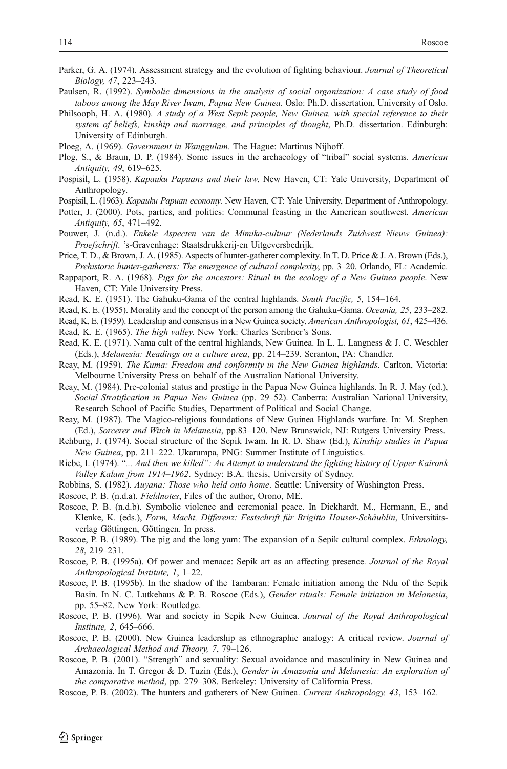Parker, G. A. (1974). Assessment strategy and the evolution of fighting behaviour. *Journal of Theoretical Biology, 47*, 223–243.

Paulsen, R. (1992). *Symbolic dimensions in the analysis of social organization: A case study of food taboos among the May River Iwam, Papua New Guinea*. Oslo: Ph.D. dissertation, University of Oslo.

Philsooph, H. A. (1980). *A study of a West Sepik people, New Guinea, with special reference to their system of beliefs, kinship and marriage, and principles of thought*, Ph.D. dissertation. Edinburgh: University of Edinburgh.

Ploeg, A. (1969). *Government in Wanggulam*. The Hague: Martinus Nijhoff.

Plog, S., & Braun, D. P. (1984). Some issues in the archaeology of "tribal" social systems. *American Antiquity, 49*, 619–625.

Pospisil, L. (1958). *Kapauku Papuans and their law*. New Haven, CT: Yale University, Department of Anthropology.

Pospisil, L. (1963). *Kapauku Papuan economy*. New Haven, CT: Yale University, Department of Anthropology.

Potter, J. (2000). Pots, parties, and politics: Communal feasting in the American southwest. *American Antiquity, 65*, 471–492.

Pouwer, J. (n.d.). *Enkele Aspecten van de Mimika-cultuur (Nederlands Zuidwest Nieuw Guinea): Proefschrift*. 's-Gravenhage: Staatsdrukkerij-en Uitgeversbedrijk.

Price, T. D., & Brown, J. A. (1985). Aspects of hunter-gatherer complexity. In T. D. Price & J. A. Brown (Eds.), *Prehistoric hunter-gatherers: The emergence of cultural complexity*, pp. 3–20. Orlando, FL: Academic.

Rappaport, R. A. (1968). *Pigs for the ancestors: Ritual in the ecology of a New Guinea people*. New Haven, CT: Yale University Press.

Read, K. E. (1951). The Gahuku-Gama of the central highlands. *South Pacific, 5*, 154–164.

Read, K. E. (1955). Morality and the concept of the person among the Gahuku-Gama. *Oceania, 25*, 233–282.

Read, K. E. (1959). Leadership and consensus in a New Guinea society. *American Anthropologist, 61*, 425–436.

Read, K. E. (1965). *The high valley*. New York: Charles Scribner's Sons.

Read, K. E. (1971). Nama cult of the central highlands, New Guinea. In L. L. Langness & J. C. Weschler (Eds.), *Melanesia: Readings on a culture area*, pp. 214–239. Scranton, PA: Chandler.

Reay, M. (1959). *The Kuma: Freedom and conformity in the New Guinea highlands*. Carlton, Victoria: Melbourne University Press on behalf of the Australian National University.

Reay, M. (1984). Pre-colonial status and prestige in the Papua New Guinea highlands. In R. J. May (ed.), *Social Stratification in Papua New Guinea* (pp. 29–52). Canberra: Australian National University, Research School of Pacific Studies, Department of Political and Social Change.

Reay, M. (1987). The Magico-religious foundations of New Guinea Highlands warfare. In: M. Stephen (Ed.), *Sorcerer and Witch in Melanesia*, pp.83–120. New Brunswick, NJ: Rutgers University Press.

Rehburg, J. (1974). Social structure of the Sepik Iwam. In R. D. Shaw (Ed.), *Kinship studies in Papua New Guinea*, pp. 211–222. Ukarumpa, PNG: Summer Institute of Linguistics.

Riebe, I. (1974). "*... And then we killed": An Attempt to understand the fighting history of Upper Kaironk Valley Kalam from 1914–1962*. Sydney: B.A. thesis, University of Sydney.

Robbins, S. (1982). *Auyana: Those who held onto home*. Seattle: University of Washington Press.

Roscoe, P. B. (n.d.a). *Fieldnotes*, Files of the author, Orono, ME.

Roscoe, P. B. (n.d.b). Symbolic violence and ceremonial peace. In Dickhardt, M., Hermann, E., and Klenke, K. (eds.), *Form, Macht, Differenz: Festschrift für Brigitta Hauser-Schäublin*, Universitätsverlag Göttingen, Göttingen. In press.

Roscoe, P. B. (1989). The pig and the long yam: The expansion of a Sepik cultural complex. *Ethnology, 28*, 219–231.

Roscoe, P. B. (1995a). Of power and menace: Sepik art as an affecting presence. *Journal of the Royal Anthropological Institute, 1*, 1–22.

Roscoe, P. B. (1995b). In the shadow of the Tambaran: Female initiation among the Ndu of the Sepik Basin. In N. C. Lutkehaus & P. B. Roscoe (Eds.), *Gender rituals: Female initiation in Melanesia*, pp. 55–82. New York: Routledge.

Roscoe, P. B. (1996). War and society in Sepik New Guinea. *Journal of the Royal Anthropological Institute, 2*, 645–666.

Roscoe, P. B. (2000). New Guinea leadership as ethnographic analogy: A critical review. *Journal of Archaeological Method and Theory, 7*, 79–126.

Roscoe, P. B. (2001). "Strength" and sexuality: Sexual avoidance and masculinity in New Guinea and Amazonia. In T. Gregor & D. Tuzin (Eds.), *Gender in Amazonia and Melanesia: An exploration of the comparative method*, pp. 279–308. Berkeley: University of California Press.

Roscoe, P. B. (2002). The hunters and gatherers of New Guinea. *Current Anthropology, 43*, 153–162.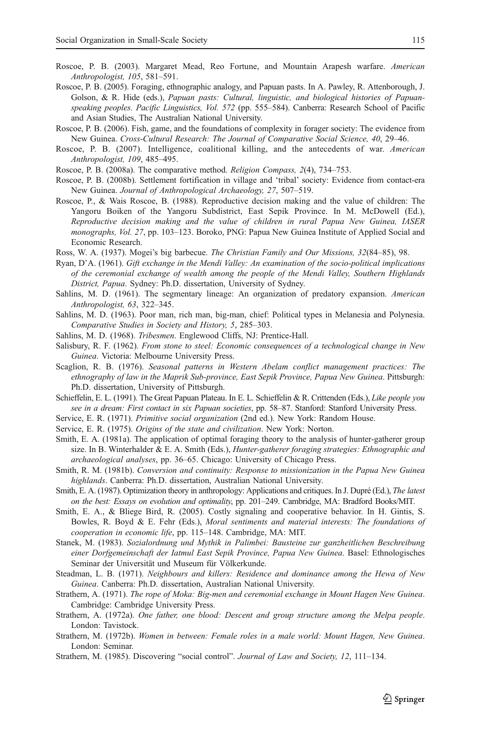Roscoe, P. B. (2003). Margaret Mead, Reo Fortune, and Mountain Arapesh warfare. *American Anthropologist, 105*, 581–591.

Roscoe, P. B. (2005). Foraging, ethnographic analogy, and Papuan pasts. In A. Pawley, R. Attenborough, J. Golson, & R. Hide (eds.), *Papuan pasts: Cultural, linguistic, and biological histories of Papuan-speaking peoples. Pacific Linguistics, Vol. 572* (pp. 555–584). Canberra: Research School of Pacific and Asian Studies, The Australian National University.

Roscoe, P. B. (2006). Fish, game, and the foundations of complexity in forager society: The evidence from New Guinea. *Cross-Cultural Research: The Journal of Comparative Social Science, 40*, 29–46.

Roscoe, P. B. (2007). Intelligence, coalitional killing, and the antecedents of war. *American Anthropologist, 109*, 485–495.

Roscoe, P. B. (2008a). The comparative method. *Religion Compass, 2*(4), 734–753.

Roscoe, P. B. (2008b). Settlement fortification in village and 'tribal' society: Evidence from contact-era New Guinea. *Journal of Anthropological Archaeology, 27*, 507–519.

Roscoe, P., & Wais Roscoe, B. (1988). Reproductive decision making and the value of children: The Yangoru Boiken of the Yangoru Subdistrict, East Sepik Province. In M. McDowell (Ed.), *Reproductive decision making and the value of children in rural Papua New Guinea, IASER monographs, Vol. 27*, pp. 103–123. Boroko, PNG: Papua New Guinea Institute of Applied Social and Economic Research.

Ross, W. A. (1937). Mogei's big barbecue. *The Christian Family and Our Missions, 32*(84–85), 98.

Ryan, D'A. (1961). *Gift exchange in the Mendi Valley: An examination of the socio-political implications of the ceremonial exchange of wealth among the people of the Mendi Valley, Southern Highlands District, Papua*. Sydney: Ph.D. dissertation, University of Sydney.

Sahlins, M. D. (1961). The segmentary lineage: An organization of predatory expansion. *American Anthropologist, 63*, 322–345.

Sahlins, M. D. (1963). Poor man, rich man, big-man, chief: Political types in Melanesia and Polynesia. *Comparative Studies in Society and History, 5*, 285–303.

Sahlins, M. D. (1968). *Tribesmen*. Englewood Cliffs, NJ: Prentice-Hall.

Salisbury, R. F. (1962). *From stone to steel: Economic consequences of a technological change in New Guinea*. Victoria: Melbourne University Press.

Scaglion, R. B. (1976). *Seasonal patterns in Western Abelam conflict management practices: The ethnography of law in the Maprik Sub-province, East Sepik Province, Papua New Guinea*. Pittsburgh: Ph.D. dissertation, University of Pittsburgh.

Schieffelin, E. L. (1991). The Great Papuan Plateau. In E. L. Schieffelin & R. Crittenden (Eds.), *Like people you see in a dream: First contact in six Papuan societies*, pp. 58–87. Stanford: Stanford University Press.

Service, E. R. (1971). *Primitive social organization* (2nd ed.). New York: Random House.

Service, E. R. (1975). *Origins of the state and civilization*. New York: Norton.

Smith, E. A. (1981a). The application of optimal foraging theory to the analysis of hunter-gatherer group size. In B. Winterhalder & E. A. Smith (Eds.), *Hunter-gatherer foraging strategies: Ethnographic and archaeological analyses*, pp. 36–65. Chicago: University of Chicago Press.

Smith, R. M. (1981b). *Conversion and continuity: Response to missionization in the Papua New Guinea highlands*. Canberra: Ph.D. dissertation, Australian National University.

Smith, E. A. (1987). Optimization theory in anthropology: Applications and critiques. In J. Dupré (Ed.), *The latest on the best: Essays on evolution and optimality*, pp. 201–249. Cambridge, MA: Bradford Books/MIT.

Smith, E. A., & Bliege Bird, R. (2005). Costly signaling and cooperative behavior. In H. Gintis, S. Bowles, R. Boyd & E. Fehr (Eds.), *Moral sentiments and material interests: The foundations of cooperation in economic life*, pp. 115–148. Cambridge, MA: MIT.

Stanek, M. (1983). *Sozialordnung und Mythik in Palimbei: Bausteine zur ganzheitlichen Beschreibung einer Dorfgemeinschaft der Iatmul East Sepik Province, Papua New Guinea*. Basel: Ethnologisches Seminar der Universität und Museum für Völkerkunde.

Steadman, L. B. (1971). *Neighbours and killers: Residence and dominance among the Hewa of New Guinea*. Canberra: Ph.D. dissertation, Australian National University.

Strathern, A. (1971). *The rope of Moka: Big-men and ceremonial exchange in Mount Hagen New Guinea*. Cambridge: Cambridge University Press.

Strathern, A. (1972a). *One father, one blood: Descent and group structure among the Melpa people*. London: Tavistock.

Strathern, M. (1972b). *Women in between: Female roles in a male world: Mount Hagen, New Guinea*. London: Seminar.

Strathern, M. (1985). Discovering "social control". *Journal of Law and Society, 12*, 111–134.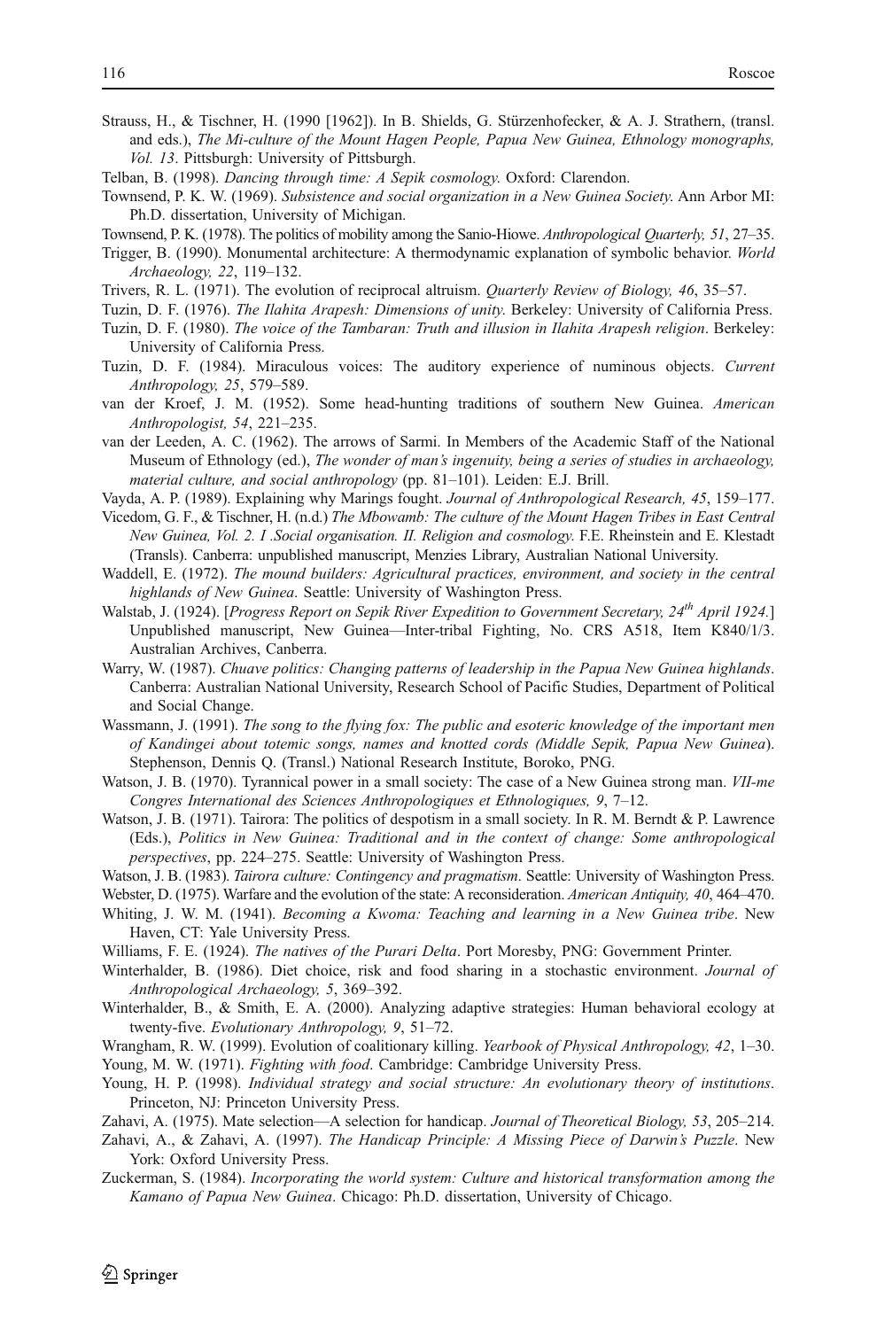Strauss, H., & Tischner, H. (1990 [1962]). In B. Shields, G. Stürzenhofecker, & A. J. Strathern, (transl. and eds.), *The Mi-culture of the Mount Hagen People, Papua New Guinea, Ethnology monographs, Vol. 13*. Pittsburgh: University of Pittsburgh.

Telban, B. (1998). *Dancing through time: A Sepik cosmology*. Oxford: Clarendon.

Townsend, P. K. W. (1969). *Subsistence and social organization in a New Guinea Society*. Ann Arbor MI: Ph.D. dissertation, University of Michigan.

Townsend, P. K. (1978). The politics of mobility among the Sanio-Hiowe. *Anthropological Quarterly, 51*, 27–35.

Trigger, B. (1990). Monumental architecture: A thermodynamic explanation of symbolic behavior. *World Archaeology, 22*, 119–132.

Trivers, R. L. (1971). The evolution of reciprocal altruism. *Quarterly Review of Biology, 46*, 35–57.

Tuzin, D. F. (1976). *The Ilahita Arapesh: Dimensions of unity*. Berkeley: University of California Press.

Tuzin, D. F. (1980). *The voice of the Tambaran: Truth and illusion in Ilahita Arapesh religion*. Berkeley: University of California Press.

Tuzin, D. F. (1984). Miraculous voices: The auditory experience of numinous objects. *Current Anthropology, 25*, 579–589.

van der Kroef, J. M. (1952). Some head-hunting traditions of southern New Guinea. *American Anthropologist, 54*, 221–235.

van der Leeden, A. C. (1962). The arrows of Sarmi. In Members of the Academic Staff of the National Museum of Ethnology (ed.), *The wonder of man's ingenuity, being a series of studies in archaeology, material culture, and social anthropology* (pp. 81–101). Leiden: E.J. Brill.

Vayda, A. P. (1989). Explaining why Marings fought. *Journal of Anthropological Research, 45*, 159–177.

Vicedom, G. F., & Tischner, H. (n.d.) *The Mbowamb: The culture of the Mount Hagen Tribes in East Central New Guinea, Vol. 2. I .Social organisation. II. Religion and cosmology*. F.E. Rheinstein and E. Klestadt (Transls). Canberra: unpublished manuscript, Menzies Library, Australian National University.

Waddell, E. (1972). *The mound builders: Agricultural practices, environment, and society in the central highlands of New Guinea*. Seattle: University of Washington Press.

Walstab, J. (1924). [*Progress Report on Sepik River Expedition to Government Secretary, 24th April 1924.*] Unpublished manuscript, New Guinea—Inter-tribal Fighting, No. CRS A518, Item K840/1/3. Australian Archives, Canberra.

Warry, W. (1987). *Chuave politics: Changing patterns of leadership in the Papua New Guinea highlands*. Canberra: Australian National University, Research School of Pacific Studies, Department of Political and Social Change.

Wassmann, J. (1991). *The song to the flying fox: The public and esoteric knowledge of the important men of Kandingei about totemic songs, names and knotted cords (Middle Sepik, Papua New Guinea)*. Stephenson, Dennis Q. (Transl.) National Research Institute, Boroko, PNG.

Watson, J. B. (1970). Tyrannical power in a small society: The case of a New Guinea strong man. *VII-me Congres International des Sciences Anthropologiques et Ethnologiques, 9*, 7–12.

Watson, J. B. (1971). Tairora: The politics of despotism in a small society. In R. M. Berndt & P. Lawrence (Eds.), *Politics in New Guinea: Traditional and in the context of change: Some anthropological perspectives*, pp. 224–275. Seattle: University of Washington Press.

Watson, J. B. (1983). *Tairora culture: Contingency and pragmatism*. Seattle: University of Washington Press.

Webster, D. (1975). Warfare and the evolution of the state: A reconsideration. *American Antiquity, 40*, 464–470.

Whiting, J. W. M. (1941). *Becoming a Kwoma: Teaching and learning in a New Guinea tribe*. New Haven, CT: Yale University Press.

Williams, F. E. (1924). *The natives of the Purari Delta*. Port Moresby, PNG: Government Printer.

Winterhalder, B. (1986). Diet choice, risk and food sharing in a stochastic environment. *Journal of Anthropological Archaeology, 5*, 369–392.

Winterhalder, B., & Smith, E. A. (2000). Analyzing adaptive strategies: Human behavioral ecology at twenty-five. *Evolutionary Anthropology, 9*, 51–72.

Wrangham, R. W. (1999). Evolution of coalitionary killing. *Yearbook of Physical Anthropology, 42*, 1–30.

Young, M. W. (1971). *Fighting with food*. Cambridge: Cambridge University Press.

Young, H. P. (1998). *Individual strategy and social structure: An evolutionary theory of institutions*. Princeton, NJ: Princeton University Press.

Zahavi, A. (1975). Mate selection—A selection for handicap. *Journal of Theoretical Biology, 53*, 205–214.

Zahavi, A., & Zahavi, A. (1997). *The Handicap Principle: A Missing Piece of Darwin's Puzzle*. New York: Oxford University Press.

Zuckerman, S. (1984). *Incorporating the world system: Culture and historical transformation among the Kamano of Papua New Guinea*. Chicago: Ph.D. dissertation, University of Chicago.